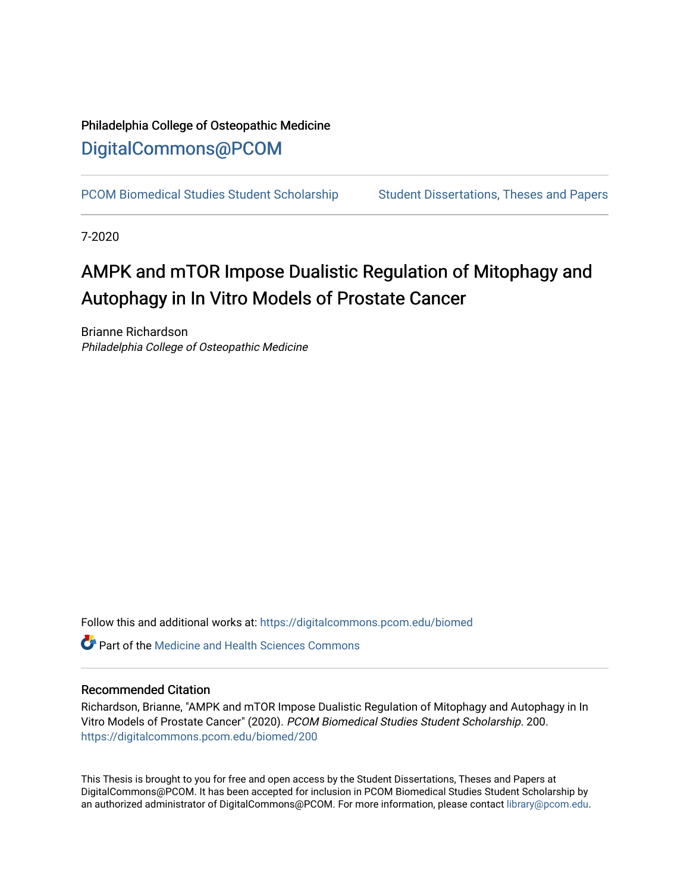Philadelphia College of Osteopathic Medicine

DigitalCommons@PCOM

PCOM Biomedical Studies Student Scholarship | Student Dissertations, Theses and Papers

7-2020

# AMPK and mTOR Impose Dualistic Regulation of Mitophagy and Autophagy in In Vitro Models of Prostate Cancer

Brianne Richardson

*Philadelphia College of Osteopathic Medicine*

Follow this and additional works at: https://digitalcommons.pcom.edu/biomed

Part of the Medicine and Health Sciences Commons

## Recommended Citation

Richardson, Brianne, "AMPK and mTOR Impose Dualistic Regulation of Mitophagy and Autophagy in In Vitro Models of Prostate Cancer" (2020). *PCOM Biomedical Studies Student Scholarship*. 200. https://digitalcommons.pcom.edu/biomed/200

This Thesis is brought to you for free and open access by the Student Dissertations, Theses and Papers at DigitalCommons@PCOM. It has been accepted for inclusion in PCOM Biomedical Studies Student Scholarship by an authorized administrator of DigitalCommons@PCOM. For more information, please contact library@pcom.edu.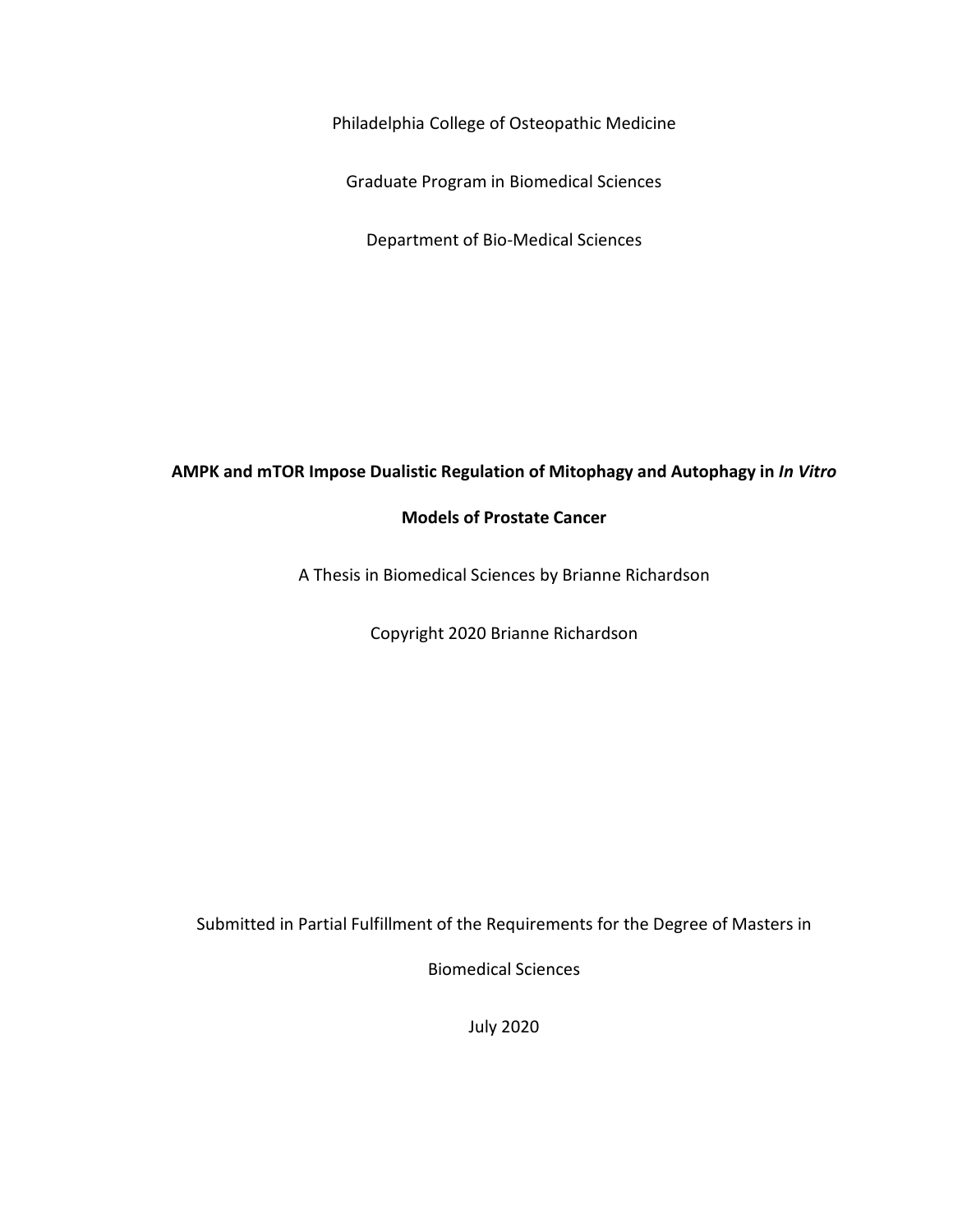Philadelphia College of Osteopathic Medicine

Graduate Program in Biomedical Sciences

Department of Bio-Medical Sciences

**AMPK and mTOR Impose Dualistic Regulation of Mitophagy and Autophagy in *In Vitro* Models of Prostate Cancer**

A Thesis in Biomedical Sciences by Brianne Richardson

Copyright 2020 Brianne Richardson

Submitted in Partial Fulfillment of the Requirements for the Degree of Masters in Biomedical Sciences

July 2020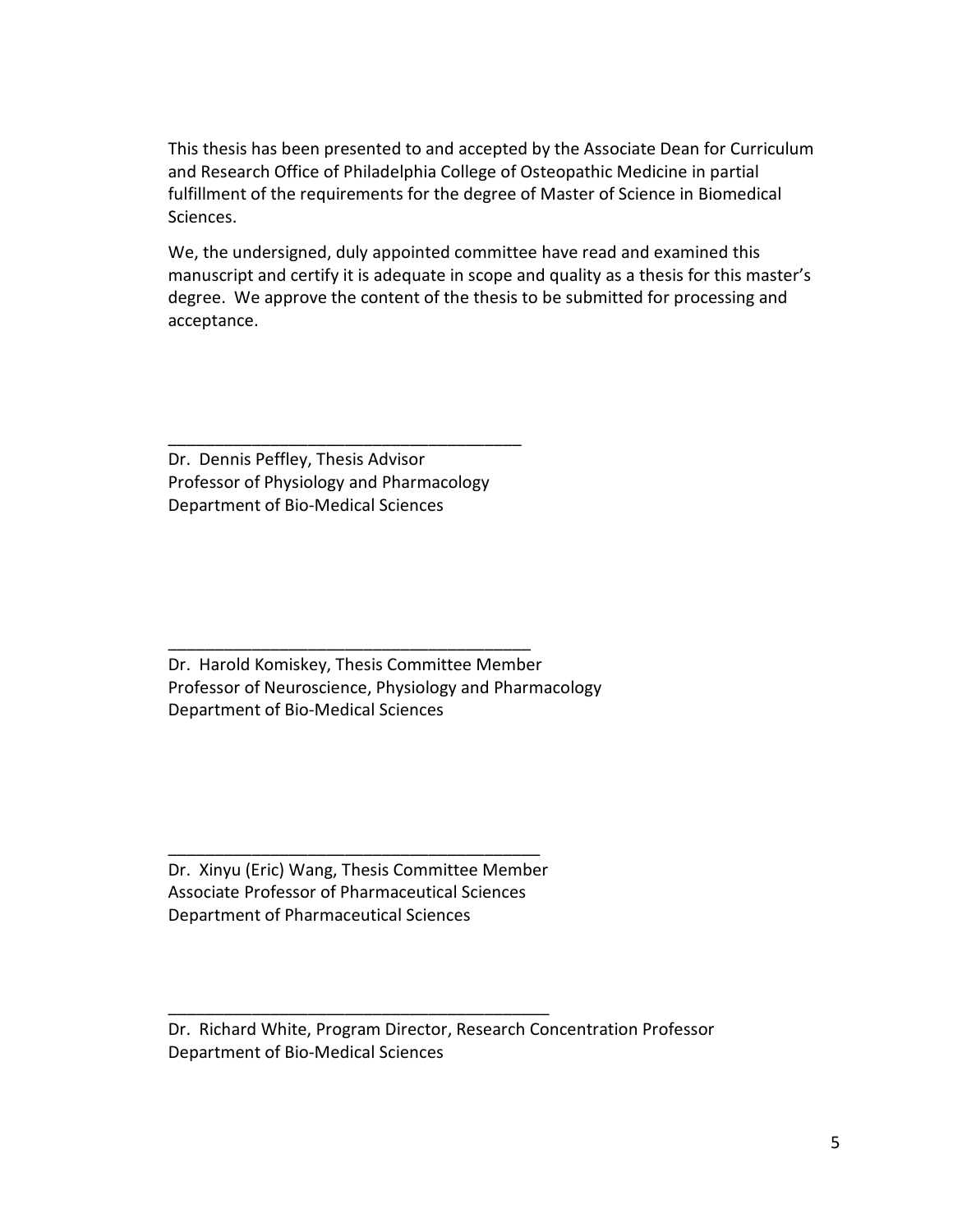This thesis has been presented to and accepted by the Associate Dean for Curriculum and Research Office of Philadelphia College of Osteopathic Medicine in partial fulfillment of the requirements for the degree of Master of Science in Biomedical Sciences.

We, the undersigned, duly appointed committee have read and examined this manuscript and certify it is adequate in scope and quality as a thesis for this master's degree. We approve the content of the thesis to be submitted for processing and acceptance.

_______________________________________

Dr. Dennis Peffley, Thesis Advisor
Professor of Physiology and Pharmacology
Department of Bio-Medical Sciences

_______________________________________

Dr. Harold Komiskey, Thesis Committee Member
Professor of Neuroscience, Physiology and Pharmacology
Department of Bio-Medical Sciences

_______________________________________

Dr. Xinyu (Eric) Wang, Thesis Committee Member
Associate Professor of Pharmaceutical Sciences
Department of Pharmaceutical Sciences

_______________________________________

Dr. Richard White, Program Director, Research Concentration Professor
Department of Bio-Medical Sciences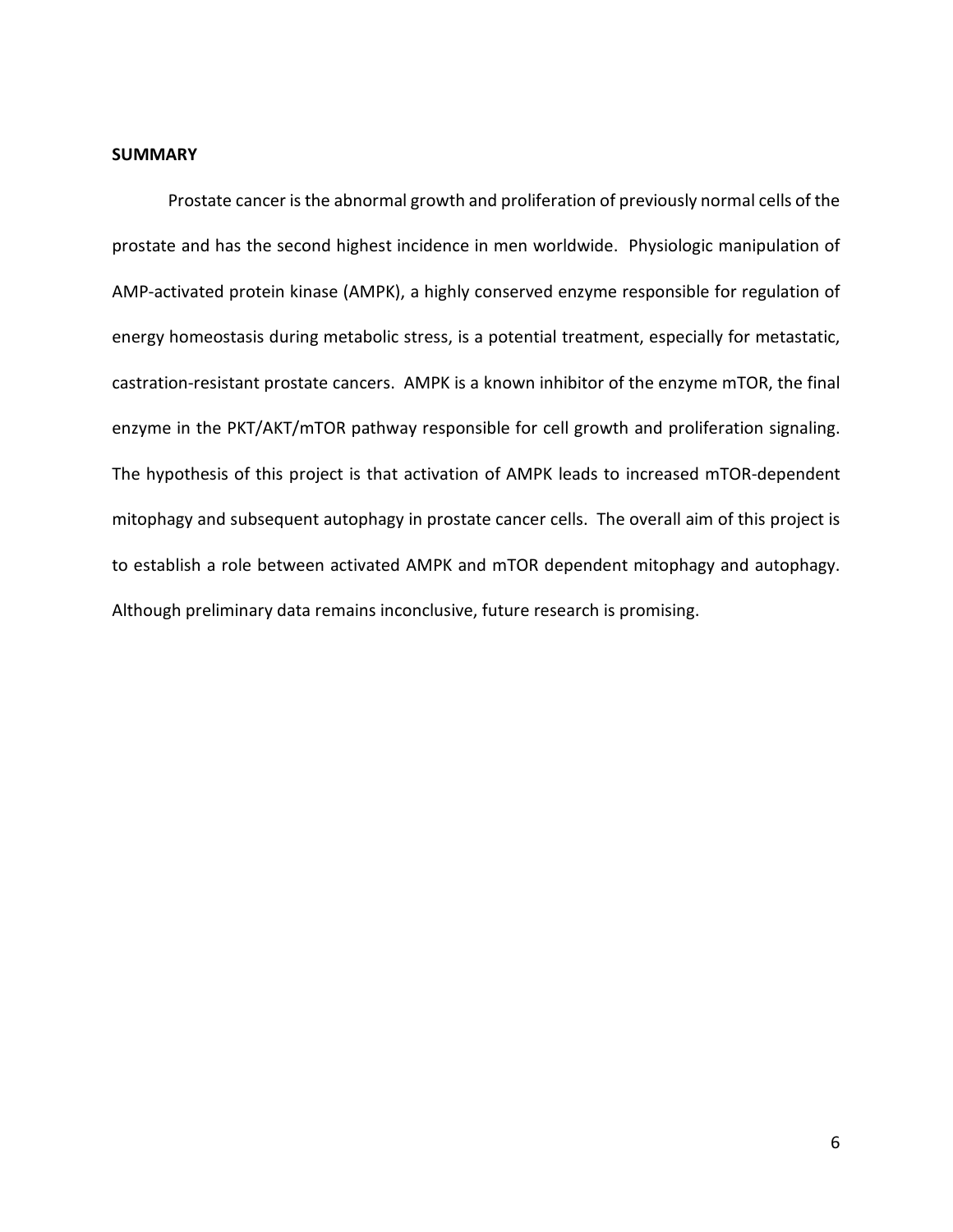**SUMMARY**

Prostate cancer is the abnormal growth and proliferation of previously normal cells of the prostate and has the second highest incidence in men worldwide. Physiologic manipulation of AMP-activated protein kinase (AMPK), a highly conserved enzyme responsible for regulation of energy homeostasis during metabolic stress, is a potential treatment, especially for metastatic, castration-resistant prostate cancers. AMPK is a known inhibitor of the enzyme mTOR, the final enzyme in the PKT/AKT/mTOR pathway responsible for cell growth and proliferation signaling. The hypothesis of this project is that activation of AMPK leads to increased mTOR-dependent mitophagy and subsequent autophagy in prostate cancer cells. The overall aim of this project is to establish a role between activated AMPK and mTOR dependent mitophagy and autophagy. Although preliminary data remains inconclusive, future research is promising.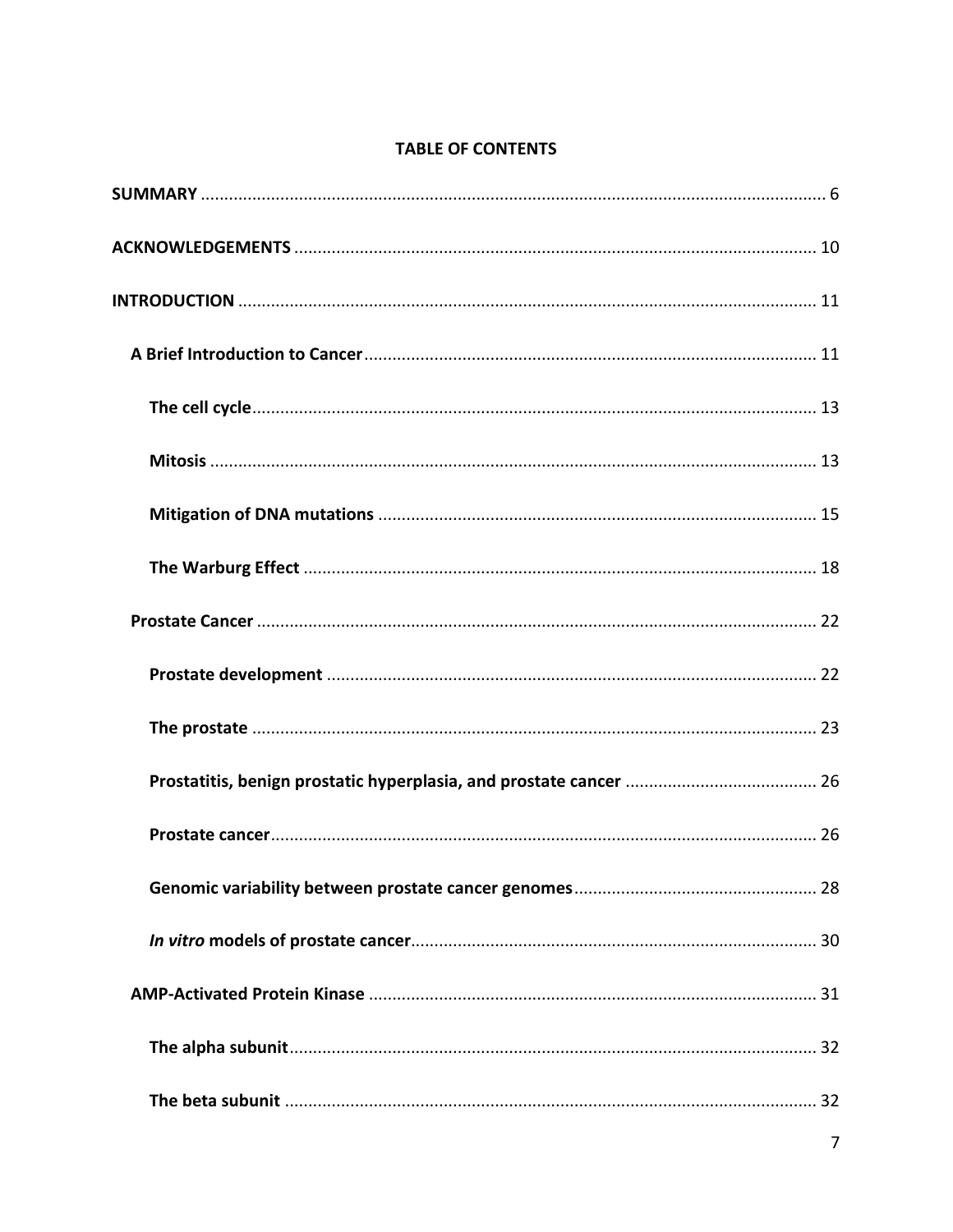**TABLE OF CONTENTS**

**SUMMARY** ........................................................................................................................ 6

**ACKNOWLEDGEMENTS** ............................................................................................... 10

**INTRODUCTION** ........................................................................................................... 11

**A Brief Introduction to Cancer** ................................................................................. 11

**The cell cycle** ......................................................................................................... 13

**Mitosis** .................................................................................................................. 13

**Mitigation of DNA mutations** .............................................................................. 15

**The Warburg Effect** .............................................................................................. 18

**Prostate Cancer** ......................................................................................................... 22

**Prostate development** .......................................................................................... 22

**The prostate** .......................................................................................................... 23

**Prostatitis, benign prostatic hyperplasia, and prostate cancer** .......................................... 26

**Prostate cancer** ...................................................................................................... 26

**Genomic variability between prostate cancer genomes** ................................................... 28

***In vitro* models of prostate cancer** ....................................................................... 30

**AMP-Activated Protein Kinase** ................................................................................. 31

**The alpha subunit** .................................................................................................. 32

**The beta subunit** .................................................................................................... 32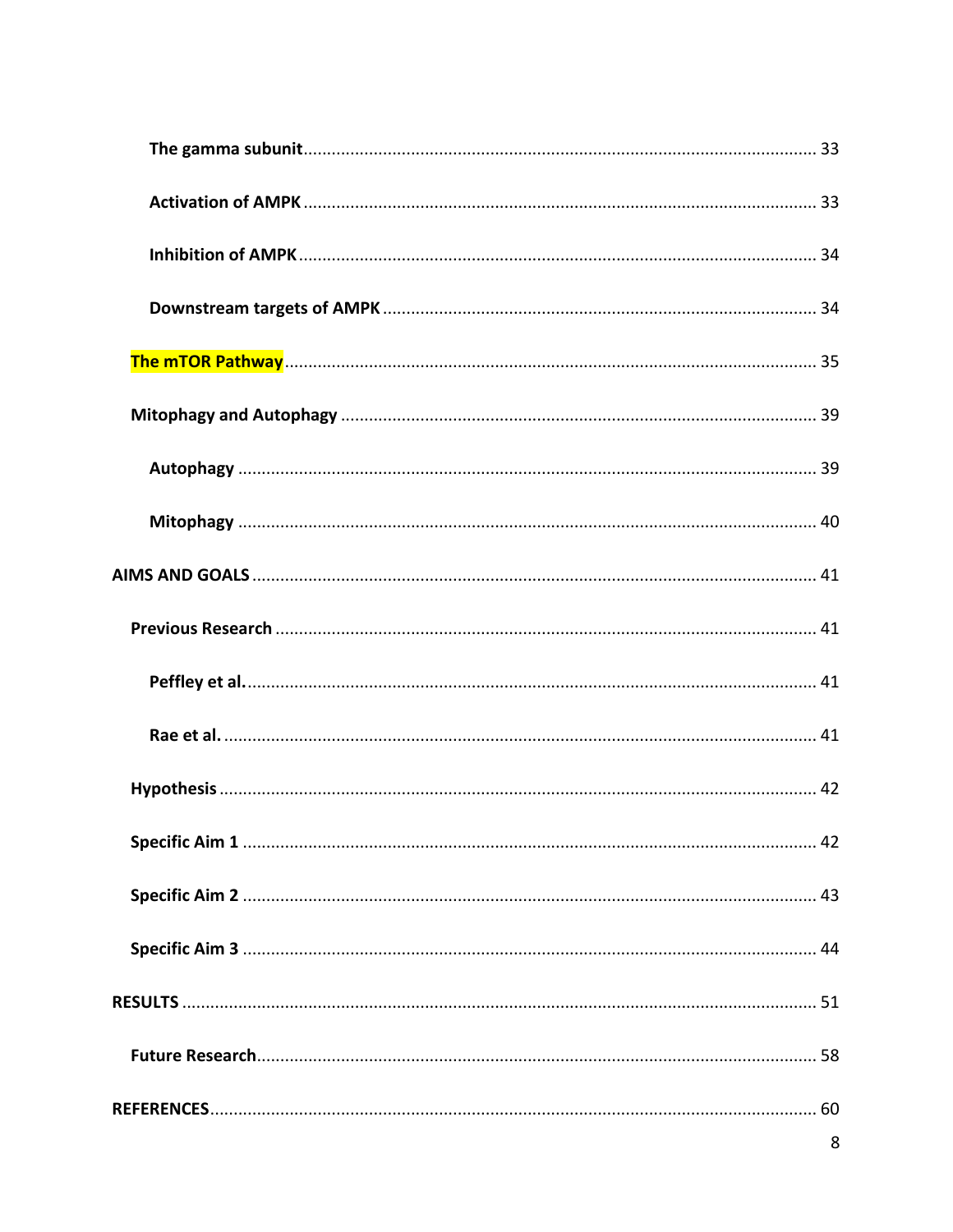**The gamma subunit** ........................................................................................................ 33

**Activation of AMPK** ........................................................................................................ 33

**Inhibition of AMPK** ........................................................................................................ 34

**Downstream targets of AMPK** ........................................................................................ 34

**The mTOR Pathway** ........................................................................................................ 35

**Mitophagy and Autophagy** ............................................................................................... 39

**Autophagy** ........................................................................................................................ 39

**Mitophagy** ........................................................................................................................ 40

**AIMS AND GOALS** ........................................................................................................... 41

**Previous Research** ............................................................................................................ 41

**Peffley et al.** ...................................................................................................................... 41

**Rae et al.** ........................................................................................................................... 41

**Hypothesis** ......................................................................................................................... 42

**Specific Aim 1** ................................................................................................................... 42

**Specific Aim 2** ................................................................................................................... 43

**Specific Aim 3** ................................................................................................................... 44

**RESULTS** ........................................................................................................................... 51

**Future Research** ................................................................................................................ 58

**REFERENCES** .................................................................................................................... 60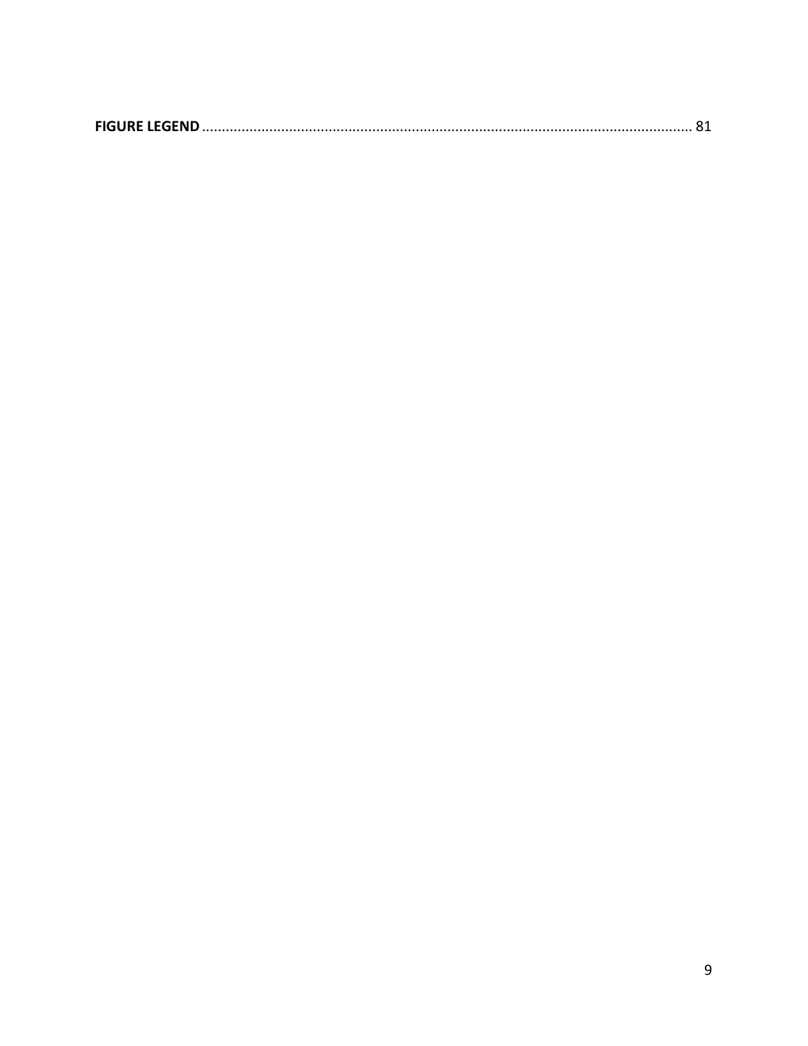**FIGURE LEGEND** .......................................................................................................................... 81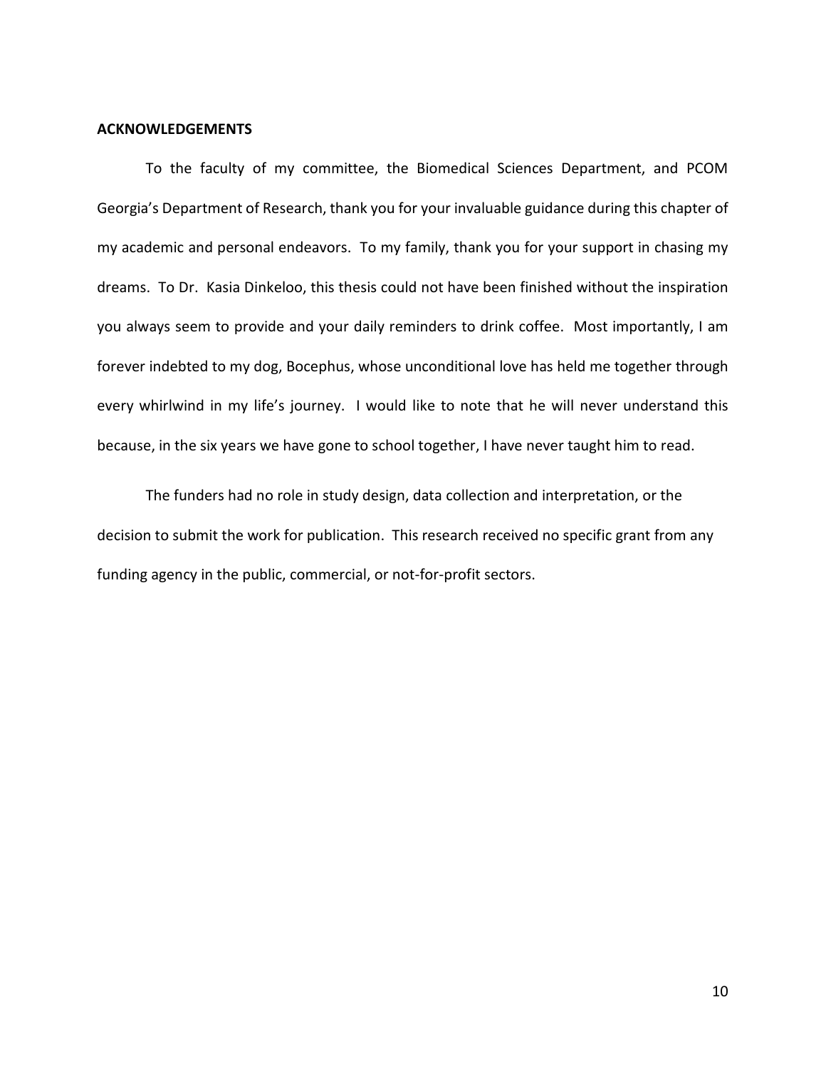## ACKNOWLEDGEMENTS

To the faculty of my committee, the Biomedical Sciences Department, and PCOM Georgia's Department of Research, thank you for your invaluable guidance during this chapter of my academic and personal endeavors. To my family, thank you for your support in chasing my dreams. To Dr. Kasia Dinkeloo, this thesis could not have been finished without the inspiration you always seem to provide and your daily reminders to drink coffee. Most importantly, I am forever indebted to my dog, Bocephus, whose unconditional love has held me together through every whirlwind in my life's journey. I would like to note that he will never understand this because, in the six years we have gone to school together, I have never taught him to read.

The funders had no role in study design, data collection and interpretation, or the decision to submit the work for publication. This research received no specific grant from any funding agency in the public, commercial, or not-for-profit sectors.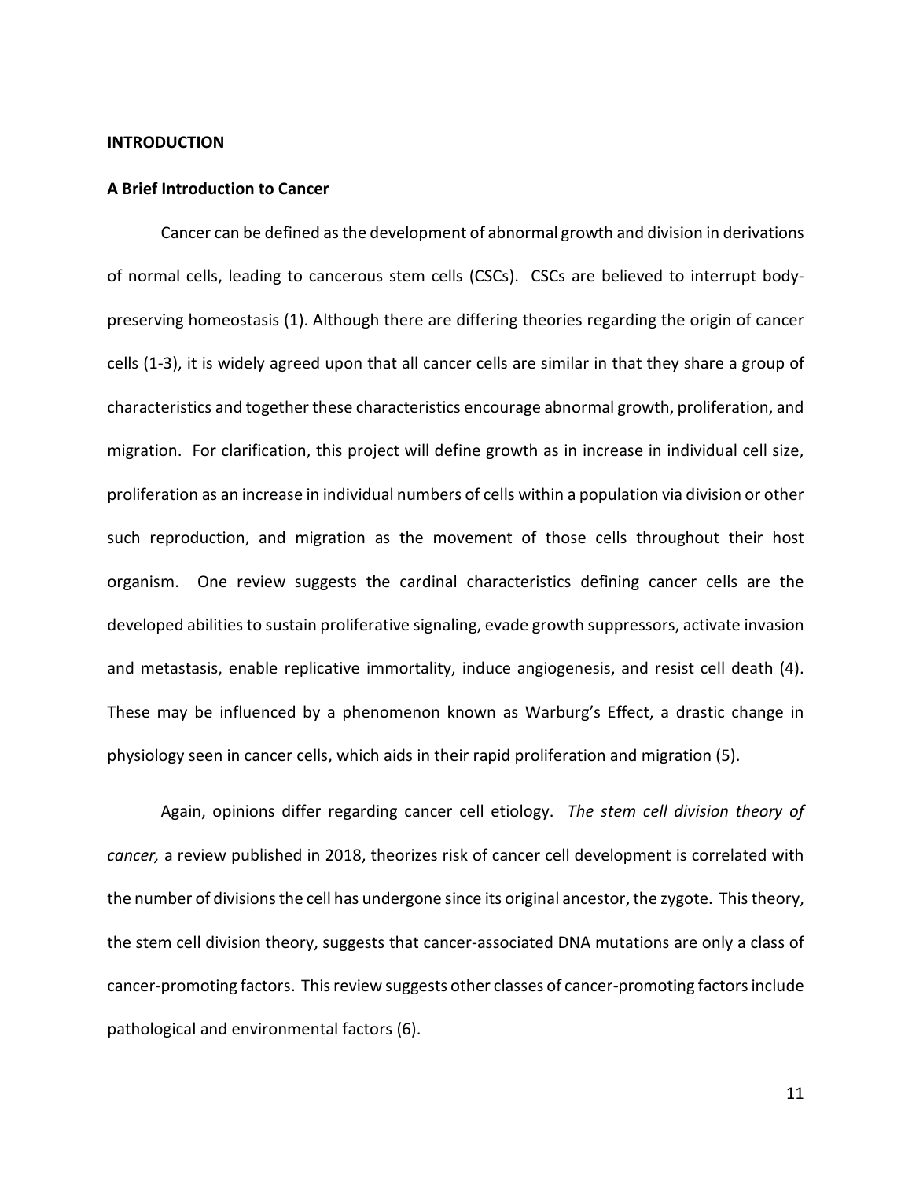## INTRODUCTION

### A Brief Introduction to Cancer

Cancer can be defined as the development of abnormal growth and division in derivations of normal cells, leading to cancerous stem cells (CSCs). CSCs are believed to interrupt body-preserving homeostasis (1). Although there are differing theories regarding the origin of cancer cells (1-3), it is widely agreed upon that all cancer cells are similar in that they share a group of characteristics and together these characteristics encourage abnormal growth, proliferation, and migration. For clarification, this project will define growth as in increase in individual cell size, proliferation as an increase in individual numbers of cells within a population via division or other such reproduction, and migration as the movement of those cells throughout their host organism. One review suggests the cardinal characteristics defining cancer cells are the developed abilities to sustain proliferative signaling, evade growth suppressors, activate invasion and metastasis, enable replicative immortality, induce angiogenesis, and resist cell death (4). These may be influenced by a phenomenon known as Warburg's Effect, a drastic change in physiology seen in cancer cells, which aids in their rapid proliferation and migration (5).

Again, opinions differ regarding cancer cell etiology. *The stem cell division theory of cancer,* a review published in 2018, theorizes risk of cancer cell development is correlated with the number of divisions the cell has undergone since its original ancestor, the zygote. This theory, the stem cell division theory, suggests that cancer-associated DNA mutations are only a class of cancer-promoting factors. This review suggests other classes of cancer-promoting factors include pathological and environmental factors (6).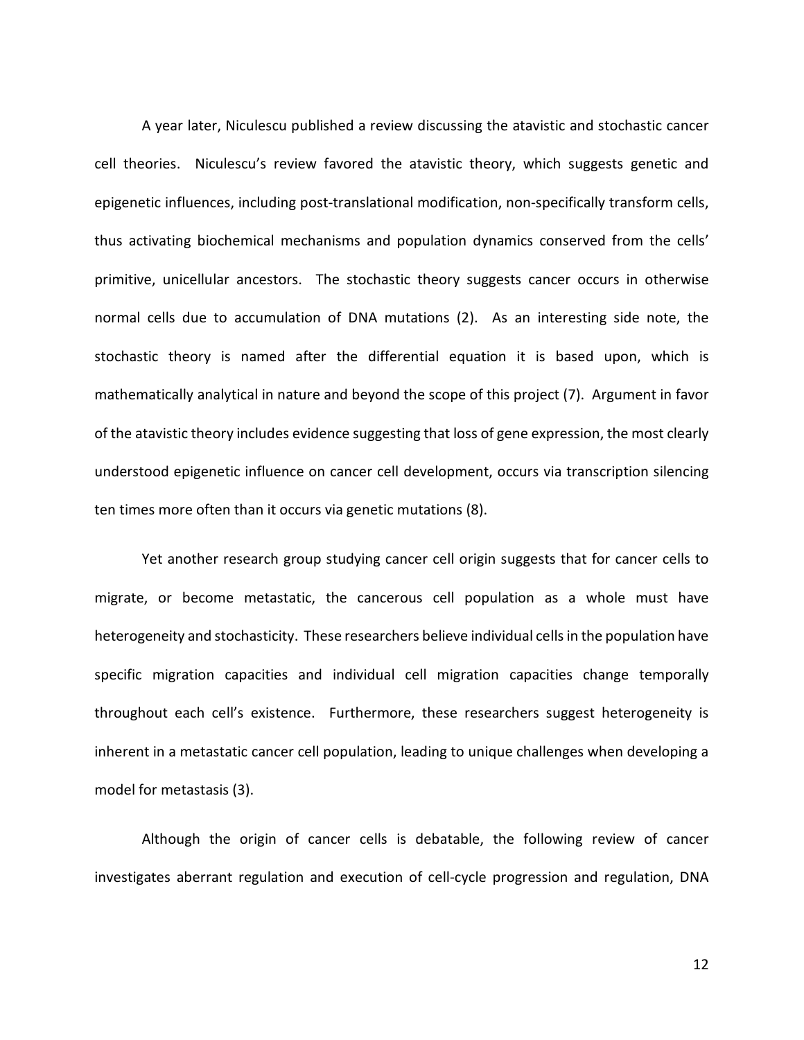A year later, Niculescu published a review discussing the atavistic and stochastic cancer cell theories. Niculescu's review favored the atavistic theory, which suggests genetic and epigenetic influences, including post-translational modification, non-specifically transform cells, thus activating biochemical mechanisms and population dynamics conserved from the cells' primitive, unicellular ancestors. The stochastic theory suggests cancer occurs in otherwise normal cells due to accumulation of DNA mutations (2). As an interesting side note, the stochastic theory is named after the differential equation it is based upon, which is mathematically analytical in nature and beyond the scope of this project (7). Argument in favor of the atavistic theory includes evidence suggesting that loss of gene expression, the most clearly understood epigenetic influence on cancer cell development, occurs via transcription silencing ten times more often than it occurs via genetic mutations (8).

Yet another research group studying cancer cell origin suggests that for cancer cells to migrate, or become metastatic, the cancerous cell population as a whole must have heterogeneity and stochasticity. These researchers believe individual cells in the population have specific migration capacities and individual cell migration capacities change temporally throughout each cell's existence. Furthermore, these researchers suggest heterogeneity is inherent in a metastatic cancer cell population, leading to unique challenges when developing a model for metastasis (3).

Although the origin of cancer cells is debatable, the following review of cancer investigates aberrant regulation and execution of cell-cycle progression and regulation, DNA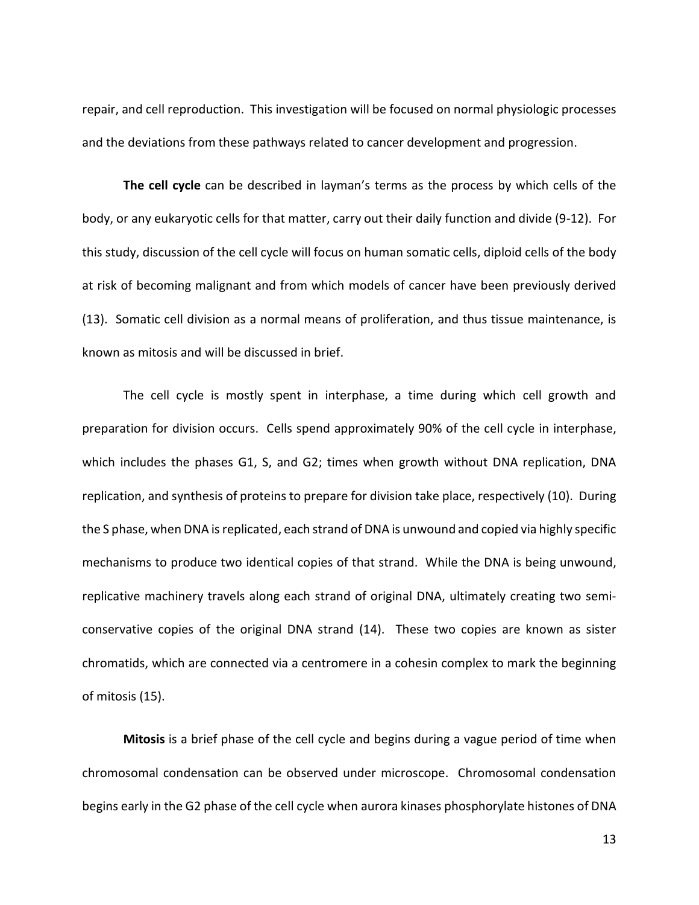repair, and cell reproduction. This investigation will be focused on normal physiologic processes and the deviations from these pathways related to cancer development and progression.

**The cell cycle** can be described in layman's terms as the process by which cells of the body, or any eukaryotic cells for that matter, carry out their daily function and divide (9-12). For this study, discussion of the cell cycle will focus on human somatic cells, diploid cells of the body at risk of becoming malignant and from which models of cancer have been previously derived (13). Somatic cell division as a normal means of proliferation, and thus tissue maintenance, is known as mitosis and will be discussed in brief.

The cell cycle is mostly spent in interphase, a time during which cell growth and preparation for division occurs. Cells spend approximately 90% of the cell cycle in interphase, which includes the phases G1, S, and G2; times when growth without DNA replication, DNA replication, and synthesis of proteins to prepare for division take place, respectively (10). During the S phase, when DNA is replicated, each strand of DNA is unwound and copied via highly specific mechanisms to produce two identical copies of that strand. While the DNA is being unwound, replicative machinery travels along each strand of original DNA, ultimately creating two semi-conservative copies of the original DNA strand (14). These two copies are known as sister chromatids, which are connected via a centromere in a cohesin complex to mark the beginning of mitosis (15).

**Mitosis** is a brief phase of the cell cycle and begins during a vague period of time when chromosomal condensation can be observed under microscope. Chromosomal condensation begins early in the G2 phase of the cell cycle when aurora kinases phosphorylate histones of DNA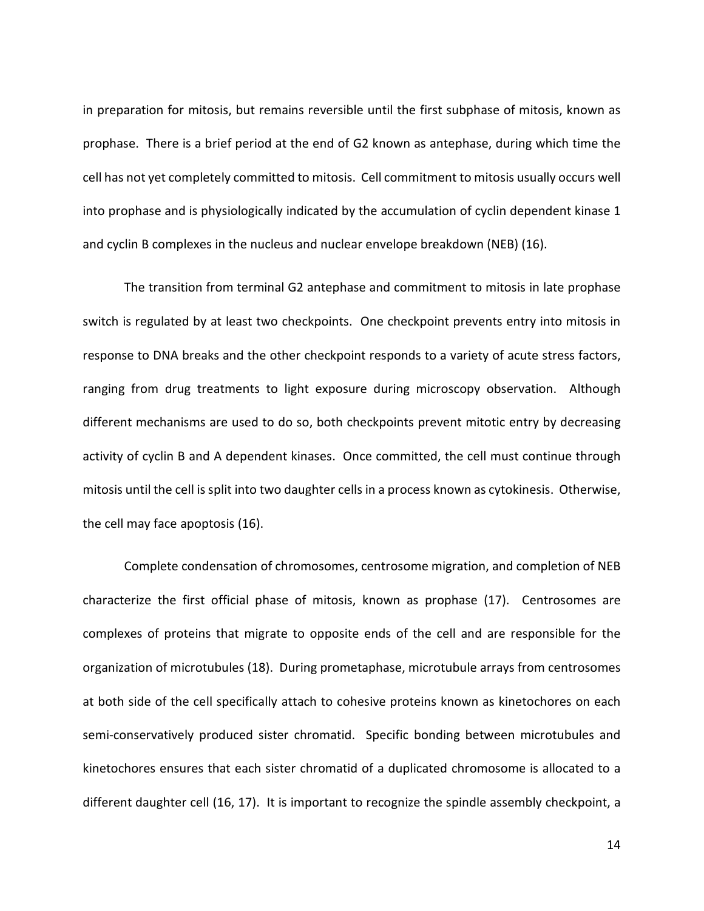in preparation for mitosis, but remains reversible until the first subphase of mitosis, known as prophase. There is a brief period at the end of G2 known as antephase, during which time the cell has not yet completely committed to mitosis. Cell commitment to mitosis usually occurs well into prophase and is physiologically indicated by the accumulation of cyclin dependent kinase 1 and cyclin B complexes in the nucleus and nuclear envelope breakdown (NEB) (16).

The transition from terminal G2 antephase and commitment to mitosis in late prophase switch is regulated by at least two checkpoints. One checkpoint prevents entry into mitosis in response to DNA breaks and the other checkpoint responds to a variety of acute stress factors, ranging from drug treatments to light exposure during microscopy observation. Although different mechanisms are used to do so, both checkpoints prevent mitotic entry by decreasing activity of cyclin B and A dependent kinases. Once committed, the cell must continue through mitosis until the cell is split into two daughter cells in a process known as cytokinesis. Otherwise, the cell may face apoptosis (16).

Complete condensation of chromosomes, centrosome migration, and completion of NEB characterize the first official phase of mitosis, known as prophase (17). Centrosomes are complexes of proteins that migrate to opposite ends of the cell and are responsible for the organization of microtubules (18). During prometaphase, microtubule arrays from centrosomes at both side of the cell specifically attach to cohesive proteins known as kinetochores on each semi-conservatively produced sister chromatid. Specific bonding between microtubules and kinetochores ensures that each sister chromatid of a duplicated chromosome is allocated to a different daughter cell (16, 17). It is important to recognize the spindle assembly checkpoint, a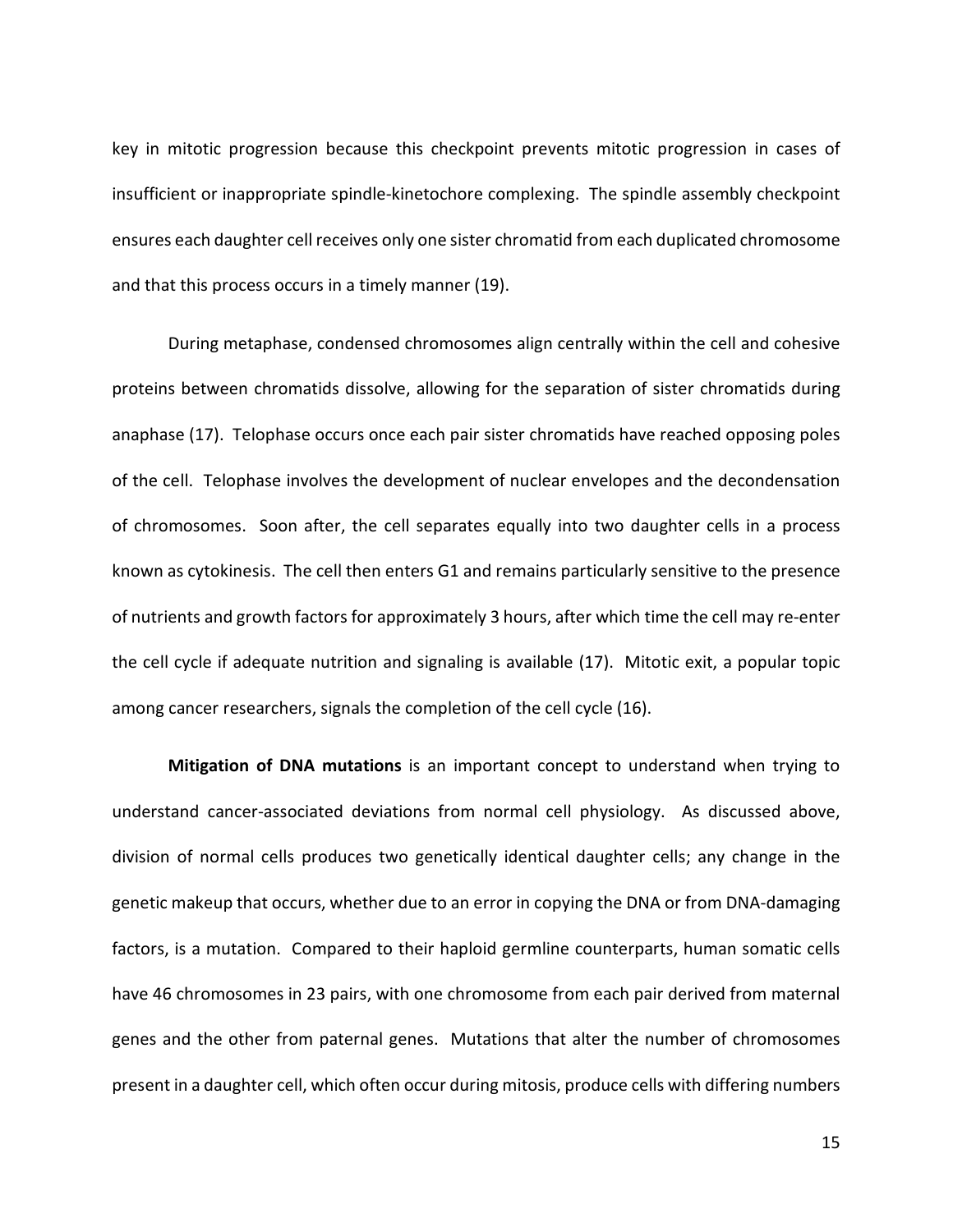key in mitotic progression because this checkpoint prevents mitotic progression in cases of insufficient or inappropriate spindle-kinetochore complexing. The spindle assembly checkpoint ensures each daughter cell receives only one sister chromatid from each duplicated chromosome and that this process occurs in a timely manner (19).

During metaphase, condensed chromosomes align centrally within the cell and cohesive proteins between chromatids dissolve, allowing for the separation of sister chromatids during anaphase (17). Telophase occurs once each pair sister chromatids have reached opposing poles of the cell. Telophase involves the development of nuclear envelopes and the decondensation of chromosomes. Soon after, the cell separates equally into two daughter cells in a process known as cytokinesis. The cell then enters G1 and remains particularly sensitive to the presence of nutrients and growth factors for approximately 3 hours, after which time the cell may re-enter the cell cycle if adequate nutrition and signaling is available (17). Mitotic exit, a popular topic among cancer researchers, signals the completion of the cell cycle (16).

**Mitigation of DNA mutations** is an important concept to understand when trying to understand cancer-associated deviations from normal cell physiology. As discussed above, division of normal cells produces two genetically identical daughter cells; any change in the genetic makeup that occurs, whether due to an error in copying the DNA or from DNA-damaging factors, is a mutation. Compared to their haploid germline counterparts, human somatic cells have 46 chromosomes in 23 pairs, with one chromosome from each pair derived from maternal genes and the other from paternal genes. Mutations that alter the number of chromosomes present in a daughter cell, which often occur during mitosis, produce cells with differing numbers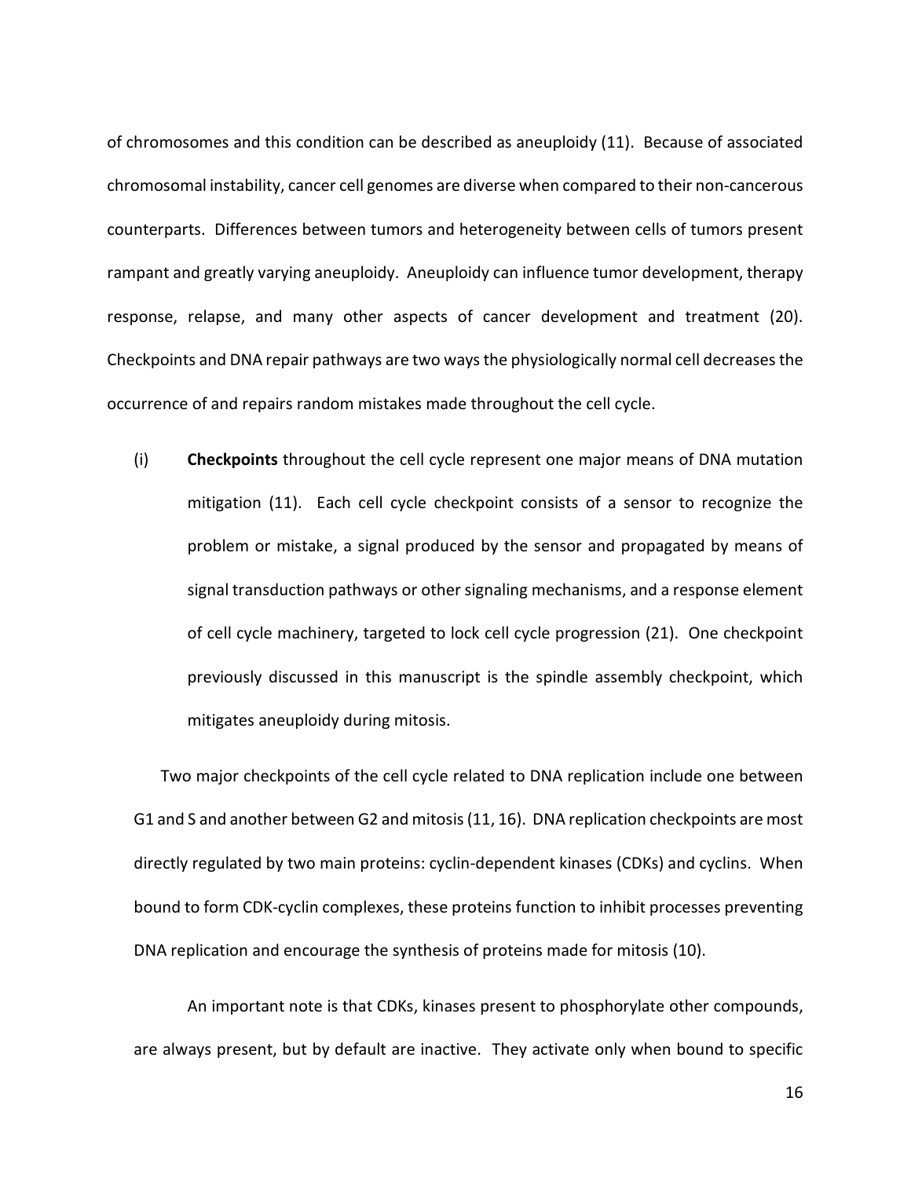of chromosomes and this condition can be described as aneuploidy (11). Because of associated chromosomal instability, cancer cell genomes are diverse when compared to their non-cancerous counterparts. Differences between tumors and heterogeneity between cells of tumors present rampant and greatly varying aneuploidy. Aneuploidy can influence tumor development, therapy response, relapse, and many other aspects of cancer development and treatment (20). Checkpoints and DNA repair pathways are two ways the physiologically normal cell decreases the occurrence of and repairs random mistakes made throughout the cell cycle.

(i) **Checkpoints** throughout the cell cycle represent one major means of DNA mutation mitigation (11). Each cell cycle checkpoint consists of a sensor to recognize the problem or mistake, a signal produced by the sensor and propagated by means of signal transduction pathways or other signaling mechanisms, and a response element of cell cycle machinery, targeted to lock cell cycle progression (21). One checkpoint previously discussed in this manuscript is the spindle assembly checkpoint, which mitigates aneuploidy during mitosis.

Two major checkpoints of the cell cycle related to DNA replication include one between G1 and S and another between G2 and mitosis (11, 16). DNA replication checkpoints are most directly regulated by two main proteins: cyclin-dependent kinases (CDKs) and cyclins. When bound to form CDK-cyclin complexes, these proteins function to inhibit processes preventing DNA replication and encourage the synthesis of proteins made for mitosis (10).

An important note is that CDKs, kinases present to phosphorylate other compounds, are always present, but by default are inactive. They activate only when bound to specific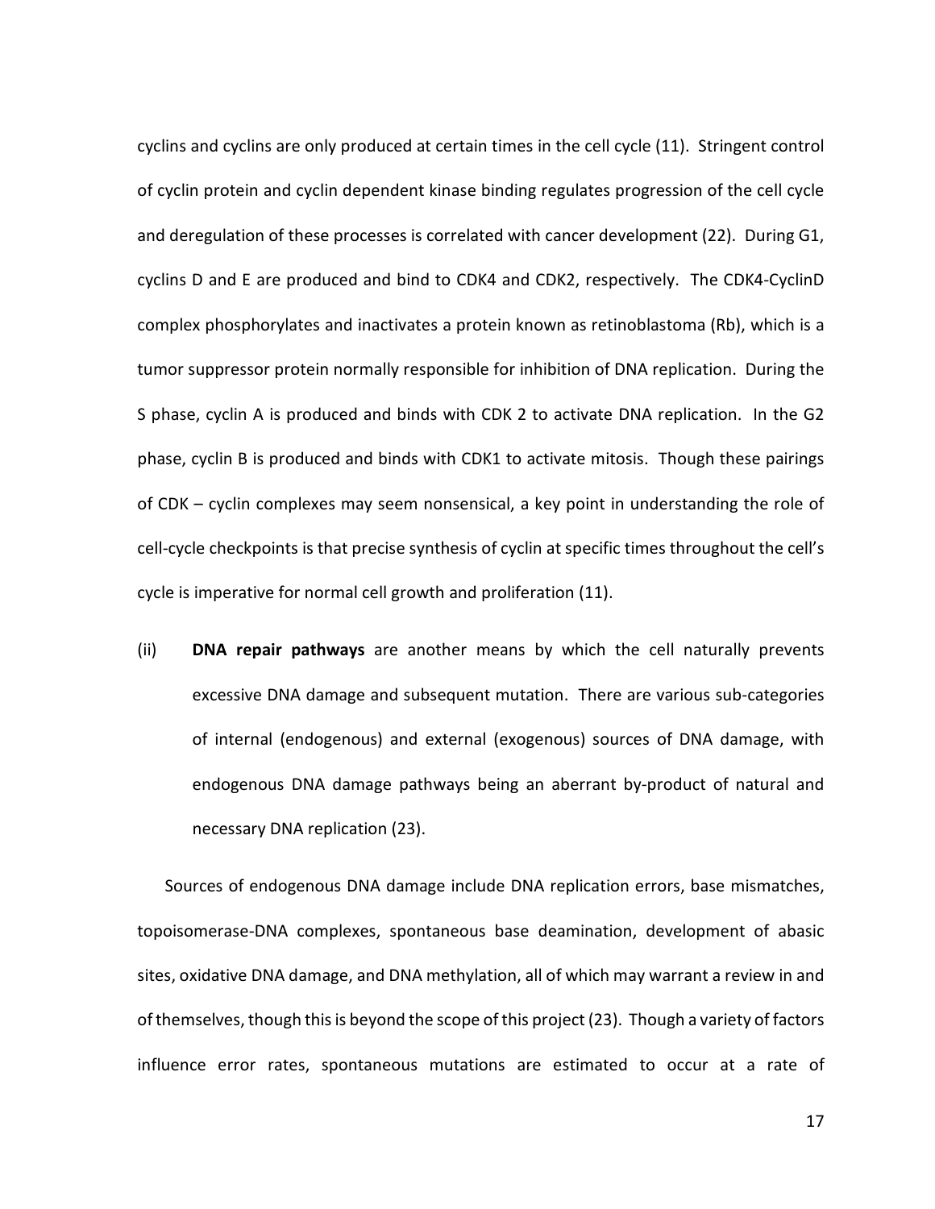cyclins and cyclins are only produced at certain times in the cell cycle (11). Stringent control of cyclin protein and cyclin dependent kinase binding regulates progression of the cell cycle and deregulation of these processes is correlated with cancer development (22). During G1, cyclins D and E are produced and bind to CDK4 and CDK2, respectively. The CDK4-CyclinD complex phosphorylates and inactivates a protein known as retinoblastoma (Rb), which is a tumor suppressor protein normally responsible for inhibition of DNA replication. During the S phase, cyclin A is produced and binds with CDK 2 to activate DNA replication. In the G2 phase, cyclin B is produced and binds with CDK1 to activate mitosis. Though these pairings of CDK – cyclin complexes may seem nonsensical, a key point in understanding the role of cell-cycle checkpoints is that precise synthesis of cyclin at specific times throughout the cell's cycle is imperative for normal cell growth and proliferation (11).

(ii) **DNA repair pathways** are another means by which the cell naturally prevents excessive DNA damage and subsequent mutation. There are various sub-categories of internal (endogenous) and external (exogenous) sources of DNA damage, with endogenous DNA damage pathways being an aberrant by-product of natural and necessary DNA replication (23).

Sources of endogenous DNA damage include DNA replication errors, base mismatches, topoisomerase-DNA complexes, spontaneous base deamination, development of abasic sites, oxidative DNA damage, and DNA methylation, all of which may warrant a review in and of themselves, though this is beyond the scope of this project (23). Though a variety of factors influence error rates, spontaneous mutations are estimated to occur at a rate of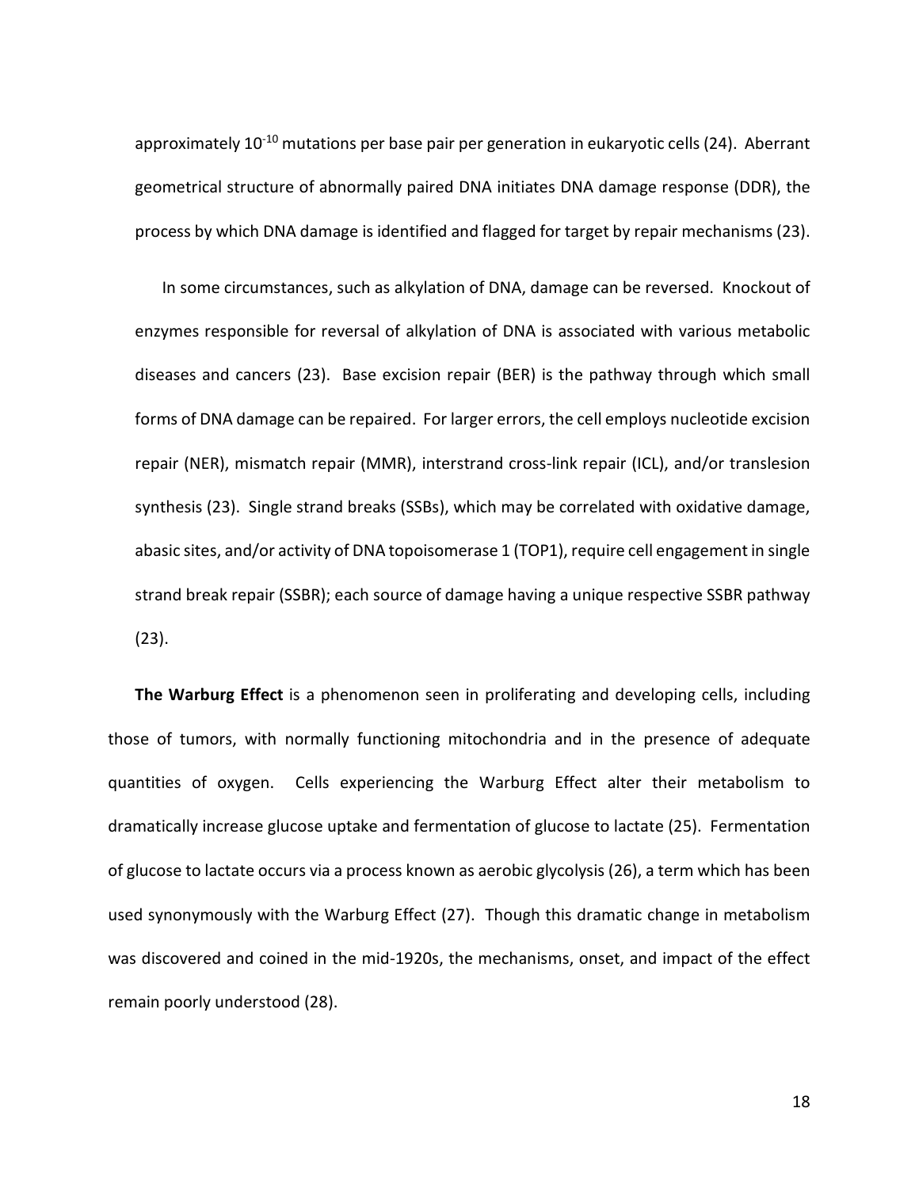approximately $10^{-10}$ mutations per base pair per generation in eukaryotic cells (24). Aberrant geometrical structure of abnormally paired DNA initiates DNA damage response (DDR), the process by which DNA damage is identified and flagged for target by repair mechanisms (23).

In some circumstances, such as alkylation of DNA, damage can be reversed. Knockout of enzymes responsible for reversal of alkylation of DNA is associated with various metabolic diseases and cancers (23). Base excision repair (BER) is the pathway through which small forms of DNA damage can be repaired. For larger errors, the cell employs nucleotide excision repair (NER), mismatch repair (MMR), interstrand cross-link repair (ICL), and/or translesion synthesis (23). Single strand breaks (SSBs), which may be correlated with oxidative damage, abasic sites, and/or activity of DNA topoisomerase 1 (TOP1), require cell engagement in single strand break repair (SSBR); each source of damage having a unique respective SSBR pathway (23).

**The Warburg Effect** is a phenomenon seen in proliferating and developing cells, including those of tumors, with normally functioning mitochondria and in the presence of adequate quantities of oxygen. Cells experiencing the Warburg Effect alter their metabolism to dramatically increase glucose uptake and fermentation of glucose to lactate (25). Fermentation of glucose to lactate occurs via a process known as aerobic glycolysis (26), a term which has been used synonymously with the Warburg Effect (27). Though this dramatic change in metabolism was discovered and coined in the mid-1920s, the mechanisms, onset, and impact of the effect remain poorly understood (28).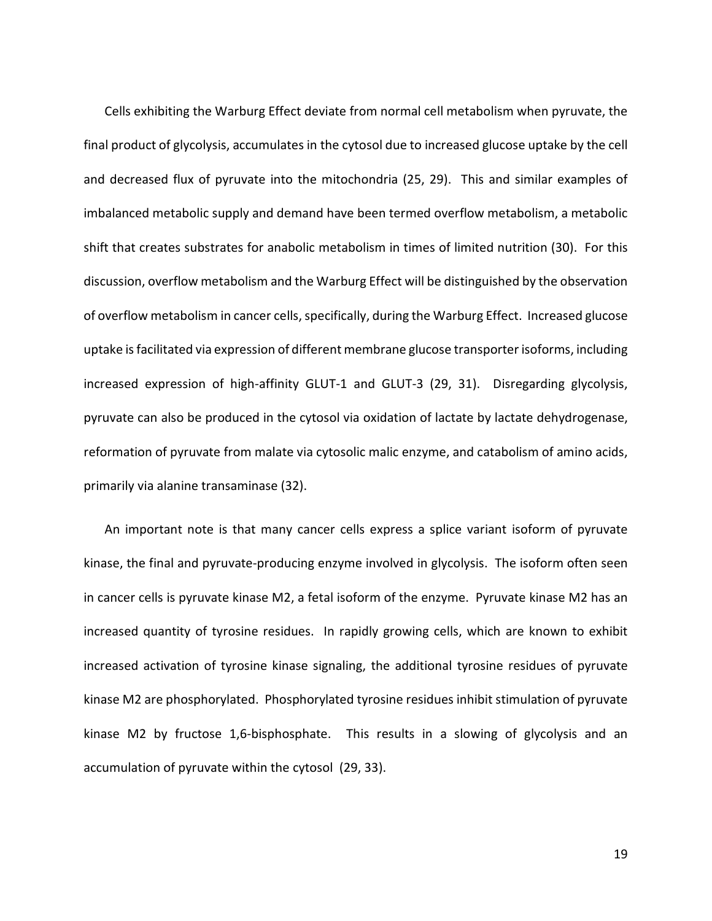Cells exhibiting the Warburg Effect deviate from normal cell metabolism when pyruvate, the final product of glycolysis, accumulates in the cytosol due to increased glucose uptake by the cell and decreased flux of pyruvate into the mitochondria (25, 29). This and similar examples of imbalanced metabolic supply and demand have been termed overflow metabolism, a metabolic shift that creates substrates for anabolic metabolism in times of limited nutrition (30). For this discussion, overflow metabolism and the Warburg Effect will be distinguished by the observation of overflow metabolism in cancer cells, specifically, during the Warburg Effect. Increased glucose uptake is facilitated via expression of different membrane glucose transporter isoforms, including increased expression of high-affinity GLUT-1 and GLUT-3 (29, 31). Disregarding glycolysis, pyruvate can also be produced in the cytosol via oxidation of lactate by lactate dehydrogenase, reformation of pyruvate from malate via cytosolic malic enzyme, and catabolism of amino acids, primarily via alanine transaminase (32).

An important note is that many cancer cells express a splice variant isoform of pyruvate kinase, the final and pyruvate-producing enzyme involved in glycolysis. The isoform often seen in cancer cells is pyruvate kinase M2, a fetal isoform of the enzyme. Pyruvate kinase M2 has an increased quantity of tyrosine residues. In rapidly growing cells, which are known to exhibit increased activation of tyrosine kinase signaling, the additional tyrosine residues of pyruvate kinase M2 are phosphorylated. Phosphorylated tyrosine residues inhibit stimulation of pyruvate kinase M2 by fructose 1,6-bisphosphate. This results in a slowing of glycolysis and an accumulation of pyruvate within the cytosol (29, 33).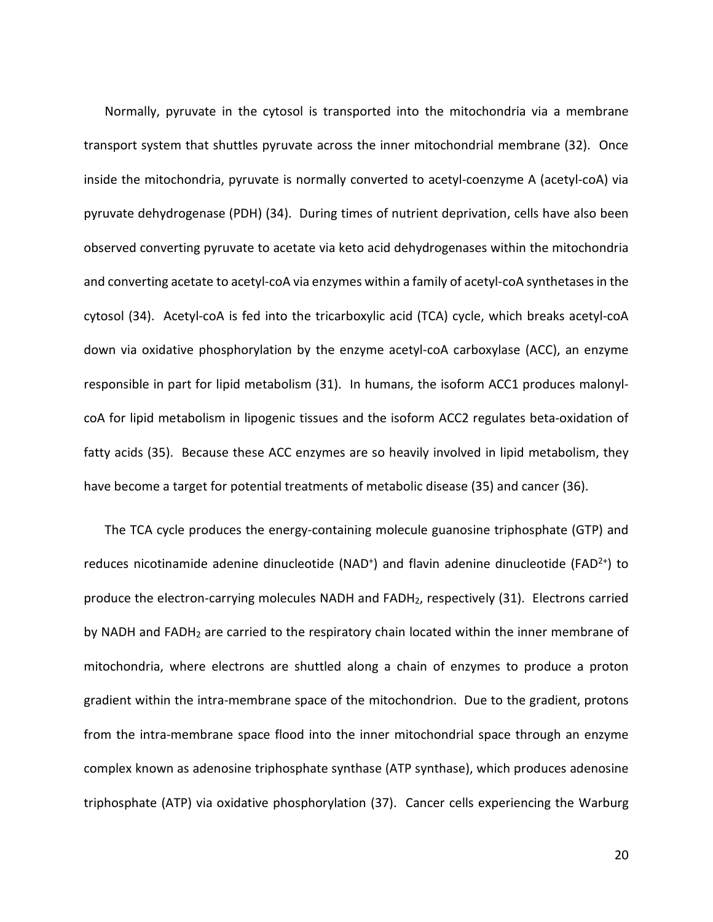Normally, pyruvate in the cytosol is transported into the mitochondria via a membrane transport system that shuttles pyruvate across the inner mitochondrial membrane (32). Once inside the mitochondria, pyruvate is normally converted to acetyl-coenzyme A (acetyl-coA) via pyruvate dehydrogenase (PDH) (34). During times of nutrient deprivation, cells have also been observed converting pyruvate to acetate via keto acid dehydrogenases within the mitochondria and converting acetate to acetyl-coA via enzymes within a family of acetyl-coA synthetases in the cytosol (34). Acetyl-coA is fed into the tricarboxylic acid (TCA) cycle, which breaks acetyl-coA down via oxidative phosphorylation by the enzyme acetyl-coA carboxylase (ACC), an enzyme responsible in part for lipid metabolism (31). In humans, the isoform ACC1 produces malonyl-coA for lipid metabolism in lipogenic tissues and the isoform ACC2 regulates beta-oxidation of fatty acids (35). Because these ACC enzymes are so heavily involved in lipid metabolism, they have become a target for potential treatments of metabolic disease (35) and cancer (36).

The TCA cycle produces the energy-containing molecule guanosine triphosphate (GTP) and reduces nicotinamide adenine dinucleotide ($NAD^+$) and flavin adenine dinucleotide ($FAD^{2+}$) to produce the electron-carrying molecules NADH and $FADH_2$, respectively (31). Electrons carried by NADH and $FADH_2$ are carried to the respiratory chain located within the inner membrane of mitochondria, where electrons are shuttled along a chain of enzymes to produce a proton gradient within the intra-membrane space of the mitochondrion. Due to the gradient, protons from the intra-membrane space flood into the inner mitochondrial space through an enzyme complex known as adenosine triphosphate synthase (ATP synthase), which produces adenosine triphosphate (ATP) via oxidative phosphorylation (37). Cancer cells experiencing the Warburg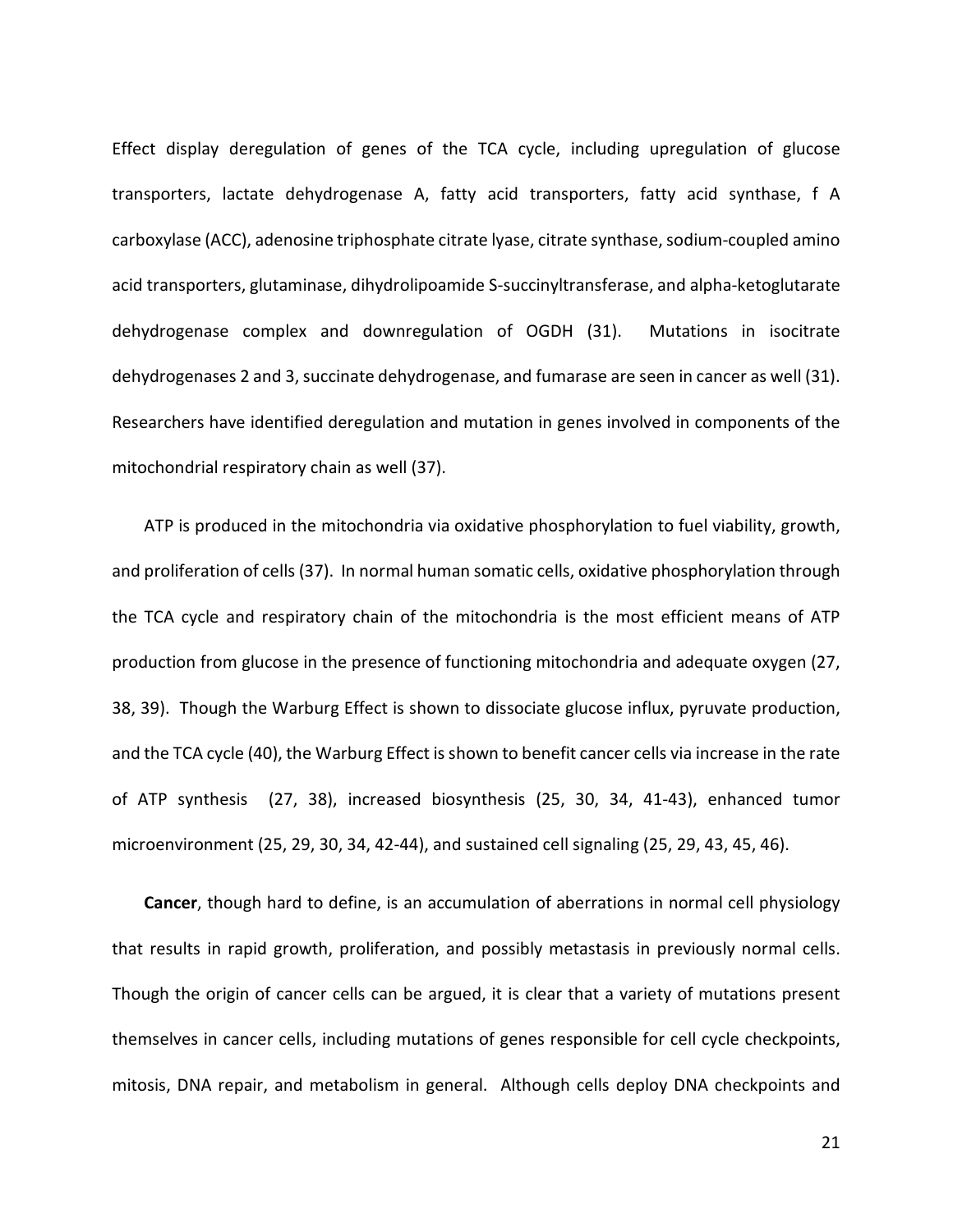Effect display deregulation of genes of the TCA cycle, including upregulation of glucose transporters, lactate dehydrogenase A, fatty acid transporters, fatty acid synthase, f A carboxylase (ACC), adenosine triphosphate citrate lyase, citrate synthase, sodium-coupled amino acid transporters, glutaminase, dihydrolipoamide S-succinyltransferase, and alpha-ketoglutarate dehydrogenase complex and downregulation of OGDH (31). Mutations in isocitrate dehydrogenases 2 and 3, succinate dehydrogenase, and fumarase are seen in cancer as well (31). Researchers have identified deregulation and mutation in genes involved in components of the mitochondrial respiratory chain as well (37).

ATP is produced in the mitochondria via oxidative phosphorylation to fuel viability, growth, and proliferation of cells (37). In normal human somatic cells, oxidative phosphorylation through the TCA cycle and respiratory chain of the mitochondria is the most efficient means of ATP production from glucose in the presence of functioning mitochondria and adequate oxygen (27, 38, 39). Though the Warburg Effect is shown to dissociate glucose influx, pyruvate production, and the TCA cycle (40), the Warburg Effect is shown to benefit cancer cells via increase in the rate of ATP synthesis (27, 38), increased biosynthesis (25, 30, 34, 41-43), enhanced tumor microenvironment (25, 29, 30, 34, 42-44), and sustained cell signaling (25, 29, 43, 45, 46).

**Cancer**, though hard to define, is an accumulation of aberrations in normal cell physiology that results in rapid growth, proliferation, and possibly metastasis in previously normal cells. Though the origin of cancer cells can be argued, it is clear that a variety of mutations present themselves in cancer cells, including mutations of genes responsible for cell cycle checkpoints, mitosis, DNA repair, and metabolism in general. Although cells deploy DNA checkpoints and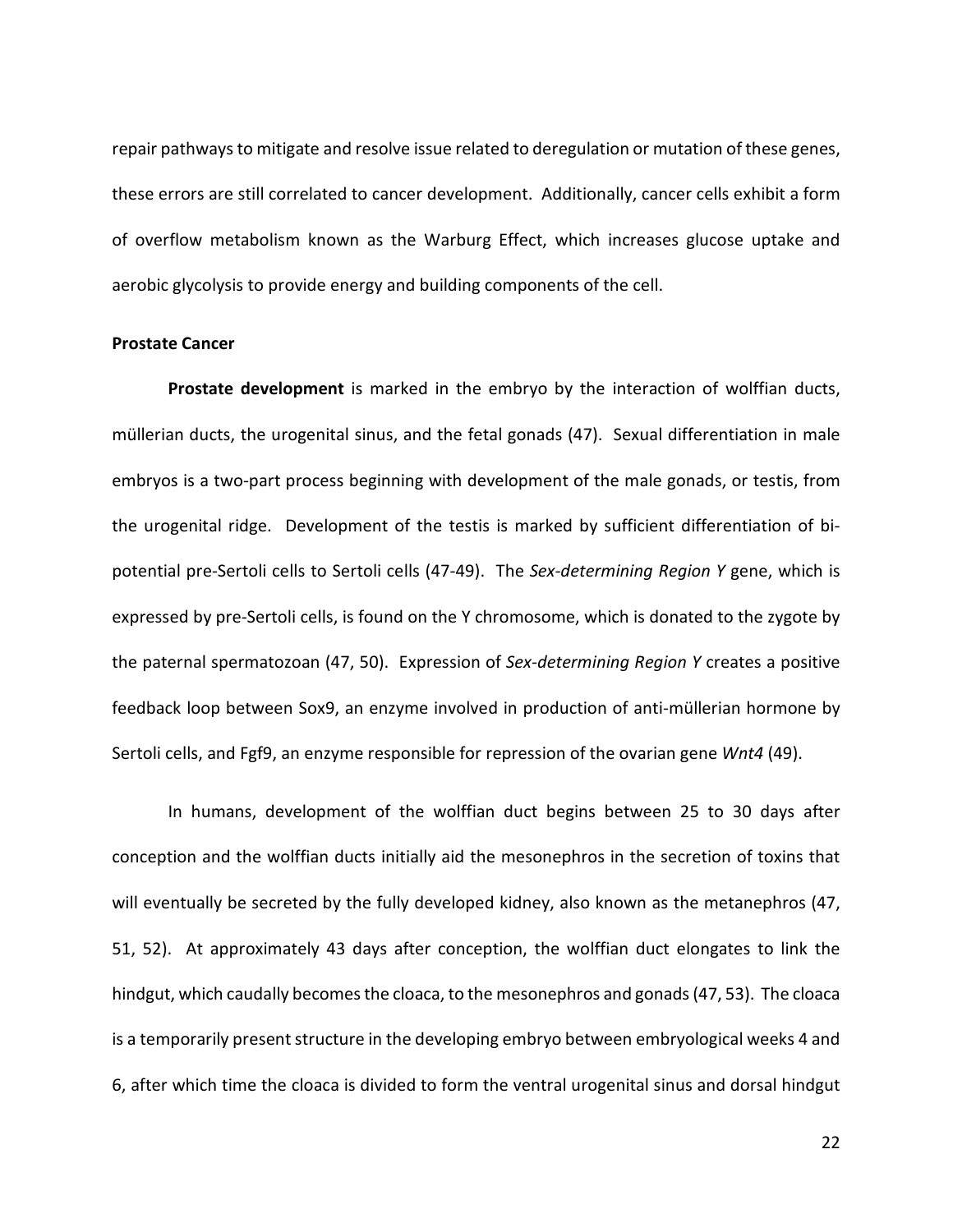repair pathways to mitigate and resolve issue related to deregulation or mutation of these genes, these errors are still correlated to cancer development. Additionally, cancer cells exhibit a form of overflow metabolism known as the Warburg Effect, which increases glucose uptake and aerobic glycolysis to provide energy and building components of the cell.

**Prostate Cancer**

**Prostate development** is marked in the embryo by the interaction of wolffian ducts, müllerian ducts, the urogenital sinus, and the fetal gonads (47). Sexual differentiation in male embryos is a two-part process beginning with development of the male gonads, or testis, from the urogenital ridge. Development of the testis is marked by sufficient differentiation of bi-potential pre-Sertoli cells to Sertoli cells (47-49). The *Sex-determining Region Y* gene, which is expressed by pre-Sertoli cells, is found on the Y chromosome, which is donated to the zygote by the paternal spermatozoan (47, 50). Expression of *Sex-determining Region Y* creates a positive feedback loop between Sox9, an enzyme involved in production of anti-müllerian hormone by Sertoli cells, and Fgf9, an enzyme responsible for repression of the ovarian gene *Wnt4* (49).

In humans, development of the wolffian duct begins between 25 to 30 days after conception and the wolffian ducts initially aid the mesonephros in the secretion of toxins that will eventually be secreted by the fully developed kidney, also known as the metanephros (47, 51, 52). At approximately 43 days after conception, the wolffian duct elongates to link the hindgut, which caudally becomes the cloaca, to the mesonephros and gonads (47, 53). The cloaca is a temporarily present structure in the developing embryo between embryological weeks 4 and 6, after which time the cloaca is divided to form the ventral urogenital sinus and dorsal hindgut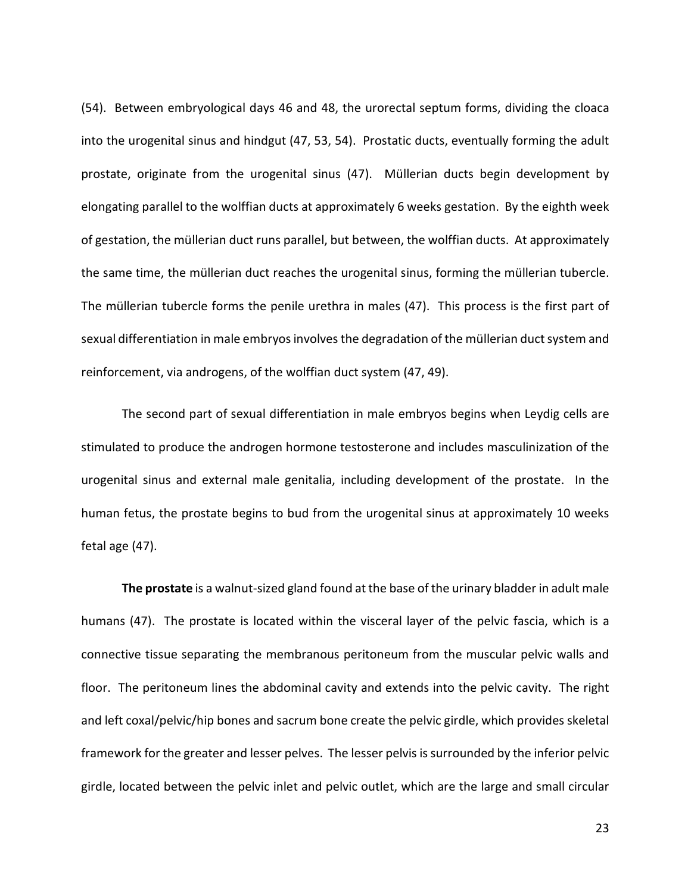(54). Between embryological days 46 and 48, the urorectal septum forms, dividing the cloaca into the urogenital sinus and hindgut (47, 53, 54). Prostatic ducts, eventually forming the adult prostate, originate from the urogenital sinus (47). Müllerian ducts begin development by elongating parallel to the wolffian ducts at approximately 6 weeks gestation. By the eighth week of gestation, the müllerian duct runs parallel, but between, the wolffian ducts. At approximately the same time, the müllerian duct reaches the urogenital sinus, forming the müllerian tubercle. The müllerian tubercle forms the penile urethra in males (47). This process is the first part of sexual differentiation in male embryos involves the degradation of the müllerian duct system and reinforcement, via androgens, of the wolffian duct system (47, 49).

The second part of sexual differentiation in male embryos begins when Leydig cells are stimulated to produce the androgen hormone testosterone and includes masculinization of the urogenital sinus and external male genitalia, including development of the prostate. In the human fetus, the prostate begins to bud from the urogenital sinus at approximately 10 weeks fetal age (47).

**The prostate** is a walnut-sized gland found at the base of the urinary bladder in adult male humans (47). The prostate is located within the visceral layer of the pelvic fascia, which is a connective tissue separating the membranous peritoneum from the muscular pelvic walls and floor. The peritoneum lines the abdominal cavity and extends into the pelvic cavity. The right and left coxal/pelvic/hip bones and sacrum bone create the pelvic girdle, which provides skeletal framework for the greater and lesser pelves. The lesser pelvis is surrounded by the inferior pelvic girdle, located between the pelvic inlet and pelvic outlet, which are the large and small circular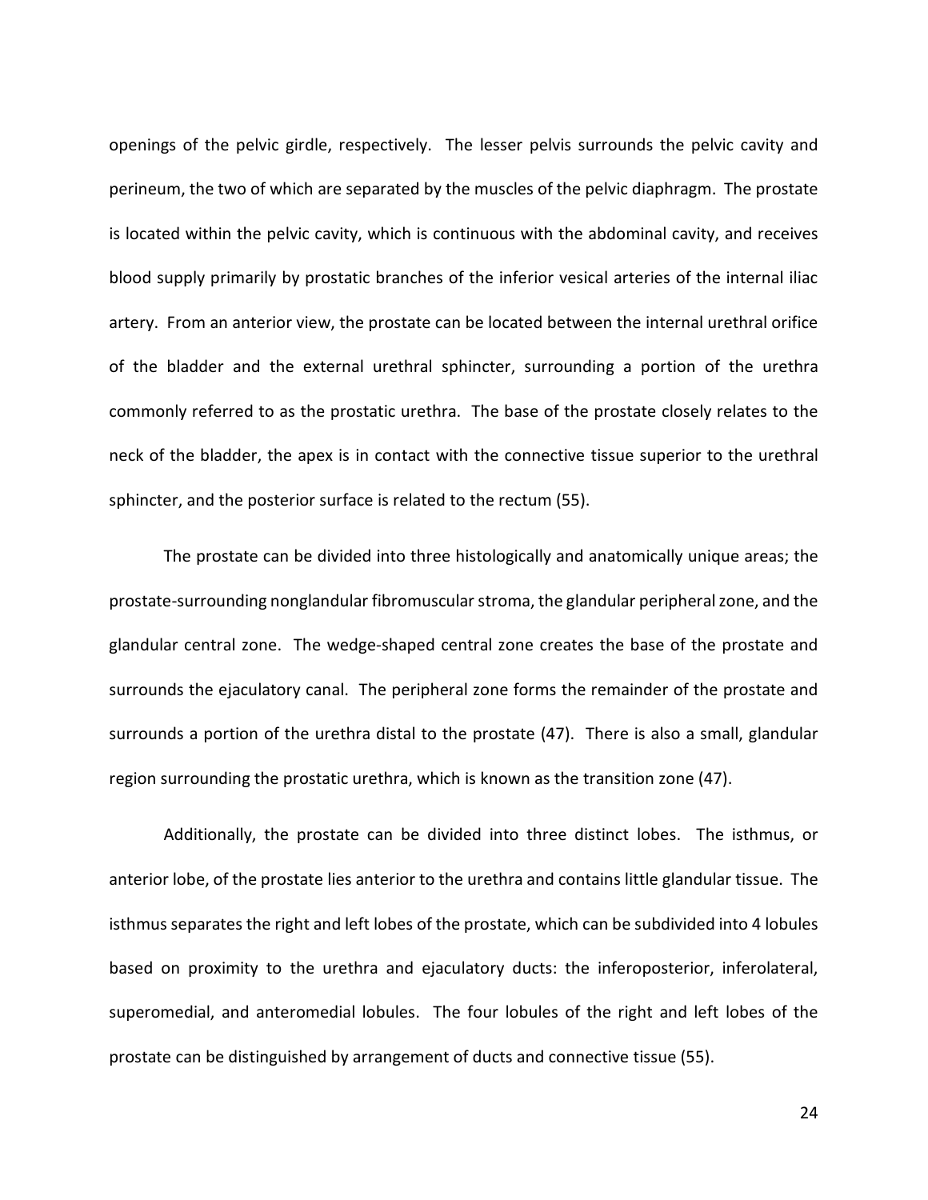openings of the pelvic girdle, respectively. The lesser pelvis surrounds the pelvic cavity and perineum, the two of which are separated by the muscles of the pelvic diaphragm. The prostate is located within the pelvic cavity, which is continuous with the abdominal cavity, and receives blood supply primarily by prostatic branches of the inferior vesical arteries of the internal iliac artery. From an anterior view, the prostate can be located between the internal urethral orifice of the bladder and the external urethral sphincter, surrounding a portion of the urethra commonly referred to as the prostatic urethra. The base of the prostate closely relates to the neck of the bladder, the apex is in contact with the connective tissue superior to the urethral sphincter, and the posterior surface is related to the rectum (55).

The prostate can be divided into three histologically and anatomically unique areas; the prostate-surrounding nonglandular fibromuscular stroma, the glandular peripheral zone, and the glandular central zone. The wedge-shaped central zone creates the base of the prostate and surrounds the ejaculatory canal. The peripheral zone forms the remainder of the prostate and surrounds a portion of the urethra distal to the prostate (47). There is also a small, glandular region surrounding the prostatic urethra, which is known as the transition zone (47).

Additionally, the prostate can be divided into three distinct lobes. The isthmus, or anterior lobe, of the prostate lies anterior to the urethra and contains little glandular tissue. The isthmus separates the right and left lobes of the prostate, which can be subdivided into 4 lobules based on proximity to the urethra and ejaculatory ducts: the inferoposterior, inferolateral, superomedial, and anteromedial lobules. The four lobules of the right and left lobes of the prostate can be distinguished by arrangement of ducts and connective tissue (55).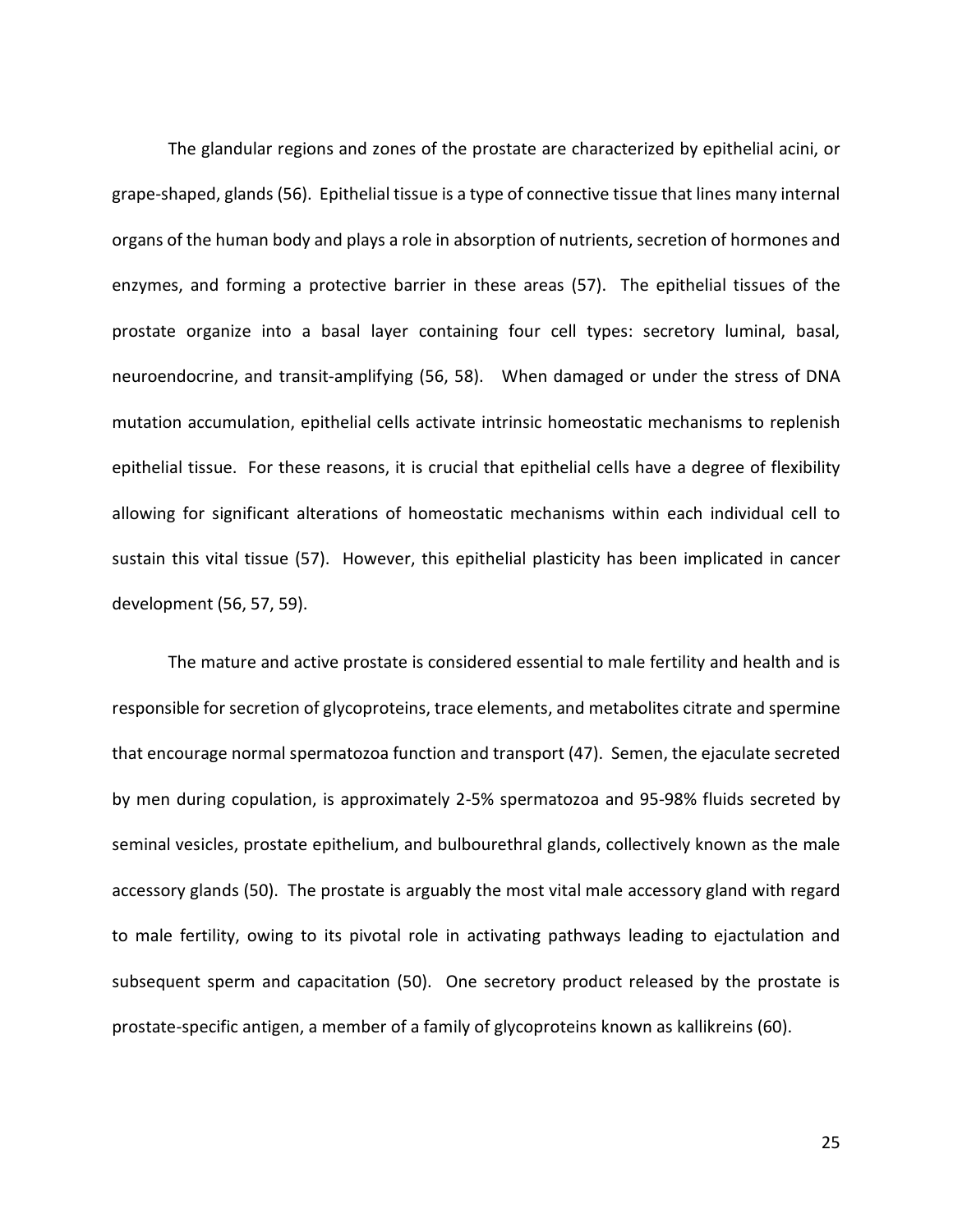The glandular regions and zones of the prostate are characterized by epithelial acini, or grape-shaped, glands (56). Epithelial tissue is a type of connective tissue that lines many internal organs of the human body and plays a role in absorption of nutrients, secretion of hormones and enzymes, and forming a protective barrier in these areas (57). The epithelial tissues of the prostate organize into a basal layer containing four cell types: secretory luminal, basal, neuroendocrine, and transit-amplifying (56, 58). When damaged or under the stress of DNA mutation accumulation, epithelial cells activate intrinsic homeostatic mechanisms to replenish epithelial tissue. For these reasons, it is crucial that epithelial cells have a degree of flexibility allowing for significant alterations of homeostatic mechanisms within each individual cell to sustain this vital tissue (57). However, this epithelial plasticity has been implicated in cancer development (56, 57, 59).

The mature and active prostate is considered essential to male fertility and health and is responsible for secretion of glycoproteins, trace elements, and metabolites citrate and spermine that encourage normal spermatozoa function and transport (47). Semen, the ejaculate secreted by men during copulation, is approximately 2-5% spermatozoa and 95-98% fluids secreted by seminal vesicles, prostate epithelium, and bulbourethral glands, collectively known as the male accessory glands (50). The prostate is arguably the most vital male accessory gland with regard to male fertility, owing to its pivotal role in activating pathways leading to ejactulation and subsequent sperm and capacitation (50). One secretory product released by the prostate is prostate-specific antigen, a member of a family of glycoproteins known as kallikreins (60).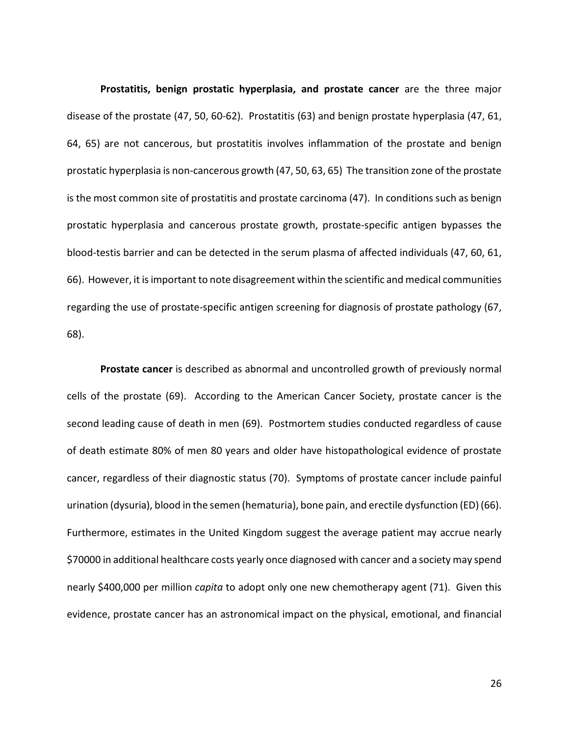**Prostatitis, benign prostatic hyperplasia, and prostate cancer** are the three major disease of the prostate (47, 50, 60-62). Prostatitis (63) and benign prostate hyperplasia (47, 61, 64, 65) are not cancerous, but prostatitis involves inflammation of the prostate and benign prostatic hyperplasia is non-cancerous growth (47, 50, 63, 65) The transition zone of the prostate is the most common site of prostatitis and prostate carcinoma (47). In conditions such as benign prostatic hyperplasia and cancerous prostate growth, prostate-specific antigen bypasses the blood-testis barrier and can be detected in the serum plasma of affected individuals (47, 60, 61, 66). However, it is important to note disagreement within the scientific and medical communities regarding the use of prostate-specific antigen screening for diagnosis of prostate pathology (67, 68).

**Prostate cancer** is described as abnormal and uncontrolled growth of previously normal cells of the prostate (69). According to the American Cancer Society, prostate cancer is the second leading cause of death in men (69). Postmortem studies conducted regardless of cause of death estimate 80% of men 80 years and older have histopathological evidence of prostate cancer, regardless of their diagnostic status (70). Symptoms of prostate cancer include painful urination (dysuria), blood in the semen (hematuria), bone pain, and erectile dysfunction (ED) (66). Furthermore, estimates in the United Kingdom suggest the average patient may accrue nearly $70000 in additional healthcare costs yearly once diagnosed with cancer and a society may spend nearly $400,000 per million *capita* to adopt only one new chemotherapy agent (71). Given this evidence, prostate cancer has an astronomical impact on the physical, emotional, and financial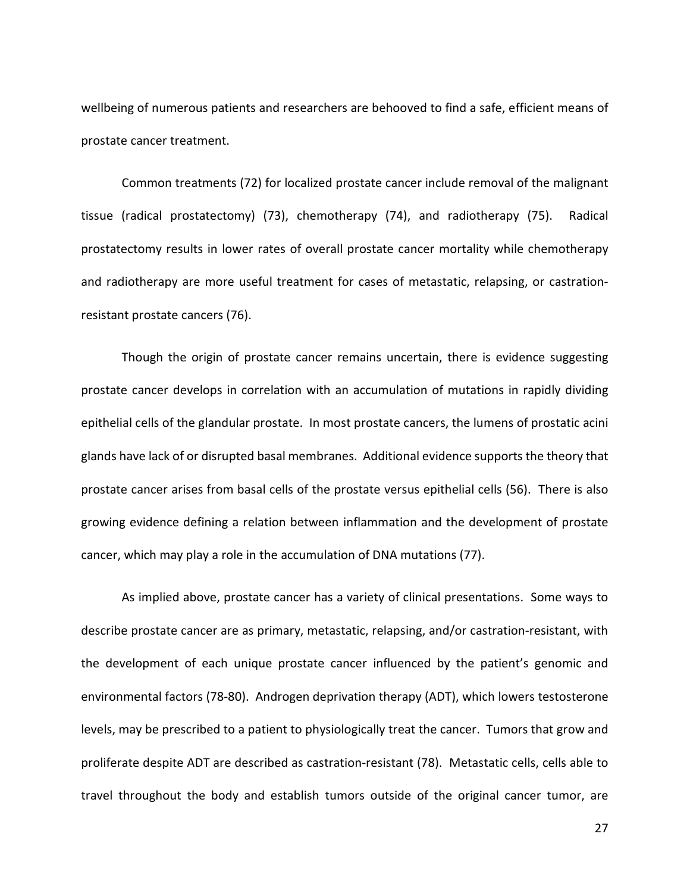wellbeing of numerous patients and researchers are behooved to find a safe, efficient means of prostate cancer treatment.

Common treatments (72) for localized prostate cancer include removal of the malignant tissue (radical prostatectomy) (73), chemotherapy (74), and radiotherapy (75). Radical prostatectomy results in lower rates of overall prostate cancer mortality while chemotherapy and radiotherapy are more useful treatment for cases of metastatic, relapsing, or castration-resistant prostate cancers (76).

Though the origin of prostate cancer remains uncertain, there is evidence suggesting prostate cancer develops in correlation with an accumulation of mutations in rapidly dividing epithelial cells of the glandular prostate. In most prostate cancers, the lumens of prostatic acini glands have lack of or disrupted basal membranes. Additional evidence supports the theory that prostate cancer arises from basal cells of the prostate versus epithelial cells (56). There is also growing evidence defining a relation between inflammation and the development of prostate cancer, which may play a role in the accumulation of DNA mutations (77).

As implied above, prostate cancer has a variety of clinical presentations. Some ways to describe prostate cancer are as primary, metastatic, relapsing, and/or castration-resistant, with the development of each unique prostate cancer influenced by the patient's genomic and environmental factors (78-80). Androgen deprivation therapy (ADT), which lowers testosterone levels, may be prescribed to a patient to physiologically treat the cancer. Tumors that grow and proliferate despite ADT are described as castration-resistant (78). Metastatic cells, cells able to travel throughout the body and establish tumors outside of the original cancer tumor, are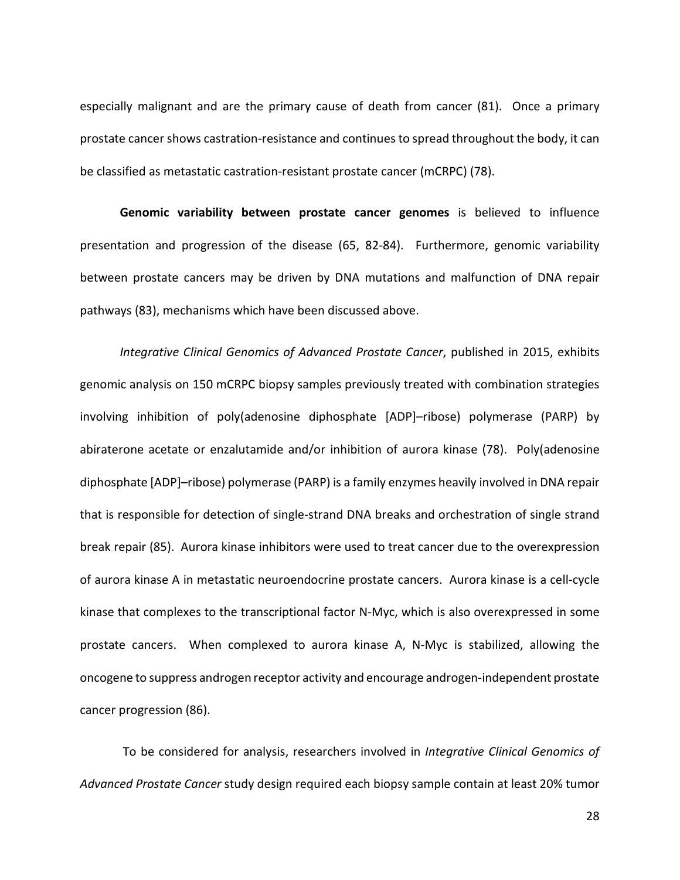especially malignant and are the primary cause of death from cancer (81). Once a primary prostate cancer shows castration-resistance and continues to spread throughout the body, it can be classified as metastatic castration-resistant prostate cancer (mCRPC) (78).

**Genomic variability between prostate cancer genomes** is believed to influence presentation and progression of the disease (65, 82-84). Furthermore, genomic variability between prostate cancers may be driven by DNA mutations and malfunction of DNA repair pathways (83), mechanisms which have been discussed above.

*Integrative Clinical Genomics of Advanced Prostate Cancer*, published in 2015, exhibits genomic analysis on 150 mCRPC biopsy samples previously treated with combination strategies involving inhibition of poly(adenosine diphosphate [ADP]–ribose) polymerase (PARP) by abiraterone acetate or enzalutamide and/or inhibition of aurora kinase (78). Poly(adenosine diphosphate [ADP]–ribose) polymerase (PARP) is a family enzymes heavily involved in DNA repair that is responsible for detection of single-strand DNA breaks and orchestration of single strand break repair (85). Aurora kinase inhibitors were used to treat cancer due to the overexpression of aurora kinase A in metastatic neuroendocrine prostate cancers. Aurora kinase is a cell-cycle kinase that complexes to the transcriptional factor N-Myc, which is also overexpressed in some prostate cancers. When complexed to aurora kinase A, N-Myc is stabilized, allowing the oncogene to suppress androgen receptor activity and encourage androgen-independent prostate cancer progression (86).

To be considered for analysis, researchers involved in *Integrative Clinical Genomics of Advanced Prostate Cancer* study design required each biopsy sample contain at least 20% tumor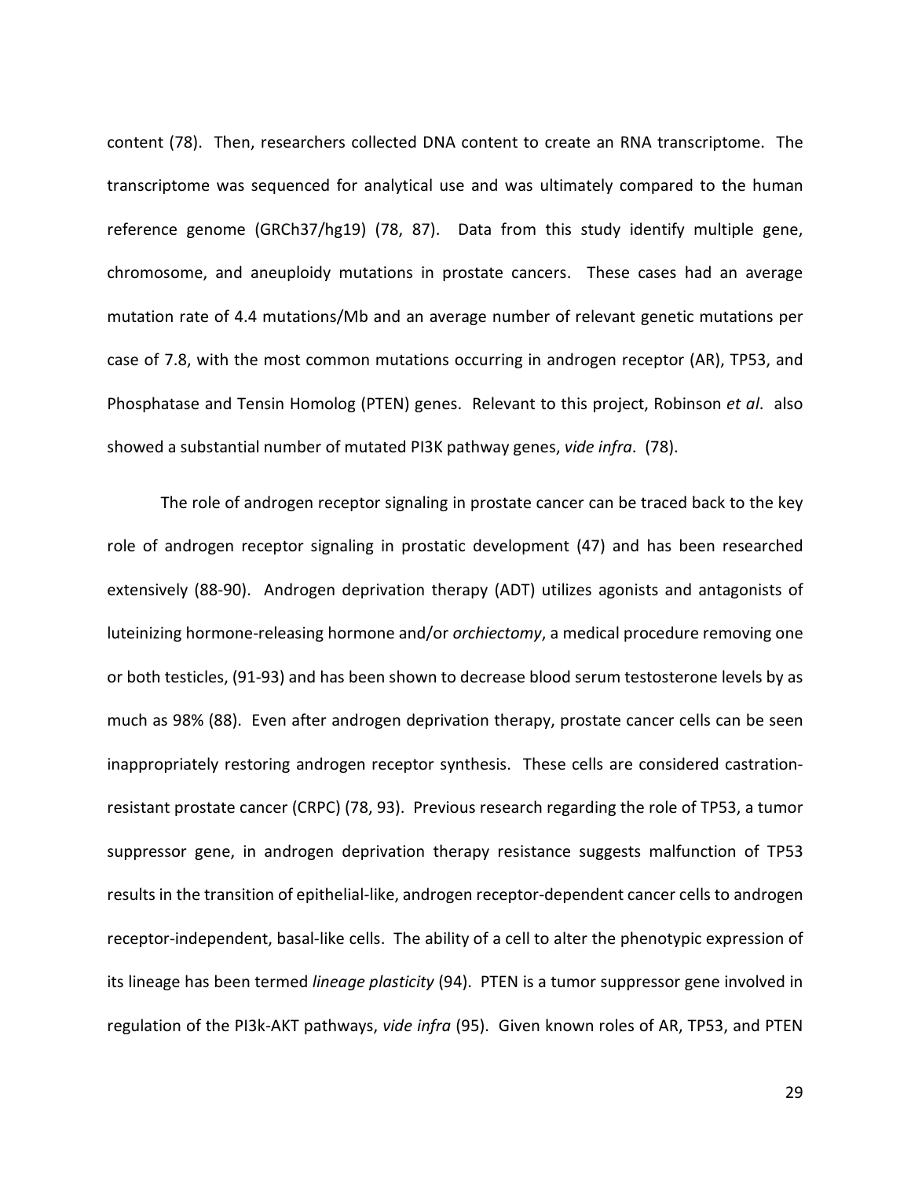content (78). Then, researchers collected DNA content to create an RNA transcriptome. The transcriptome was sequenced for analytical use and was ultimately compared to the human reference genome (GRCh37/hg19) (78, 87). Data from this study identify multiple gene, chromosome, and aneuploidy mutations in prostate cancers. These cases had an average mutation rate of 4.4 mutations/Mb and an average number of relevant genetic mutations per case of 7.8, with the most common mutations occurring in androgen receptor (AR), TP53, and Phosphatase and Tensin Homolog (PTEN) genes. Relevant to this project, Robinson *et al*. also showed a substantial number of mutated PI3K pathway genes, *vide infra*. (78).

The role of androgen receptor signaling in prostate cancer can be traced back to the key role of androgen receptor signaling in prostatic development (47) and has been researched extensively (88-90). Androgen deprivation therapy (ADT) utilizes agonists and antagonists of luteinizing hormone-releasing hormone and/or *orchiectomy*, a medical procedure removing one or both testicles, (91-93) and has been shown to decrease blood serum testosterone levels by as much as 98% (88). Even after androgen deprivation therapy, prostate cancer cells can be seen inappropriately restoring androgen receptor synthesis. These cells are considered castration-resistant prostate cancer (CRPC) (78, 93). Previous research regarding the role of TP53, a tumor suppressor gene, in androgen deprivation therapy resistance suggests malfunction of TP53 results in the transition of epithelial-like, androgen receptor-dependent cancer cells to androgen receptor-independent, basal-like cells. The ability of a cell to alter the phenotypic expression of its lineage has been termed *lineage plasticity* (94). PTEN is a tumor suppressor gene involved in regulation of the PI3k-AKT pathways, *vide infra* (95). Given known roles of AR, TP53, and PTEN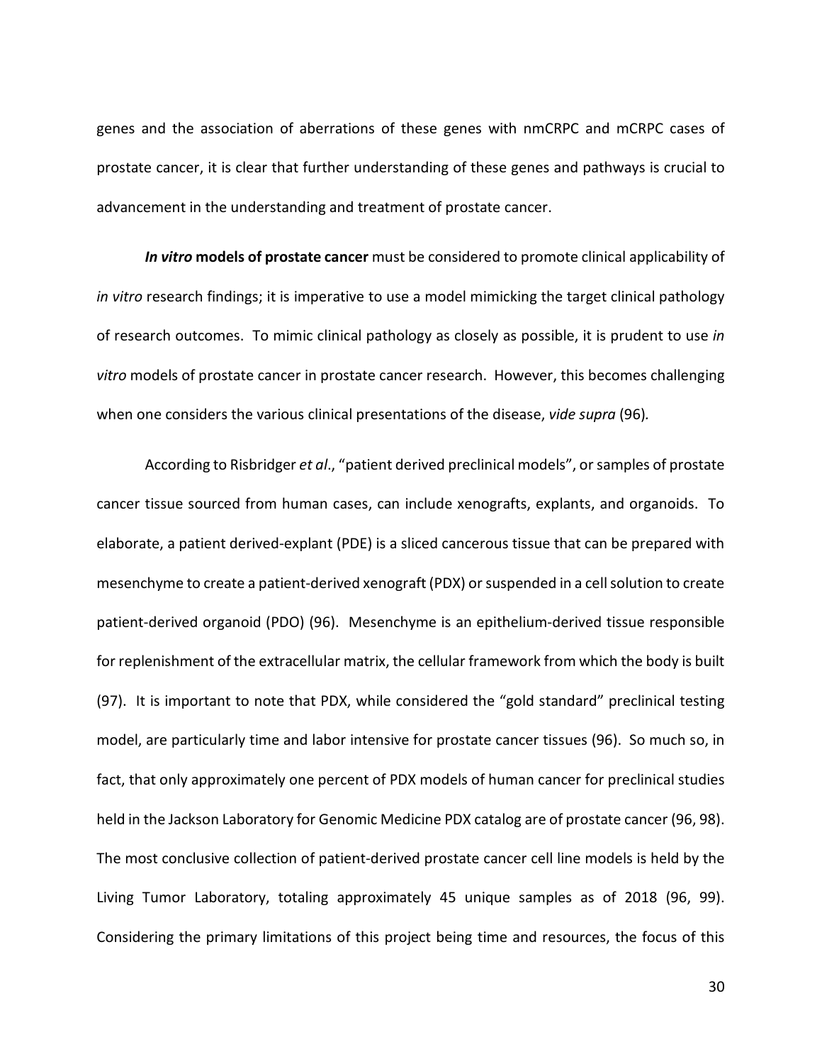genes and the association of aberrations of these genes with nmCRPC and mCRPC cases of prostate cancer, it is clear that further understanding of these genes and pathways is crucial to advancement in the understanding and treatment of prostate cancer.

***In vitro* models of prostate cancer** must be considered to promote clinical applicability of *in vitro* research findings; it is imperative to use a model mimicking the target clinical pathology of research outcomes. To mimic clinical pathology as closely as possible, it is prudent to use *in vitro* models of prostate cancer in prostate cancer research. However, this becomes challenging when one considers the various clinical presentations of the disease, *vide supra* (96).

According to Risbridger *et al*., "patient derived preclinical models", or samples of prostate cancer tissue sourced from human cases, can include xenografts, explants, and organoids. To elaborate, a patient derived-explant (PDE) is a sliced cancerous tissue that can be prepared with mesenchyme to create a patient-derived xenograft (PDX) or suspended in a cell solution to create patient-derived organoid (PDO) (96). Mesenchyme is an epithelium-derived tissue responsible for replenishment of the extracellular matrix, the cellular framework from which the body is built (97). It is important to note that PDX, while considered the "gold standard" preclinical testing model, are particularly time and labor intensive for prostate cancer tissues (96). So much so, in fact, that only approximately one percent of PDX models of human cancer for preclinical studies held in the Jackson Laboratory for Genomic Medicine PDX catalog are of prostate cancer (96, 98). The most conclusive collection of patient-derived prostate cancer cell line models is held by the Living Tumor Laboratory, totaling approximately 45 unique samples as of 2018 (96, 99). Considering the primary limitations of this project being time and resources, the focus of this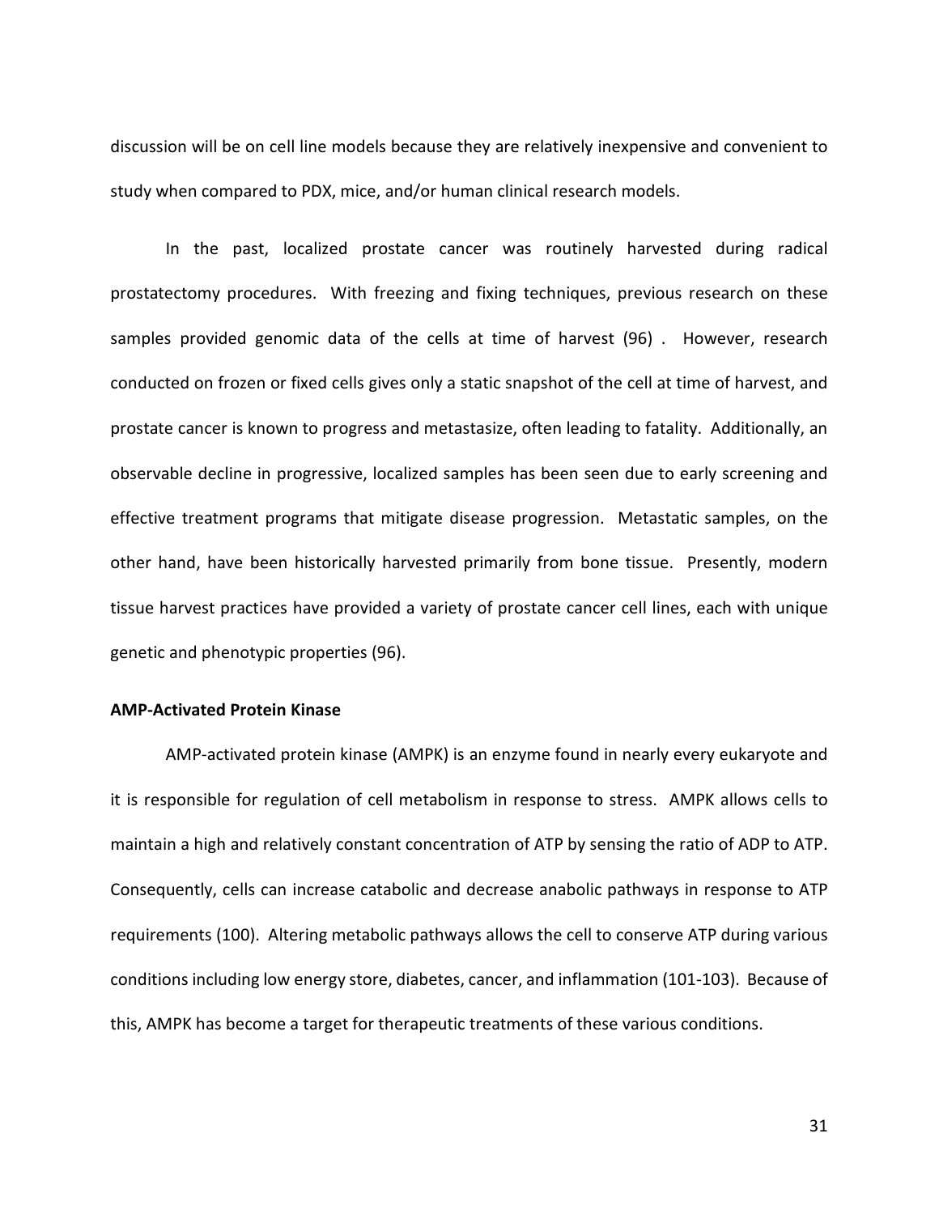discussion will be on cell line models because they are relatively inexpensive and convenient to study when compared to PDX, mice, and/or human clinical research models.

In the past, localized prostate cancer was routinely harvested during radical prostatectomy procedures. With freezing and fixing techniques, previous research on these samples provided genomic data of the cells at time of harvest (96) . However, research conducted on frozen or fixed cells gives only a static snapshot of the cell at time of harvest, and prostate cancer is known to progress and metastasize, often leading to fatality. Additionally, an observable decline in progressive, localized samples has been seen due to early screening and effective treatment programs that mitigate disease progression. Metastatic samples, on the other hand, have been historically harvested primarily from bone tissue. Presently, modern tissue harvest practices have provided a variety of prostate cancer cell lines, each with unique genetic and phenotypic properties (96).

**AMP-Activated Protein Kinase**

AMP-activated protein kinase (AMPK) is an enzyme found in nearly every eukaryote and it is responsible for regulation of cell metabolism in response to stress. AMPK allows cells to maintain a high and relatively constant concentration of ATP by sensing the ratio of ADP to ATP. Consequently, cells can increase catabolic and decrease anabolic pathways in response to ATP requirements (100). Altering metabolic pathways allows the cell to conserve ATP during various conditions including low energy store, diabetes, cancer, and inflammation (101-103). Because of this, AMPK has become a target for therapeutic treatments of these various conditions.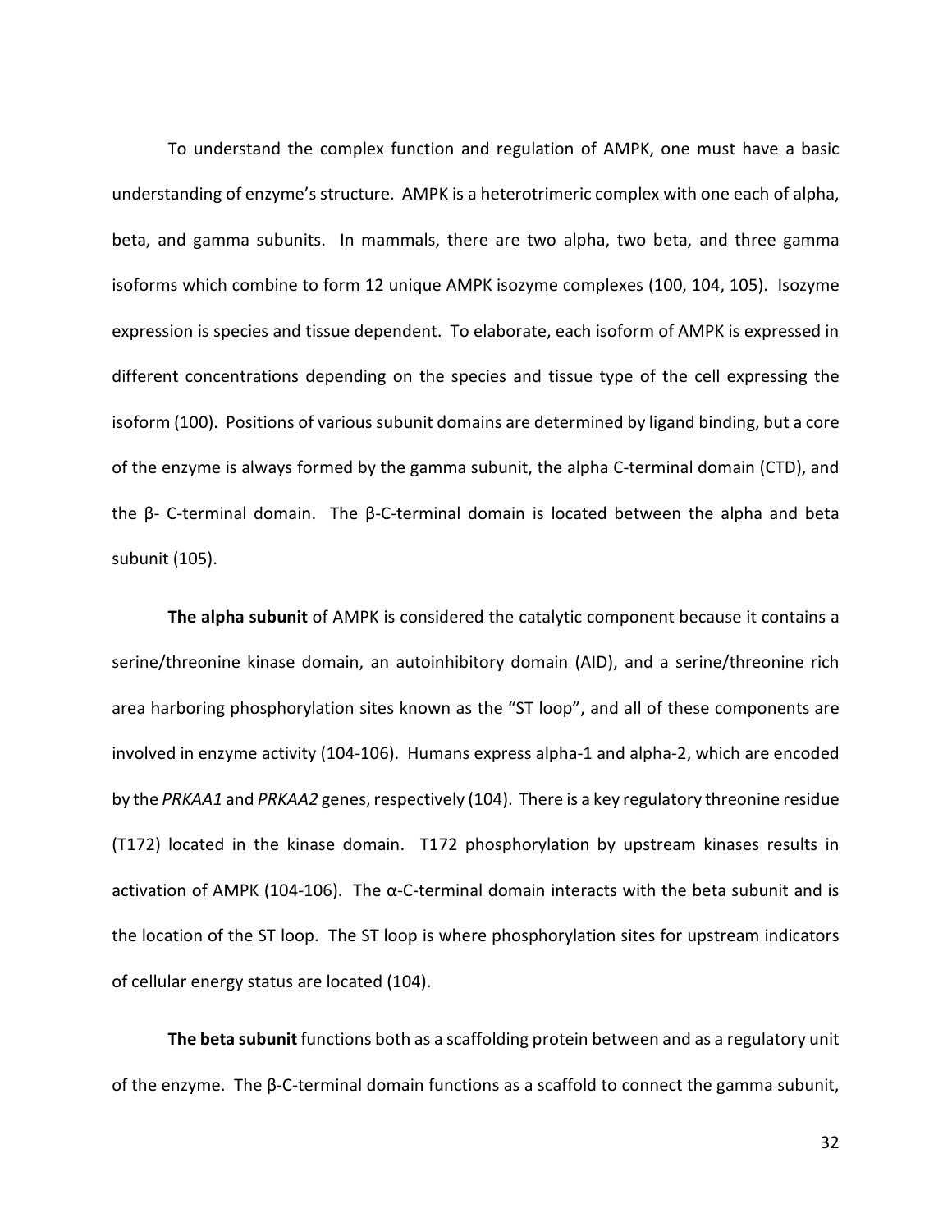To understand the complex function and regulation of AMPK, one must have a basic understanding of enzyme's structure. AMPK is a heterotrimeric complex with one each of alpha, beta, and gamma subunits. In mammals, there are two alpha, two beta, and three gamma isoforms which combine to form 12 unique AMPK isozyme complexes (100, 104, 105). Isozyme expression is species and tissue dependent. To elaborate, each isoform of AMPK is expressed in different concentrations depending on the species and tissue type of the cell expressing the isoform (100). Positions of various subunit domains are determined by ligand binding, but a core of the enzyme is always formed by the gamma subunit, the alpha C-terminal domain (CTD), and the β- C-terminal domain. The β-C-terminal domain is located between the alpha and beta subunit (105).

**The alpha subunit** of AMPK is considered the catalytic component because it contains a serine/threonine kinase domain, an autoinhibitory domain (AID), and a serine/threonine rich area harboring phosphorylation sites known as the "ST loop", and all of these components are involved in enzyme activity (104-106). Humans express alpha-1 and alpha-2, which are encoded by the *PRKAA1* and *PRKAA2* genes, respectively (104). There is a key regulatory threonine residue (T172) located in the kinase domain. T172 phosphorylation by upstream kinases results in activation of AMPK (104-106). The α-C-terminal domain interacts with the beta subunit and is the location of the ST loop. The ST loop is where phosphorylation sites for upstream indicators of cellular energy status are located (104).

**The beta subunit** functions both as a scaffolding protein between and as a regulatory unit of the enzyme. The β-C-terminal domain functions as a scaffold to connect the gamma subunit,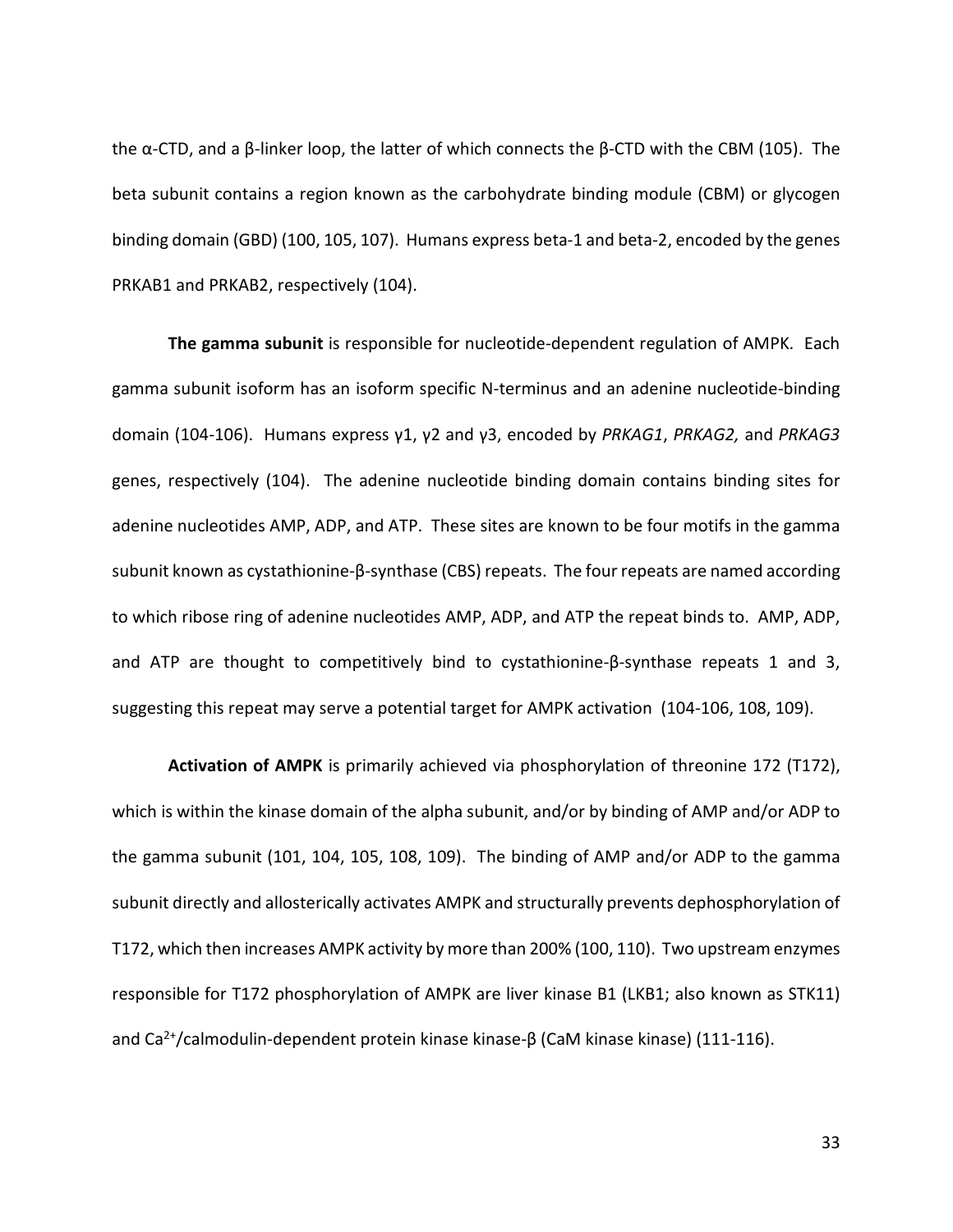the α-CTD, and a β-linker loop, the latter of which connects the β-CTD with the CBM (105). The beta subunit contains a region known as the carbohydrate binding module (CBM) or glycogen binding domain (GBD) (100, 105, 107). Humans express beta-1 and beta-2, encoded by the genes PRKAB1 and PRKAB2, respectively (104).

**The gamma subunit** is responsible for nucleotide-dependent regulation of AMPK. Each gamma subunit isoform has an isoform specific N-terminus and an adenine nucleotide-binding domain (104-106). Humans express γ1, γ2 and γ3, encoded by *PRKAG1*, *PRKAG2,* and *PRKAG3* genes, respectively (104). The adenine nucleotide binding domain contains binding sites for adenine nucleotides AMP, ADP, and ATP. These sites are known to be four motifs in the gamma subunit known as cystathionine-β-synthase (CBS) repeats. The four repeats are named according to which ribose ring of adenine nucleotides AMP, ADP, and ATP the repeat binds to. AMP, ADP, and ATP are thought to competitively bind to cystathionine-β-synthase repeats 1 and 3, suggesting this repeat may serve a potential target for AMPK activation (104-106, 108, 109).

**Activation of AMPK** is primarily achieved via phosphorylation of threonine 172 (T172), which is within the kinase domain of the alpha subunit, and/or by binding of AMP and/or ADP to the gamma subunit (101, 104, 105, 108, 109). The binding of AMP and/or ADP to the gamma subunit directly and allosterically activates AMPK and structurally prevents dephosphorylation of T172, which then increases AMPK activity by more than 200% (100, 110). Two upstream enzymes responsible for T172 phosphorylation of AMPK are liver kinase B1 (LKB1; also known as STK11) and $Ca^{2+}$/calmodulin-dependent protein kinase kinase-β (CaM kinase kinase) (111-116).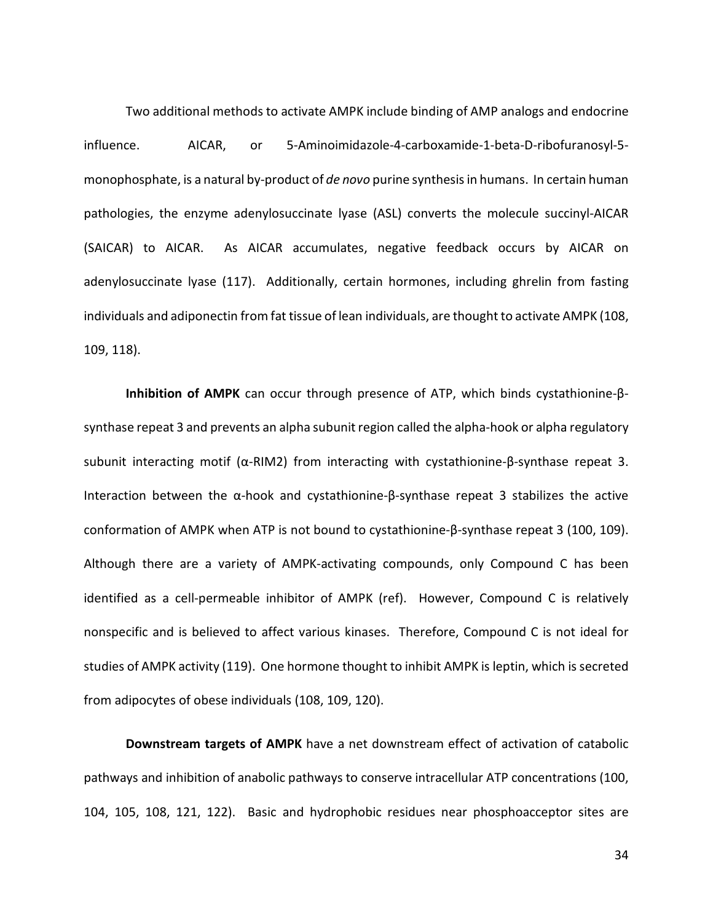Two additional methods to activate AMPK include binding of AMP analogs and endocrine influence. AICAR, or 5-Aminoimidazole-4-carboxamide-1-beta-D-ribofuranosyl-5-monophosphate, is a natural by-product of *de novo* purine synthesis in humans. In certain human pathologies, the enzyme adenylosuccinate lyase (ASL) converts the molecule succinyl-AICAR (SAICAR) to AICAR. As AICAR accumulates, negative feedback occurs by AICAR on adenylosuccinate lyase (117). Additionally, certain hormones, including ghrelin from fasting individuals and adiponectin from fat tissue of lean individuals, are thought to activate AMPK (108, 109, 118).

**Inhibition of AMPK** can occur through presence of ATP, which binds cystathionine-β-synthase repeat 3 and prevents an alpha subunit region called the alpha-hook or alpha regulatory subunit interacting motif (α-RIM2) from interacting with cystathionine-β-synthase repeat 3. Interaction between the α-hook and cystathionine-β-synthase repeat 3 stabilizes the active conformation of AMPK when ATP is not bound to cystathionine-β-synthase repeat 3 (100, 109). Although there are a variety of AMPK-activating compounds, only Compound C has been identified as a cell-permeable inhibitor of AMPK (ref). However, Compound C is relatively nonspecific and is believed to affect various kinases. Therefore, Compound C is not ideal for studies of AMPK activity (119). One hormone thought to inhibit AMPK is leptin, which is secreted from adipocytes of obese individuals (108, 109, 120).

**Downstream targets of AMPK** have a net downstream effect of activation of catabolic pathways and inhibition of anabolic pathways to conserve intracellular ATP concentrations (100, 104, 105, 108, 121, 122). Basic and hydrophobic residues near phosphoacceptor sites are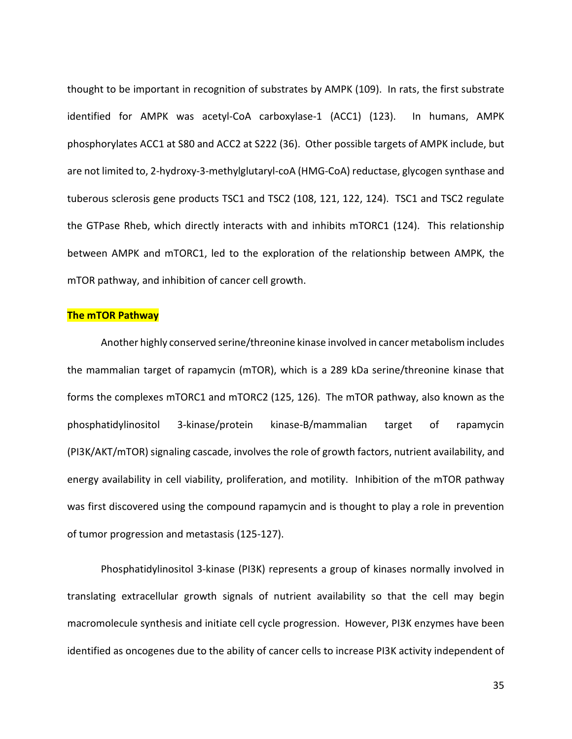thought to be important in recognition of substrates by AMPK (109). In rats, the first substrate identified for AMPK was acetyl-CoA carboxylase-1 (ACC1) (123). In humans, AMPK phosphorylates ACC1 at S80 and ACC2 at S222 (36). Other possible targets of AMPK include, but are not limited to, 2-hydroxy-3-methylglutaryl-coA (HMG-CoA) reductase, glycogen synthase and tuberous sclerosis gene products TSC1 and TSC2 (108, 121, 122, 124). TSC1 and TSC2 regulate the GTPase Rheb, which directly interacts with and inhibits mTORC1 (124). This relationship between AMPK and mTORC1, led to the exploration of the relationship between AMPK, the mTOR pathway, and inhibition of cancer cell growth.

## The mTOR Pathway

Another highly conserved serine/threonine kinase involved in cancer metabolism includes the mammalian target of rapamycin (mTOR), which is a 289 kDa serine/threonine kinase that forms the complexes mTORC1 and mTORC2 (125, 126). The mTOR pathway, also known as the phosphatidylinositol 3-kinase/protein kinase-B/mammalian target of rapamycin (PI3K/AKT/mTOR) signaling cascade, involves the role of growth factors, nutrient availability, and energy availability in cell viability, proliferation, and motility. Inhibition of the mTOR pathway was first discovered using the compound rapamycin and is thought to play a role in prevention of tumor progression and metastasis (125-127).

Phosphatidylinositol 3-kinase (PI3K) represents a group of kinases normally involved in translating extracellular growth signals of nutrient availability so that the cell may begin macromolecule synthesis and initiate cell cycle progression. However, PI3K enzymes have been identified as oncogenes due to the ability of cancer cells to increase PI3K activity independent of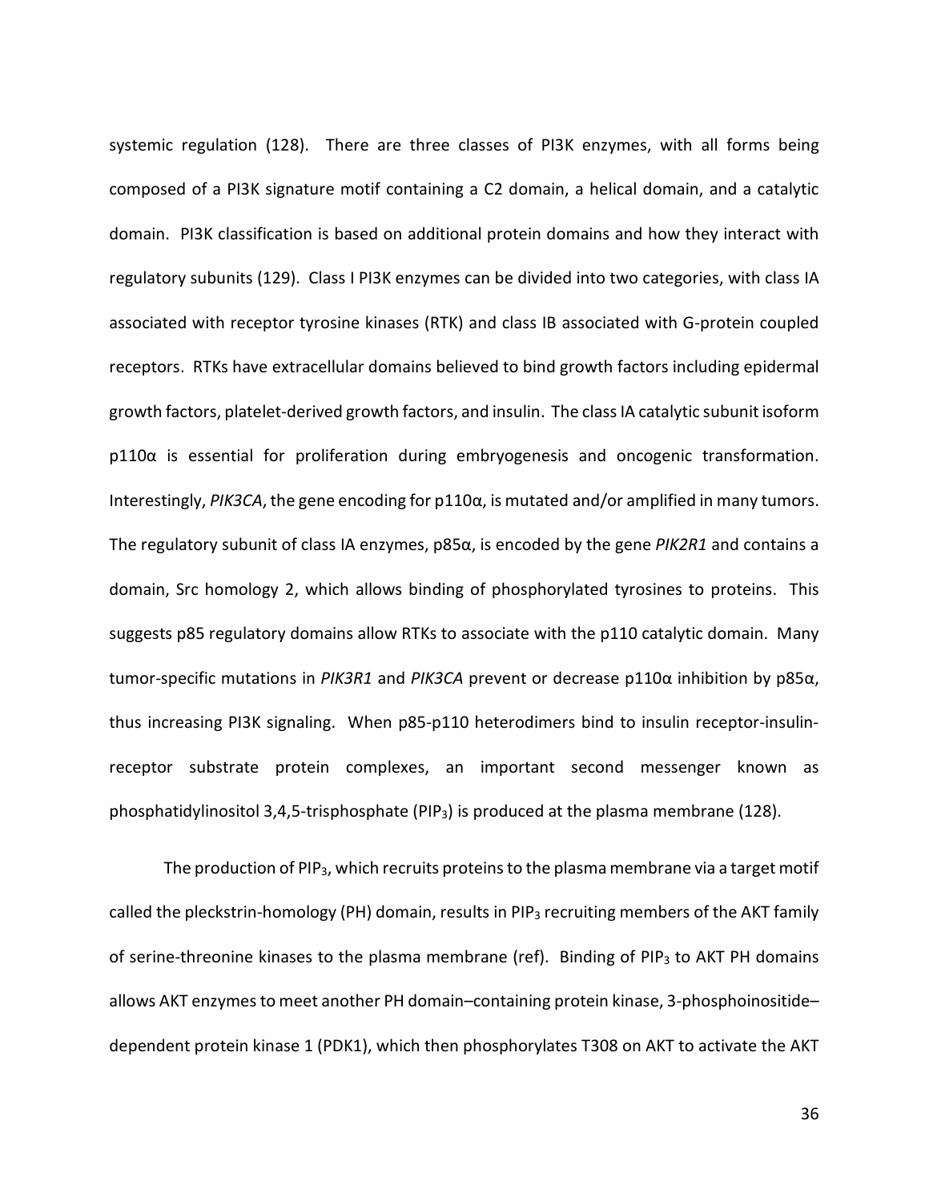systemic regulation (128). There are three classes of PI3K enzymes, with all forms being composed of a PI3K signature motif containing a C2 domain, a helical domain, and a catalytic domain. PI3K classification is based on additional protein domains and how they interact with regulatory subunits (129). Class I PI3K enzymes can be divided into two categories, with class IA associated with receptor tyrosine kinases (RTK) and class IB associated with G-protein coupled receptors. RTKs have extracellular domains believed to bind growth factors including epidermal growth factors, platelet-derived growth factors, and insulin. The class IA catalytic subunit isoform p110α is essential for proliferation during embryogenesis and oncogenic transformation. Interestingly, *PIK3CA*, the gene encoding for p110α, is mutated and/or amplified in many tumors. The regulatory subunit of class IA enzymes, p85α, is encoded by the gene *PIK2R1* and contains a domain, Src homology 2, which allows binding of phosphorylated tyrosines to proteins. This suggests p85 regulatory domains allow RTKs to associate with the p110 catalytic domain. Many tumor-specific mutations in *PIK3R1* and *PIK3CA* prevent or decrease p110α inhibition by p85α, thus increasing PI3K signaling. When p85-p110 heterodimers bind to insulin receptor-insulin-receptor substrate protein complexes, an important second messenger known as phosphatidylinositol 3,4,5-trisphosphate ($PIP_3$) is produced at the plasma membrane (128).

The production of $PIP_3$, which recruits proteins to the plasma membrane via a target motif called the pleckstrin-homology (PH) domain, results in $PIP_3$ recruiting members of the AKT family of serine-threonine kinases to the plasma membrane (ref). Binding of $PIP_3$ to AKT PH domains allows AKT enzymes to meet another PH domain–containing protein kinase, 3-phosphoinositide–dependent protein kinase 1 (PDK1), which then phosphorylates T308 on AKT to activate the AKT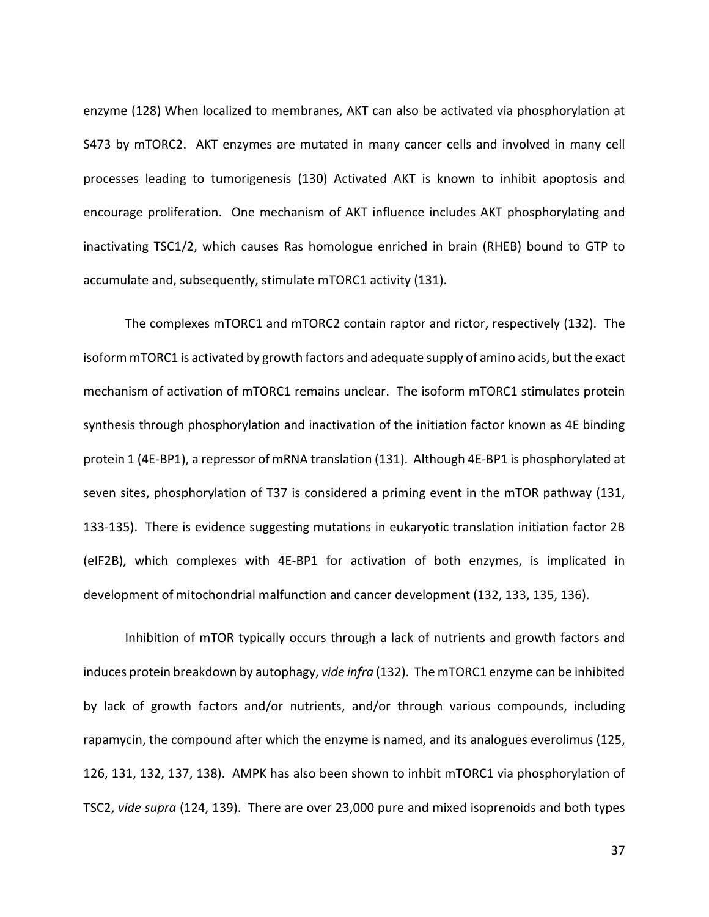enzyme (128) When localized to membranes, AKT can also be activated via phosphorylation at S473 by mTORC2. AKT enzymes are mutated in many cancer cells and involved in many cell processes leading to tumorigenesis (130) Activated AKT is known to inhibit apoptosis and encourage proliferation. One mechanism of AKT influence includes AKT phosphorylating and inactivating TSC1/2, which causes Ras homologue enriched in brain (RHEB) bound to GTP to accumulate and, subsequently, stimulate mTORC1 activity (131).

The complexes mTORC1 and mTORC2 contain raptor and rictor, respectively (132). The isoform mTORC1 is activated by growth factors and adequate supply of amino acids, but the exact mechanism of activation of mTORC1 remains unclear. The isoform mTORC1 stimulates protein synthesis through phosphorylation and inactivation of the initiation factor known as 4E binding protein 1 (4E-BP1), a repressor of mRNA translation (131). Although 4E-BP1 is phosphorylated at seven sites, phosphorylation of T37 is considered a priming event in the mTOR pathway (131, 133-135). There is evidence suggesting mutations in eukaryotic translation initiation factor 2B (eIF2B), which complexes with 4E-BP1 for activation of both enzymes, is implicated in development of mitochondrial malfunction and cancer development (132, 133, 135, 136).

Inhibition of mTOR typically occurs through a lack of nutrients and growth factors and induces protein breakdown by autophagy, *vide infra* (132). The mTORC1 enzyme can be inhibited by lack of growth factors and/or nutrients, and/or through various compounds, including rapamycin, the compound after which the enzyme is named, and its analogues everolimus (125, 126, 131, 132, 137, 138). AMPK has also been shown to inhbit mTORC1 via phosphorylation of TSC2, *vide supra* (124, 139). There are over 23,000 pure and mixed isoprenoids and both types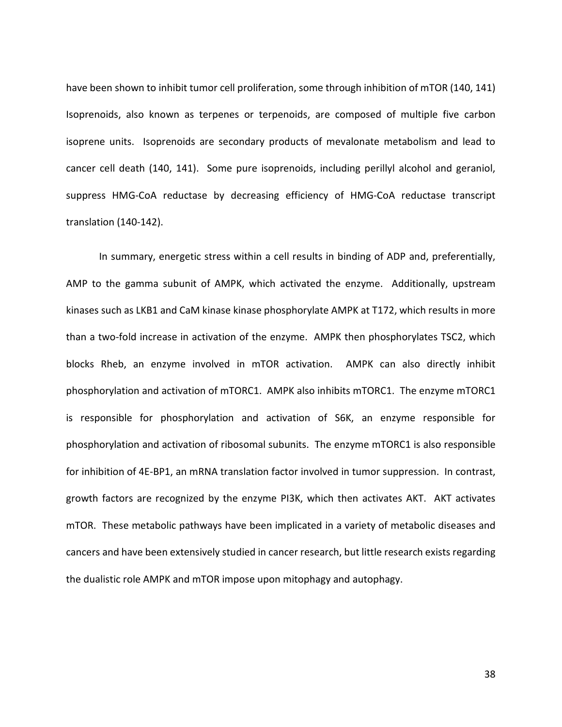have been shown to inhibit tumor cell proliferation, some through inhibition of mTOR (140, 141) Isoprenoids, also known as terpenes or terpenoids, are composed of multiple five carbon isoprene units. Isoprenoids are secondary products of mevalonate metabolism and lead to cancer cell death (140, 141). Some pure isoprenoids, including perillyl alcohol and geraniol, suppress HMG-CoA reductase by decreasing efficiency of HMG-CoA reductase transcript translation (140-142).

In summary, energetic stress within a cell results in binding of ADP and, preferentially, AMP to the gamma subunit of AMPK, which activated the enzyme. Additionally, upstream kinases such as LKB1 and CaM kinase kinase phosphorylate AMPK at T172, which results in more than a two-fold increase in activation of the enzyme. AMPK then phosphorylates TSC2, which blocks Rheb, an enzyme involved in mTOR activation. AMPK can also directly inhibit phosphorylation and activation of mTORC1. AMPK also inhibits mTORC1. The enzyme mTORC1 is responsible for phosphorylation and activation of S6K, an enzyme responsible for phosphorylation and activation of ribosomal subunits. The enzyme mTORC1 is also responsible for inhibition of 4E-BP1, an mRNA translation factor involved in tumor suppression. In contrast, growth factors are recognized by the enzyme PI3K, which then activates AKT. AKT activates mTOR. These metabolic pathways have been implicated in a variety of metabolic diseases and cancers and have been extensively studied in cancer research, but little research exists regarding the dualistic role AMPK and mTOR impose upon mitophagy and autophagy.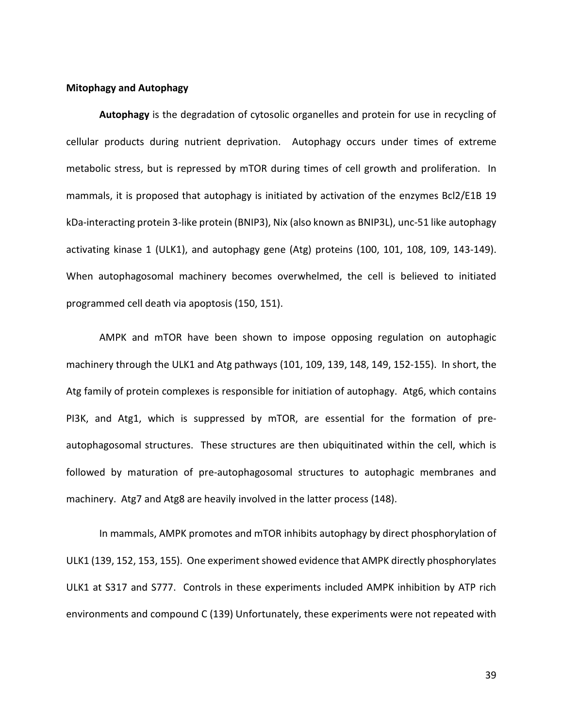**Mitophagy and Autophagy**

**Autophagy** is the degradation of cytosolic organelles and protein for use in recycling of cellular products during nutrient deprivation. Autophagy occurs under times of extreme metabolic stress, but is repressed by mTOR during times of cell growth and proliferation. In mammals, it is proposed that autophagy is initiated by activation of the enzymes Bcl2/E1B 19 kDa-interacting protein 3-like protein (BNIP3), Nix (also known as BNIP3L), unc-51 like autophagy activating kinase 1 (ULK1), and autophagy gene (Atg) proteins (100, 101, 108, 109, 143-149). When autophagosomal machinery becomes overwhelmed, the cell is believed to initiated programmed cell death via apoptosis (150, 151).

AMPK and mTOR have been shown to impose opposing regulation on autophagic machinery through the ULK1 and Atg pathways (101, 109, 139, 148, 149, 152-155). In short, the Atg family of protein complexes is responsible for initiation of autophagy. Atg6, which contains PI3K, and Atg1, which is suppressed by mTOR, are essential for the formation of pre-autophagosomal structures. These structures are then ubiquitinated within the cell, which is followed by maturation of pre-autophagosomal structures to autophagic membranes and machinery. Atg7 and Atg8 are heavily involved in the latter process (148).

In mammals, AMPK promotes and mTOR inhibits autophagy by direct phosphorylation of ULK1 (139, 152, 153, 155). One experiment showed evidence that AMPK directly phosphorylates ULK1 at S317 and S777. Controls in these experiments included AMPK inhibition by ATP rich environments and compound C (139) Unfortunately, these experiments were not repeated with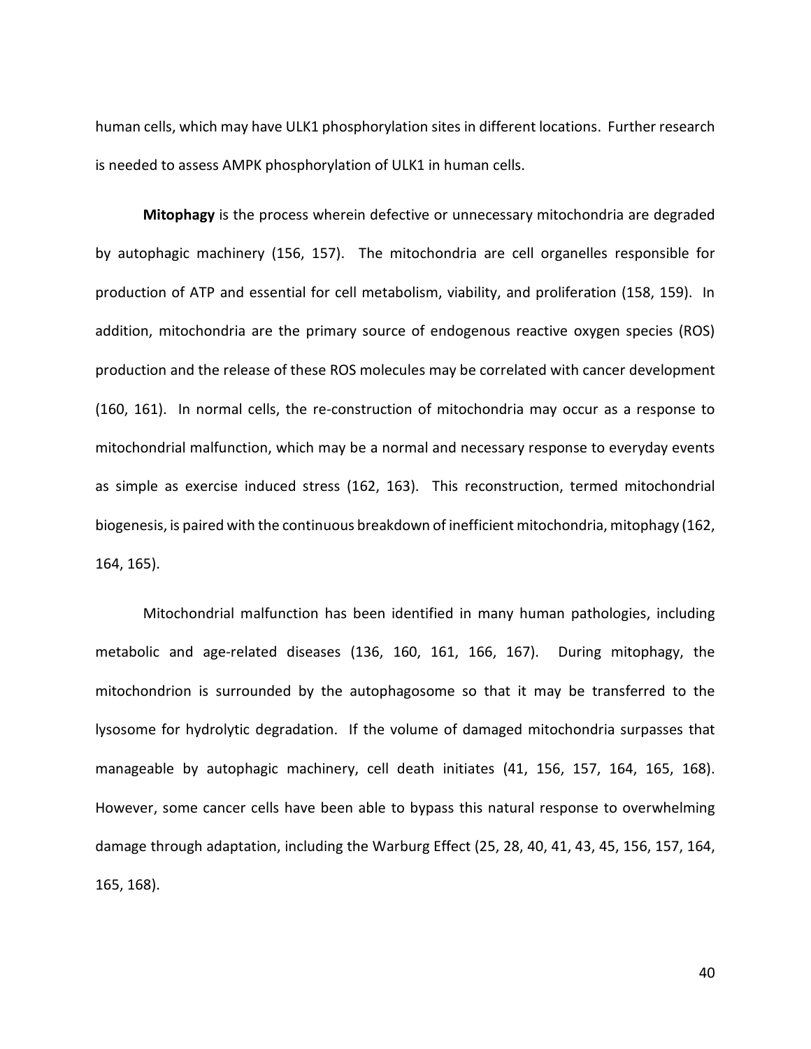human cells, which may have ULK1 phosphorylation sites in different locations. Further research is needed to assess AMPK phosphorylation of ULK1 in human cells.

**Mitophagy** is the process wherein defective or unnecessary mitochondria are degraded by autophagic machinery (156, 157). The mitochondria are cell organelles responsible for production of ATP and essential for cell metabolism, viability, and proliferation (158, 159). In addition, mitochondria are the primary source of endogenous reactive oxygen species (ROS) production and the release of these ROS molecules may be correlated with cancer development (160, 161). In normal cells, the re-construction of mitochondria may occur as a response to mitochondrial malfunction, which may be a normal and necessary response to everyday events as simple as exercise induced stress (162, 163). This reconstruction, termed mitochondrial biogenesis, is paired with the continuous breakdown of inefficient mitochondria, mitophagy (162, 164, 165).

Mitochondrial malfunction has been identified in many human pathologies, including metabolic and age-related diseases (136, 160, 161, 166, 167). During mitophagy, the mitochondrion is surrounded by the autophagosome so that it may be transferred to the lysosome for hydrolytic degradation. If the volume of damaged mitochondria surpasses that manageable by autophagic machinery, cell death initiates (41, 156, 157, 164, 165, 168). However, some cancer cells have been able to bypass this natural response to overwhelming damage through adaptation, including the Warburg Effect (25, 28, 40, 41, 43, 45, 156, 157, 164, 165, 168).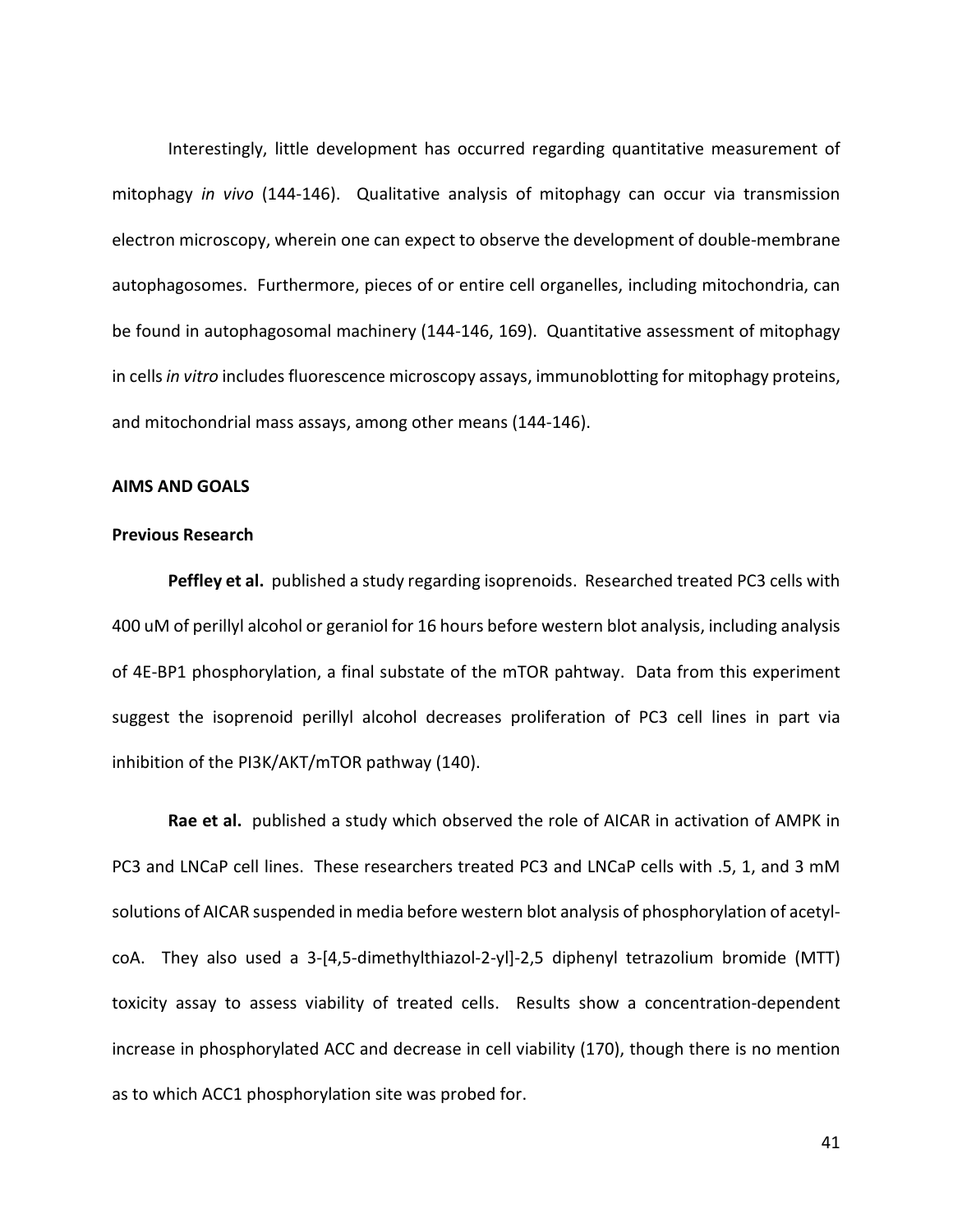Interestingly, little development has occurred regarding quantitative measurement of mitophagy *in vivo* (144-146). Qualitative analysis of mitophagy can occur via transmission electron microscopy, wherein one can expect to observe the development of double-membrane autophagosomes. Furthermore, pieces of or entire cell organelles, including mitochondria, can be found in autophagosomal machinery (144-146, 169). Quantitative assessment of mitophagy in cells *in vitro* includes fluorescence microscopy assays, immunoblotting for mitophagy proteins, and mitochondrial mass assays, among other means (144-146).

## AIMS AND GOALS

### Previous Research

**Peffley et al.** published a study regarding isoprenoids. Researched treated PC3 cells with 400 uM of perillyl alcohol or geraniol for 16 hours before western blot analysis, including analysis of 4E-BP1 phosphorylation, a final substate of the mTOR pahtway. Data from this experiment suggest the isoprenoid perillyl alcohol decreases proliferation of PC3 cell lines in part via inhibition of the PI3K/AKT/mTOR pathway (140).

**Rae et al.** published a study which observed the role of AICAR in activation of AMPK in PC3 and LNCaP cell lines. These researchers treated PC3 and LNCaP cells with .5, 1, and 3 mM solutions of AICAR suspended in media before western blot analysis of phosphorylation of acetyl-coA. They also used a 3-[4,5-dimethylthiazol-2-yl]-2,5 diphenyl tetrazolium bromide (MTT) toxicity assay to assess viability of treated cells. Results show a concentration-dependent increase in phosphorylated ACC and decrease in cell viability (170), though there is no mention as to which ACC1 phosphorylation site was probed for.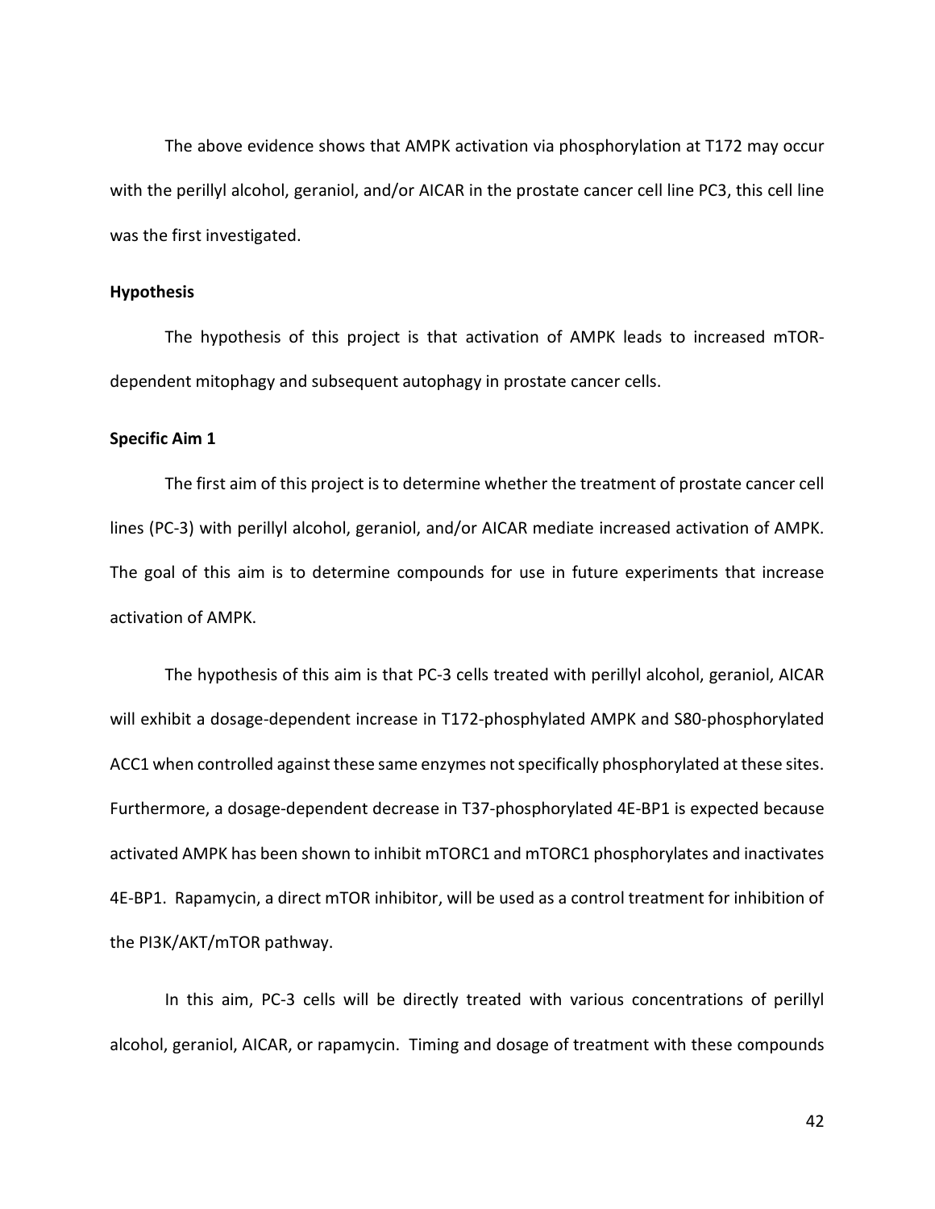The above evidence shows that AMPK activation via phosphorylation at T172 may occur with the perillyl alcohol, geraniol, and/or AICAR in the prostate cancer cell line PC3, this cell line was the first investigated.

**Hypothesis**

The hypothesis of this project is that activation of AMPK leads to increased mTOR-dependent mitophagy and subsequent autophagy in prostate cancer cells.

**Specific Aim 1**

The first aim of this project is to determine whether the treatment of prostate cancer cell lines (PC-3) with perillyl alcohol, geraniol, and/or AICAR mediate increased activation of AMPK. The goal of this aim is to determine compounds for use in future experiments that increase activation of AMPK.

The hypothesis of this aim is that PC-3 cells treated with perillyl alcohol, geraniol, AICAR will exhibit a dosage-dependent increase in T172-phosphylated AMPK and S80-phosphorylated ACC1 when controlled against these same enzymes not specifically phosphorylated at these sites. Furthermore, a dosage-dependent decrease in T37-phosphorylated 4E-BP1 is expected because activated AMPK has been shown to inhibit mTORC1 and mTORC1 phosphorylates and inactivates 4E-BP1. Rapamycin, a direct mTOR inhibitor, will be used as a control treatment for inhibition of the PI3K/AKT/mTOR pathway.

In this aim, PC-3 cells will be directly treated with various concentrations of perillyl alcohol, geraniol, AICAR, or rapamycin. Timing and dosage of treatment with these compounds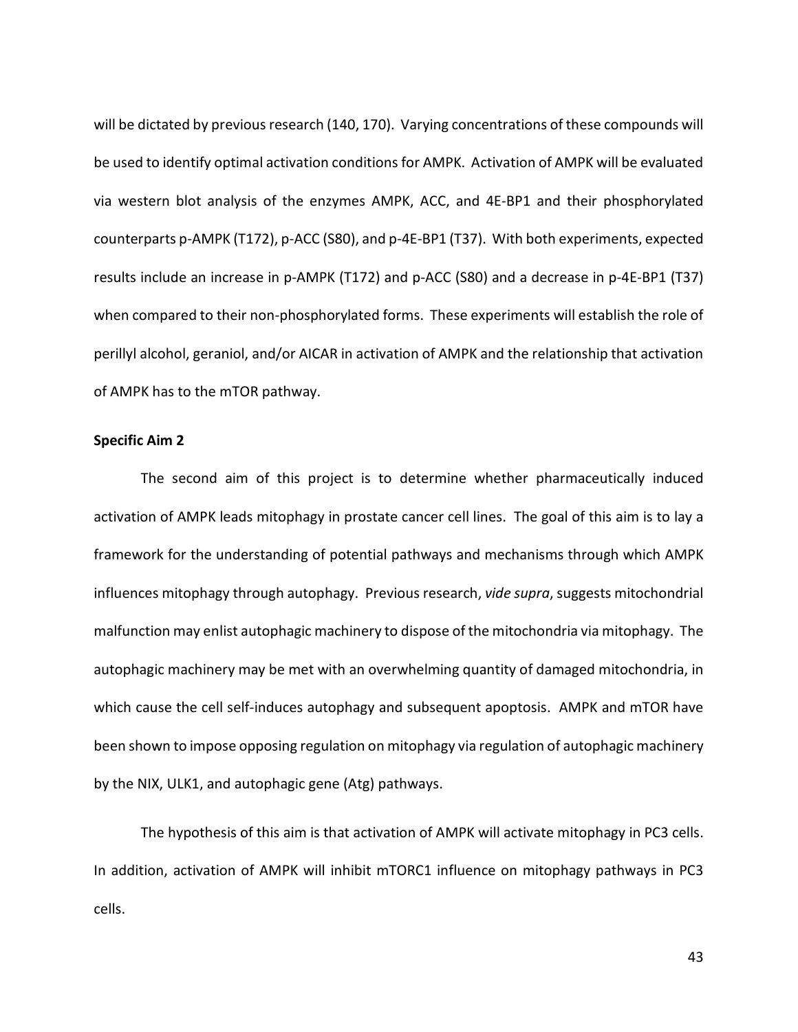will be dictated by previous research (140, 170). Varying concentrations of these compounds will be used to identify optimal activation conditions for AMPK. Activation of AMPK will be evaluated via western blot analysis of the enzymes AMPK, ACC, and 4E-BP1 and their phosphorylated counterparts p-AMPK (T172), p-ACC (S80), and p-4E-BP1 (T37). With both experiments, expected results include an increase in p-AMPK (T172) and p-ACC (S80) and a decrease in p-4E-BP1 (T37) when compared to their non-phosphorylated forms. These experiments will establish the role of perillyl alcohol, geraniol, and/or AICAR in activation of AMPK and the relationship that activation of AMPK has to the mTOR pathway.

**Specific Aim 2**

The second aim of this project is to determine whether pharmaceutically induced activation of AMPK leads mitophagy in prostate cancer cell lines. The goal of this aim is to lay a framework for the understanding of potential pathways and mechanisms through which AMPK influences mitophagy through autophagy. Previous research, *vide supra*, suggests mitochondrial malfunction may enlist autophagic machinery to dispose of the mitochondria via mitophagy. The autophagic machinery may be met with an overwhelming quantity of damaged mitochondria, in which cause the cell self-induces autophagy and subsequent apoptosis. AMPK and mTOR have been shown to impose opposing regulation on mitophagy via regulation of autophagic machinery by the NIX, ULK1, and autophagic gene (Atg) pathways.

The hypothesis of this aim is that activation of AMPK will activate mitophagy in PC3 cells. In addition, activation of AMPK will inhibit mTORC1 influence on mitophagy pathways in PC3 cells.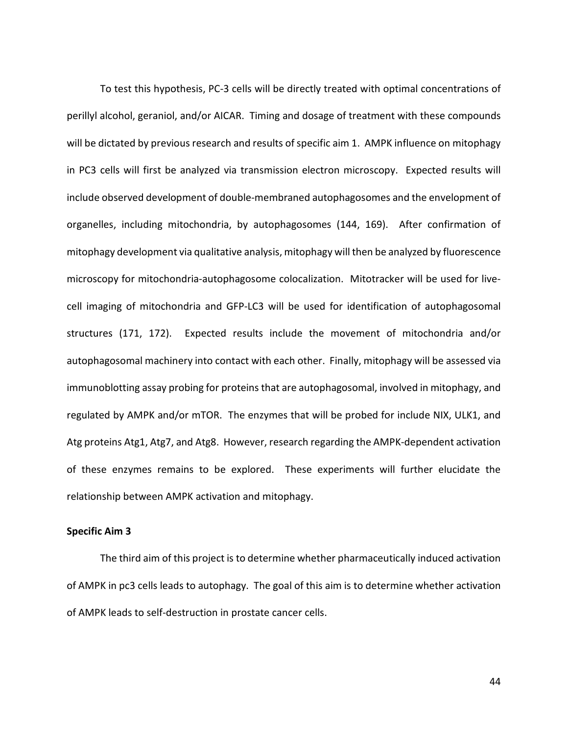To test this hypothesis, PC-3 cells will be directly treated with optimal concentrations of perillyl alcohol, geraniol, and/or AICAR. Timing and dosage of treatment with these compounds will be dictated by previous research and results of specific aim 1. AMPK influence on mitophagy in PC3 cells will first be analyzed via transmission electron microscopy. Expected results will include observed development of double-membraned autophagosomes and the envelopment of organelles, including mitochondria, by autophagosomes (144, 169). After confirmation of mitophagy development via qualitative analysis, mitophagy will then be analyzed by fluorescence microscopy for mitochondria-autophagosome colocalization. Mitotracker will be used for live-cell imaging of mitochondria and GFP-LC3 will be used for identification of autophagosomal structures (171, 172). Expected results include the movement of mitochondria and/or autophagosomal machinery into contact with each other. Finally, mitophagy will be assessed via immunoblotting assay probing for proteins that are autophagosomal, involved in mitophagy, and regulated by AMPK and/or mTOR. The enzymes that will be probed for include NIX, ULK1, and Atg proteins Atg1, Atg7, and Atg8. However, research regarding the AMPK-dependent activation of these enzymes remains to be explored. These experiments will further elucidate the relationship between AMPK activation and mitophagy.

**Specific Aim 3**

The third aim of this project is to determine whether pharmaceutically induced activation of AMPK in pc3 cells leads to autophagy. The goal of this aim is to determine whether activation of AMPK leads to self-destruction in prostate cancer cells.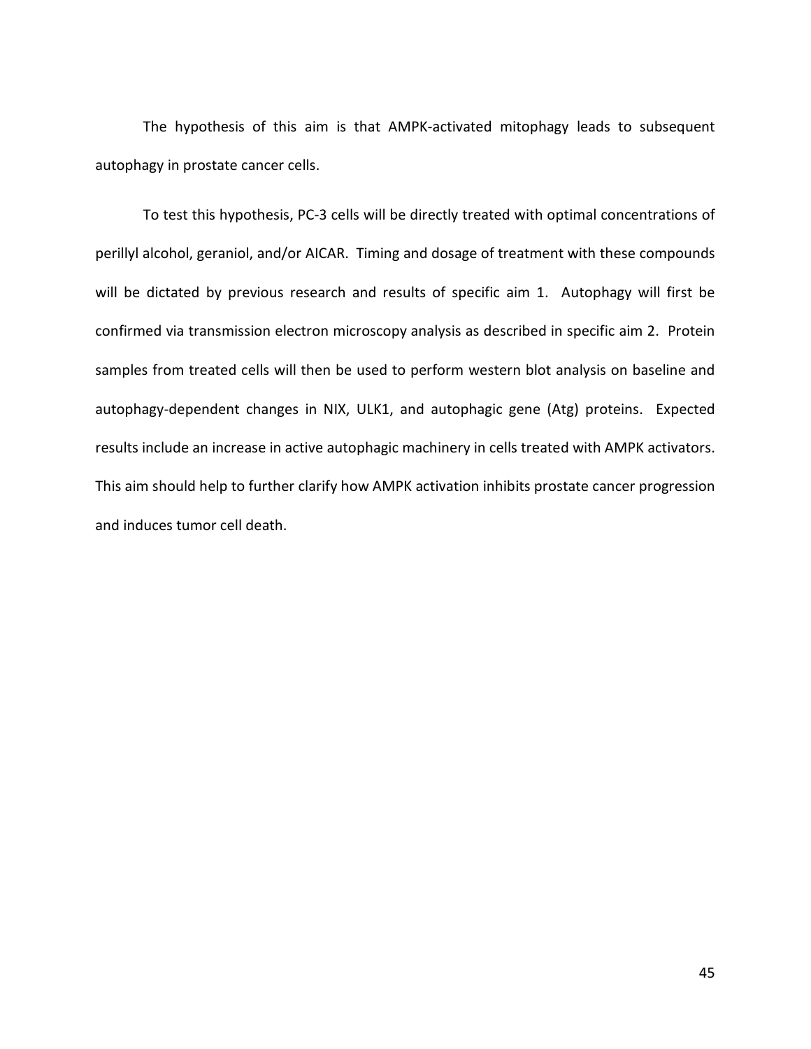The hypothesis of this aim is that AMPK-activated mitophagy leads to subsequent autophagy in prostate cancer cells.

To test this hypothesis, PC-3 cells will be directly treated with optimal concentrations of perillyl alcohol, geraniol, and/or AICAR. Timing and dosage of treatment with these compounds will be dictated by previous research and results of specific aim 1. Autophagy will first be confirmed via transmission electron microscopy analysis as described in specific aim 2. Protein samples from treated cells will then be used to perform western blot analysis on baseline and autophagy-dependent changes in NIX, ULK1, and autophagic gene (Atg) proteins. Expected results include an increase in active autophagic machinery in cells treated with AMPK activators. This aim should help to further clarify how AMPK activation inhibits prostate cancer progression and induces tumor cell death.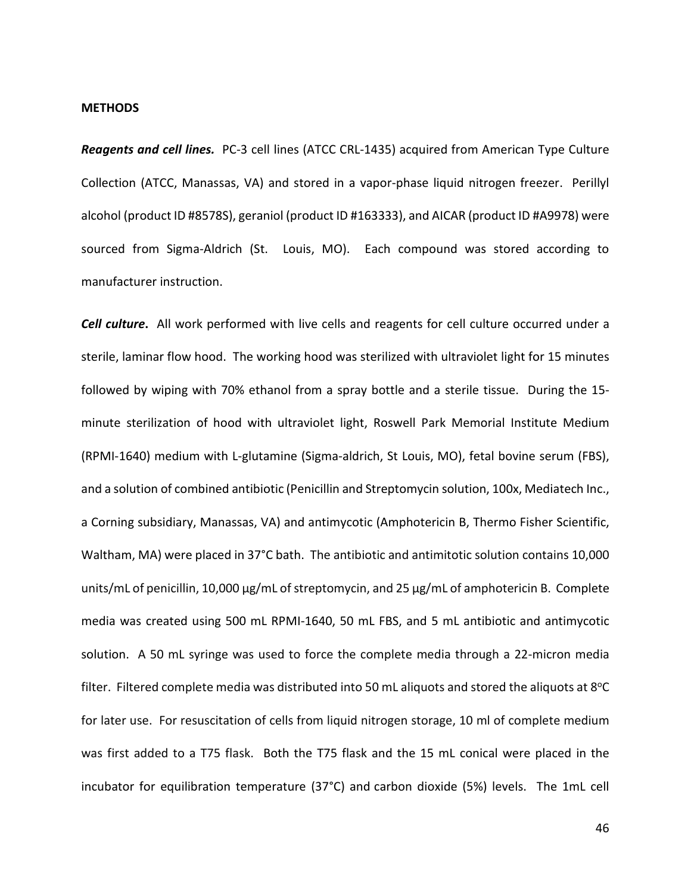**METHODS**

***Reagents and cell lines.*** PC-3 cell lines (ATCC CRL-1435) acquired from American Type Culture Collection (ATCC, Manassas, VA) and stored in a vapor-phase liquid nitrogen freezer. Perillyl alcohol (product ID #8578S), geraniol (product ID #163333), and AICAR (product ID #A9978) were sourced from Sigma-Aldrich (St. Louis, MO). Each compound was stored according to manufacturer instruction.

***Cell culture***. All work performed with live cells and reagents for cell culture occurred under a sterile, laminar flow hood. The working hood was sterilized with ultraviolet light for 15 minutes followed by wiping with 70% ethanol from a spray bottle and a sterile tissue. During the 15-minute sterilization of hood with ultraviolet light, Roswell Park Memorial Institute Medium (RPMI-1640) medium with L-glutamine (Sigma-aldrich, St Louis, MO), fetal bovine serum (FBS), and a solution of combined antibiotic (Penicillin and Streptomycin solution, 100x, Mediatech Inc., a Corning subsidiary, Manassas, VA) and antimycotic (Amphotericin B, Thermo Fisher Scientific, Waltham, MA) were placed in 37°C bath. The antibiotic and antimitotic solution contains 10,000 units/mL of penicillin, 10,000 µg/mL of streptomycin, and 25 µg/mL of amphotericin B. Complete media was created using 500 mL RPMI-1640, 50 mL FBS, and 5 mL antibiotic and antimycotic solution. A 50 mL syringe was used to force the complete media through a 22-micron media filter. Filtered complete media was distributed into 50 mL aliquots and stored the aliquots at 8°C for later use. For resuscitation of cells from liquid nitrogen storage, 10 ml of complete medium was first added to a T75 flask. Both the T75 flask and the 15 mL conical were placed in the incubator for equilibration temperature (37°C) and carbon dioxide (5%) levels. The 1mL cell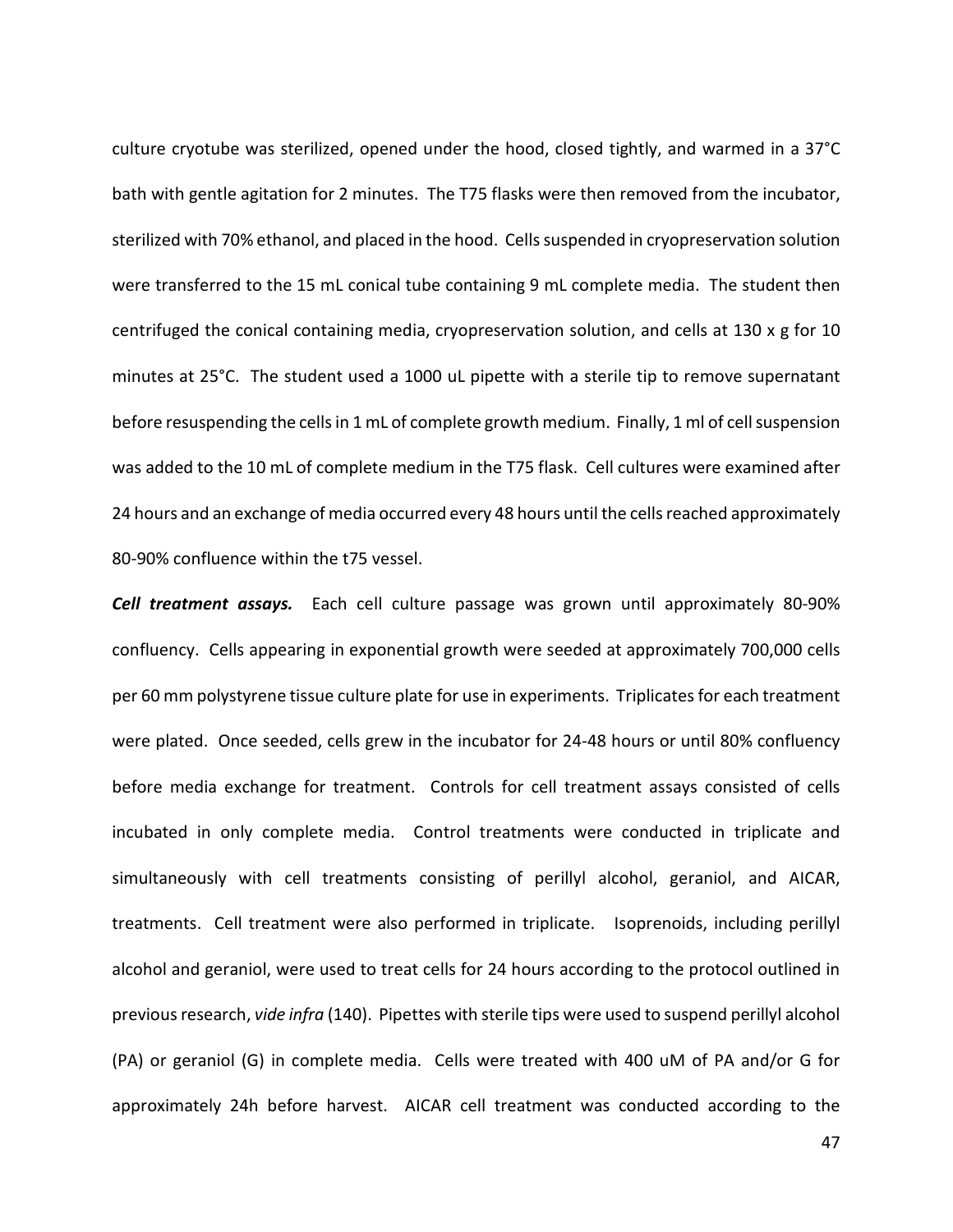culture cryotube was sterilized, opened under the hood, closed tightly, and warmed in a 37°C bath with gentle agitation for 2 minutes. The T75 flasks were then removed from the incubator, sterilized with 70% ethanol, and placed in the hood. Cells suspended in cryopreservation solution were transferred to the 15 mL conical tube containing 9 mL complete media. The student then centrifuged the conical containing media, cryopreservation solution, and cells at 130 x g for 10 minutes at 25°C. The student used a 1000 uL pipette with a sterile tip to remove supernatant before resuspending the cells in 1 mL of complete growth medium. Finally, 1 ml of cell suspension was added to the 10 mL of complete medium in the T75 flask. Cell cultures were examined after 24 hours and an exchange of media occurred every 48 hours until the cells reached approximately 80-90% confluence within the t75 vessel.

***Cell treatment assays.*** Each cell culture passage was grown until approximately 80-90% confluency. Cells appearing in exponential growth were seeded at approximately 700,000 cells per 60 mm polystyrene tissue culture plate for use in experiments. Triplicates for each treatment were plated. Once seeded, cells grew in the incubator for 24-48 hours or until 80% confluency before media exchange for treatment. Controls for cell treatment assays consisted of cells incubated in only complete media. Control treatments were conducted in triplicate and simultaneously with cell treatments consisting of perillyl alcohol, geraniol, and AICAR, treatments. Cell treatment were also performed in triplicate. Isoprenoids, including perillyl alcohol and geraniol, were used to treat cells for 24 hours according to the protocol outlined in previous research, *vide infra* (140). Pipettes with sterile tips were used to suspend perillyl alcohol (PA) or geraniol (G) in complete media. Cells were treated with 400 uM of PA and/or G for approximately 24h before harvest. AICAR cell treatment was conducted according to the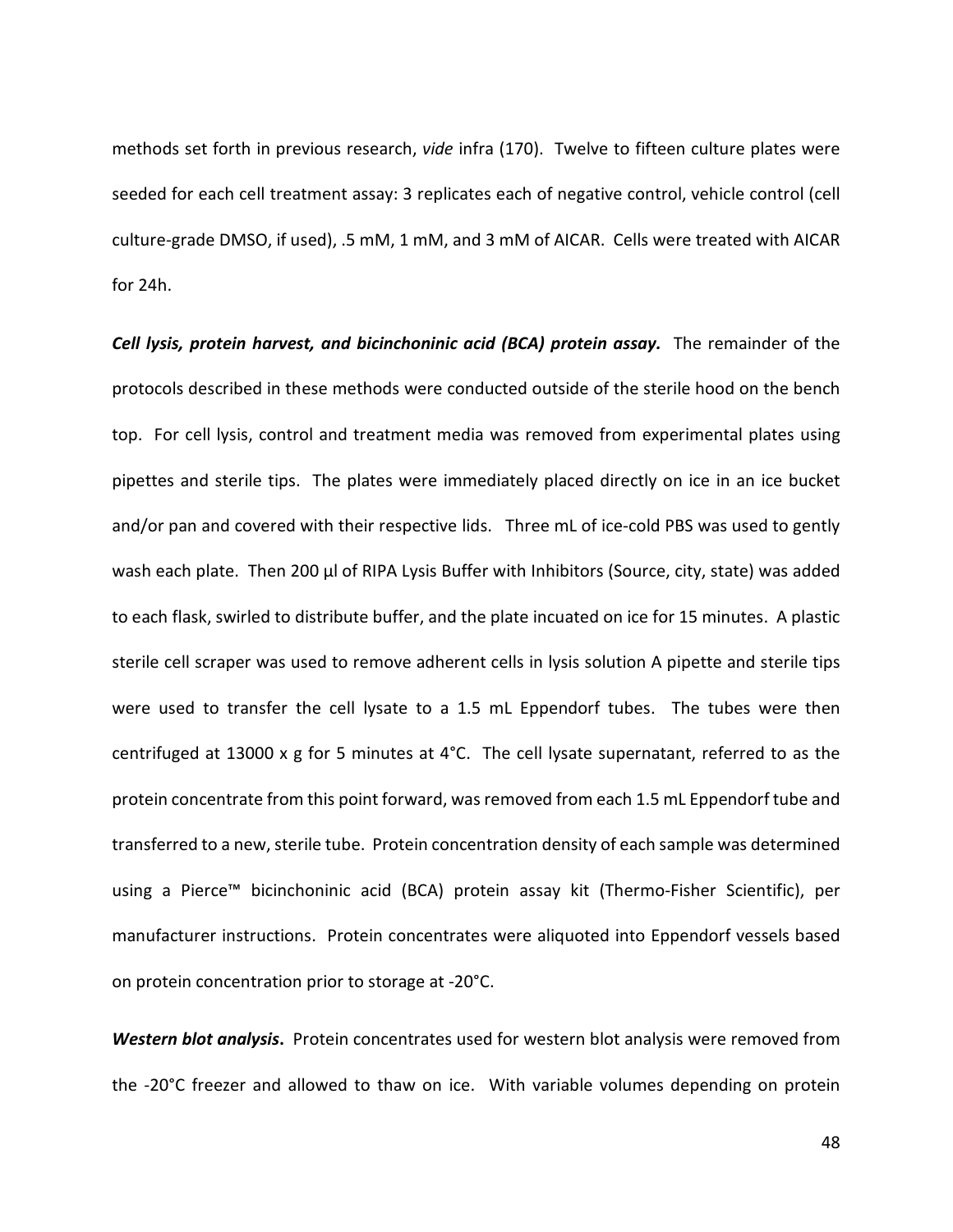methods set forth in previous research, *vide* infra (170). Twelve to fifteen culture plates were seeded for each cell treatment assay: 3 replicates each of negative control, vehicle control (cell culture-grade DMSO, if used), .5 mM, 1 mM, and 3 mM of AICAR. Cells were treated with AICAR for 24h.

***Cell lysis, protein harvest, and bicinchoninic acid (BCA) protein assay.*** The remainder of the protocols described in these methods were conducted outside of the sterile hood on the bench top. For cell lysis, control and treatment media was removed from experimental plates using pipettes and sterile tips. The plates were immediately placed directly on ice in an ice bucket and/or pan and covered with their respective lids. Three mL of ice-cold PBS was used to gently wash each plate. Then 200 µl of RIPA Lysis Buffer with Inhibitors (Source, city, state) was added to each flask, swirled to distribute buffer, and the plate incuated on ice for 15 minutes. A plastic sterile cell scraper was used to remove adherent cells in lysis solution A pipette and sterile tips were used to transfer the cell lysate to a 1.5 mL Eppendorf tubes. The tubes were then centrifuged at 13000 x g for 5 minutes at 4°C. The cell lysate supernatant, referred to as the protein concentrate from this point forward, was removed from each 1.5 mL Eppendorf tube and transferred to a new, sterile tube. Protein concentration density of each sample was determined using a Pierce™ bicinchoninic acid (BCA) protein assay kit (Thermo-Fisher Scientific), per manufacturer instructions. Protein concentrates were aliquoted into Eppendorf vessels based on protein concentration prior to storage at -20°C.

***Western blot analysis***. Protein concentrates used for western blot analysis were removed from the -20°C freezer and allowed to thaw on ice. With variable volumes depending on protein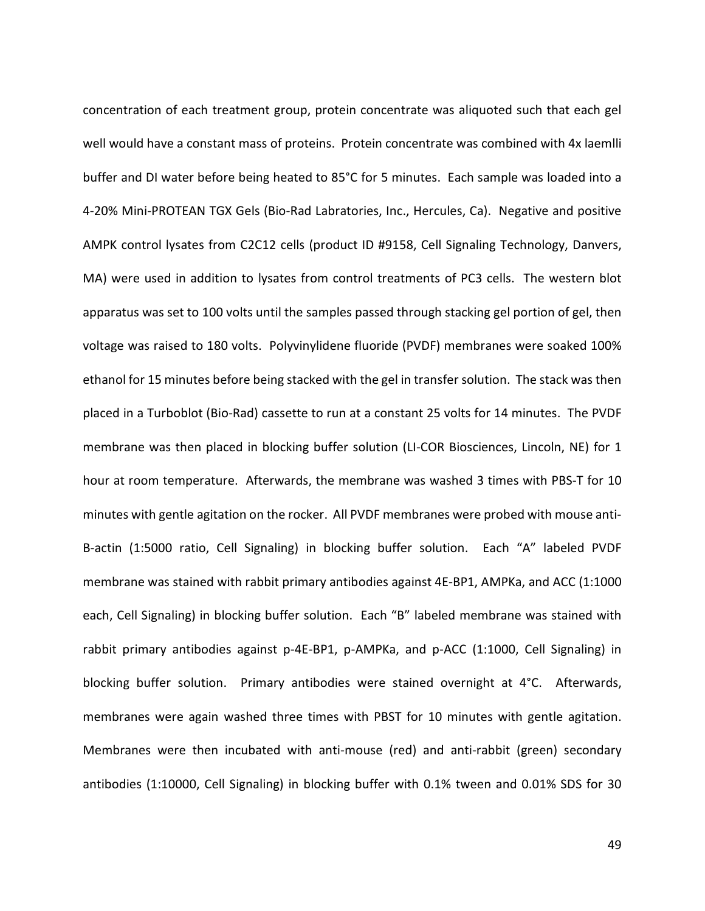concentration of each treatment group, protein concentrate was aliquoted such that each gel well would have a constant mass of proteins. Protein concentrate was combined with 4x laemlli buffer and DI water before being heated to 85°C for 5 minutes. Each sample was loaded into a 4-20% Mini-PROTEAN TGX Gels (Bio-Rad Labratories, Inc., Hercules, Ca). Negative and positive AMPK control lysates from C2C12 cells (product ID #9158, Cell Signaling Technology, Danvers, MA) were used in addition to lysates from control treatments of PC3 cells. The western blot apparatus was set to 100 volts until the samples passed through stacking gel portion of gel, then voltage was raised to 180 volts. Polyvinylidene fluoride (PVDF) membranes were soaked 100% ethanol for 15 minutes before being stacked with the gel in transfer solution. The stack was then placed in a Turboblot (Bio-Rad) cassette to run at a constant 25 volts for 14 minutes. The PVDF membrane was then placed in blocking buffer solution (LI-COR Biosciences, Lincoln, NE) for 1 hour at room temperature. Afterwards, the membrane was washed 3 times with PBS-T for 10 minutes with gentle agitation on the rocker. All PVDF membranes were probed with mouse anti-B-actin (1:5000 ratio, Cell Signaling) in blocking buffer solution. Each "A" labeled PVDF membrane was stained with rabbit primary antibodies against 4E-BP1, AMPKa, and ACC (1:1000 each, Cell Signaling) in blocking buffer solution. Each "B" labeled membrane was stained with rabbit primary antibodies against p-4E-BP1, p-AMPKa, and p-ACC (1:1000, Cell Signaling) in blocking buffer solution. Primary antibodies were stained overnight at 4°C. Afterwards, membranes were again washed three times with PBST for 10 minutes with gentle agitation. Membranes were then incubated with anti-mouse (red) and anti-rabbit (green) secondary antibodies (1:10000, Cell Signaling) in blocking buffer with 0.1% tween and 0.01% SDS for 30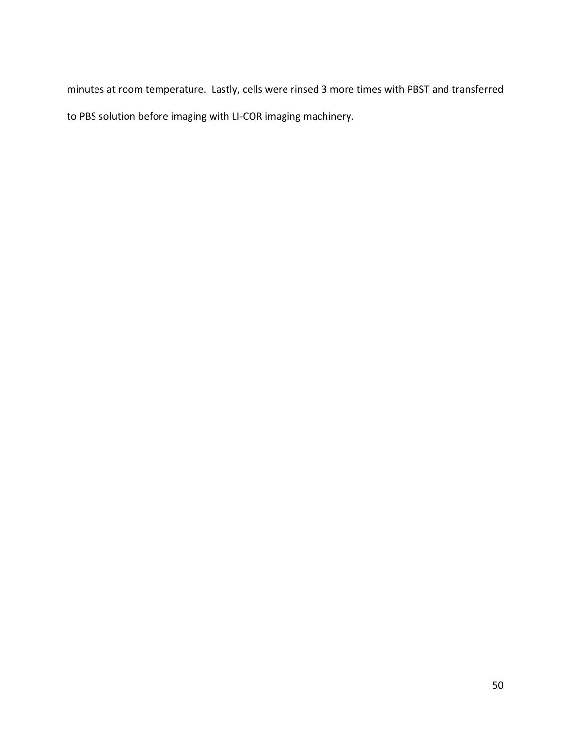minutes at room temperature. Lastly, cells were rinsed 3 more times with PBST and transferred to PBS solution before imaging with LI-COR imaging machinery.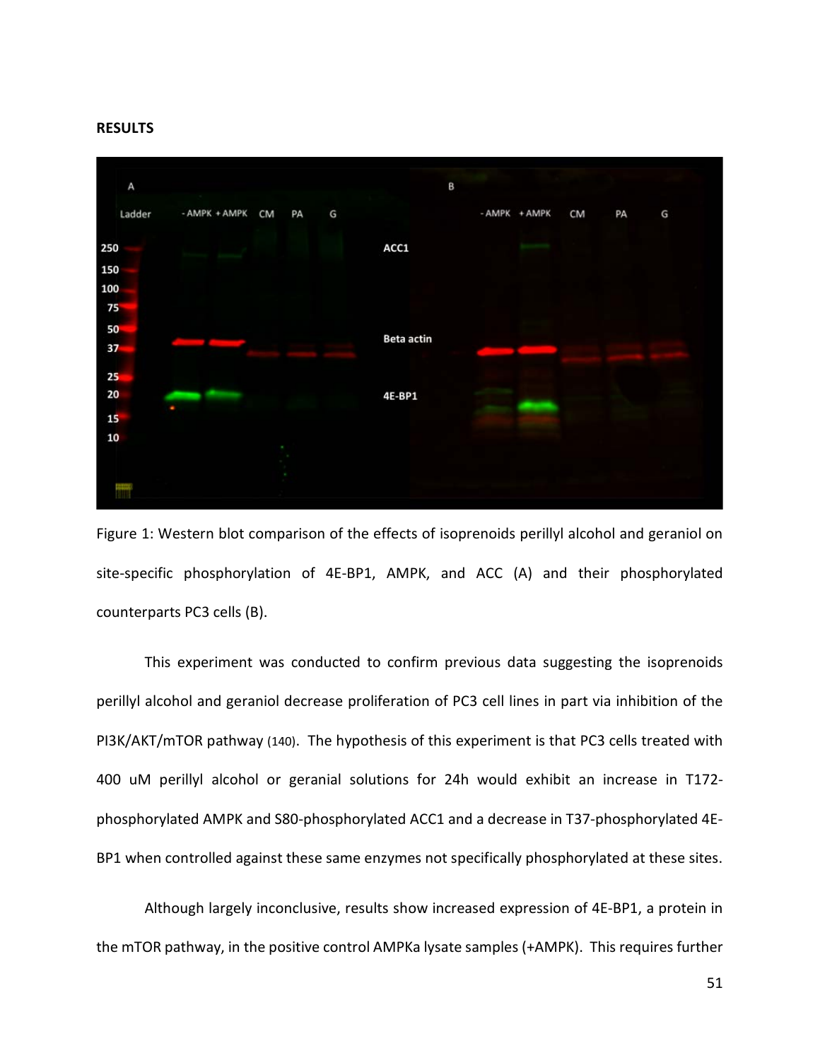**RESULTS**

Figure 1: Western blot comparison of the effects of isoprenoids perillyl alcohol and geraniol on site-specific phosphorylation of 4E-BP1, AMPK, and ACC (A) and their phosphorylated counterparts PC3 cells (B).

This experiment was conducted to confirm previous data suggesting the isoprenoids perillyl alcohol and geraniol decrease proliferation of PC3 cell lines in part via inhibition of the PI3K/AKT/mTOR pathway (140). The hypothesis of this experiment is that PC3 cells treated with 400 uM perillyl alcohol or geranial solutions for 24h would exhibit an increase in T172-phosphorylated AMPK and S80-phosphorylated ACC1 and a decrease in T37-phosphorylated 4E-BP1 when controlled against these same enzymes not specifically phosphorylated at these sites.

Although largely inconclusive, results show increased expression of 4E-BP1, a protein in the mTOR pathway, in the positive control AMPKa lysate samples (+AMPK). This requires further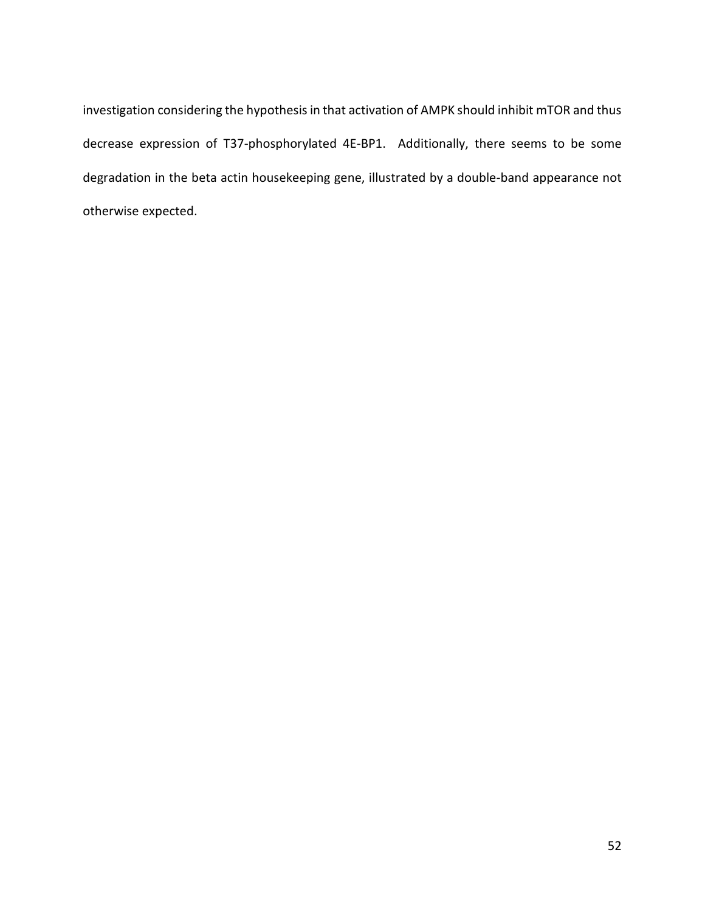investigation considering the hypothesis in that activation of AMPK should inhibit mTOR and thus decrease expression of T37-phosphorylated 4E-BP1. Additionally, there seems to be some degradation in the beta actin housekeeping gene, illustrated by a double-band appearance not otherwise expected.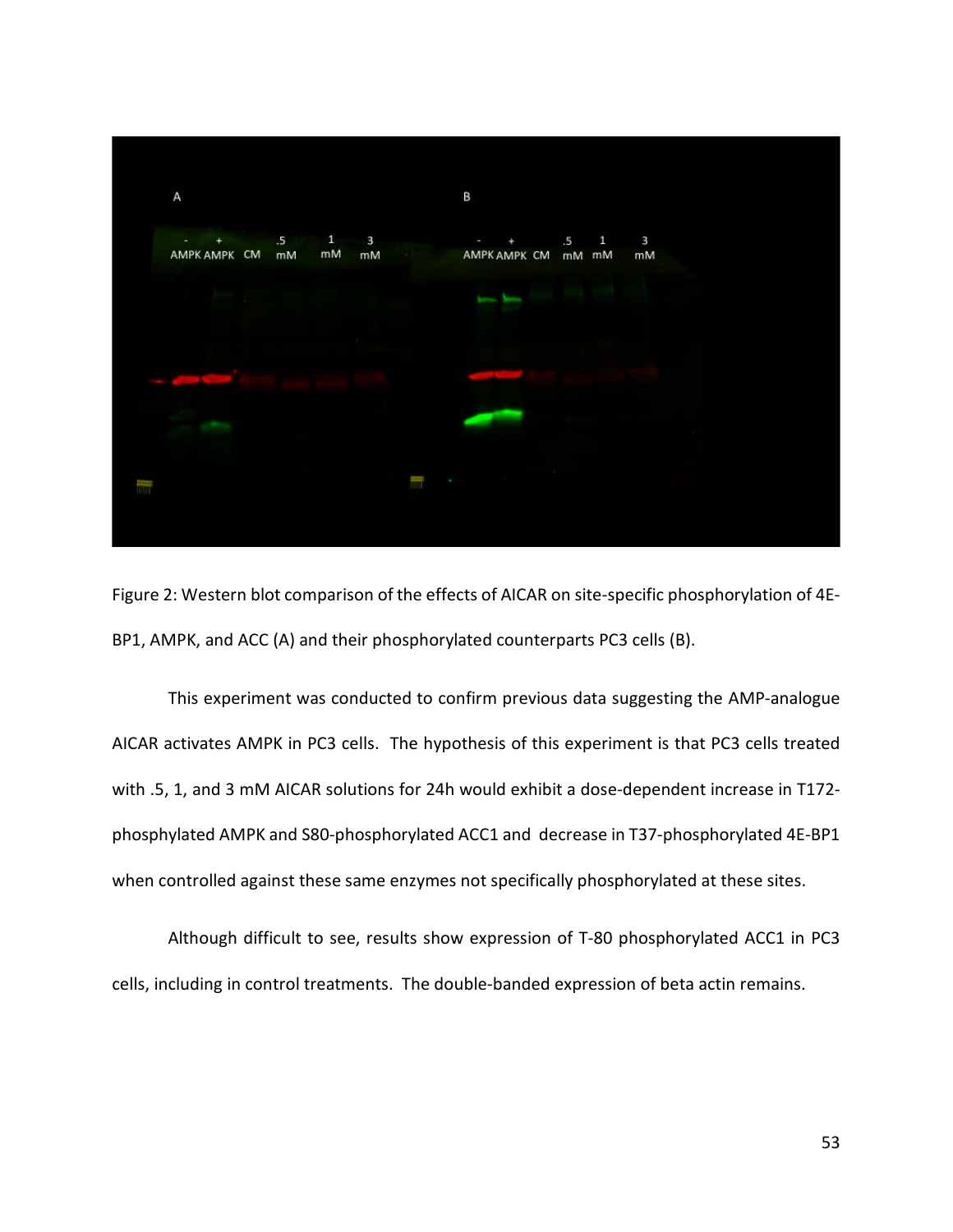Figure 2: Western blot comparison of the effects of AICAR on site-specific phosphorylation of 4E-BP1, AMPK, and ACC (A) and their phosphorylated counterparts PC3 cells (B).

This experiment was conducted to confirm previous data suggesting the AMP-analogue AICAR activates AMPK in PC3 cells. The hypothesis of this experiment is that PC3 cells treated with .5, 1, and 3 mM AICAR solutions for 24h would exhibit a dose-dependent increase in T172-phosphylated AMPK and S80-phosphorylated ACC1 and decrease in T37-phosphorylated 4E-BP1 when controlled against these same enzymes not specifically phosphorylated at these sites.

Although difficult to see, results show expression of T-80 phosphorylated ACC1 in PC3 cells, including in control treatments. The double-banded expression of beta actin remains.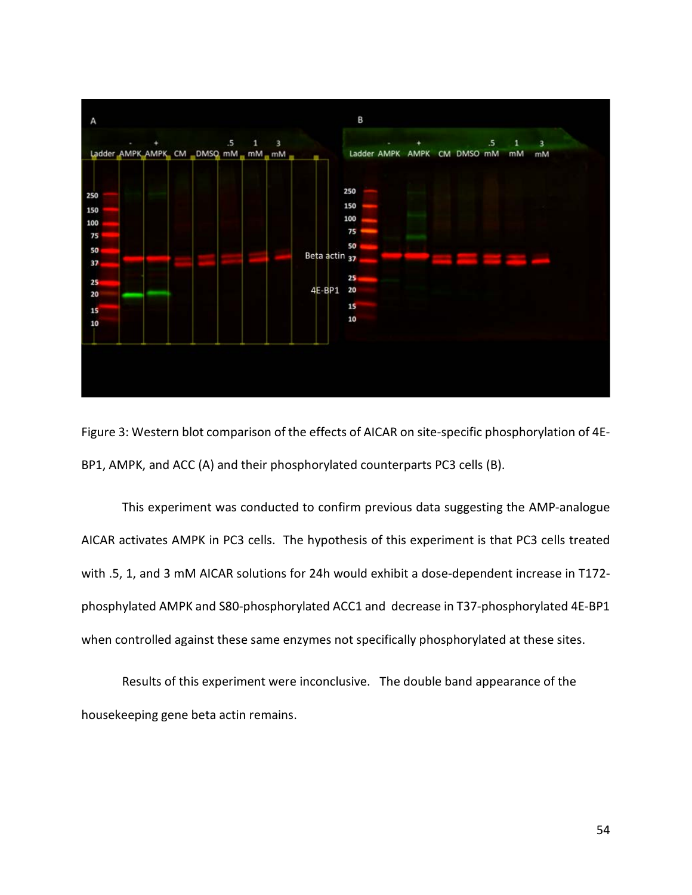Figure 3: Western blot comparison of the effects of AICAR on site-specific phosphorylation of 4E-BP1, AMPK, and ACC (A) and their phosphorylated counterparts PC3 cells (B).

This experiment was conducted to confirm previous data suggesting the AMP-analogue AICAR activates AMPK in PC3 cells. The hypothesis of this experiment is that PC3 cells treated with .5, 1, and 3 mM AICAR solutions for 24h would exhibit a dose-dependent increase in T172-phosphylated AMPK and S80-phosphorylated ACC1 and decrease in T37-phosphorylated 4E-BP1 when controlled against these same enzymes not specifically phosphorylated at these sites.

Results of this experiment were inconclusive. The double band appearance of the housekeeping gene beta actin remains.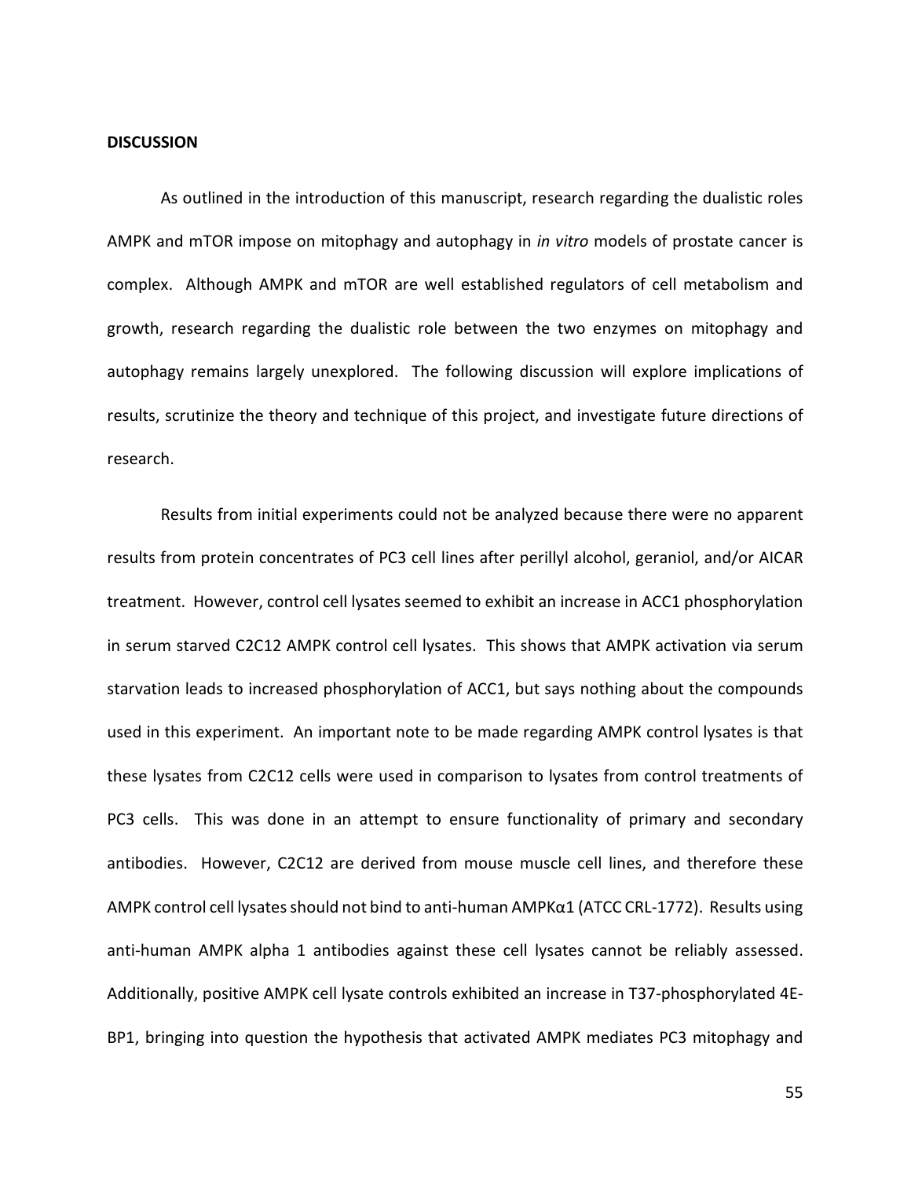**DISCUSSION**

As outlined in the introduction of this manuscript, research regarding the dualistic roles AMPK and mTOR impose on mitophagy and autophagy in *in vitro* models of prostate cancer is complex. Although AMPK and mTOR are well established regulators of cell metabolism and growth, research regarding the dualistic role between the two enzymes on mitophagy and autophagy remains largely unexplored. The following discussion will explore implications of results, scrutinize the theory and technique of this project, and investigate future directions of research.

Results from initial experiments could not be analyzed because there were no apparent results from protein concentrates of PC3 cell lines after perillyl alcohol, geraniol, and/or AICAR treatment. However, control cell lysates seemed to exhibit an increase in ACC1 phosphorylation in serum starved C2C12 AMPK control cell lysates. This shows that AMPK activation via serum starvation leads to increased phosphorylation of ACC1, but says nothing about the compounds used in this experiment. An important note to be made regarding AMPK control lysates is that these lysates from C2C12 cells were used in comparison to lysates from control treatments of PC3 cells. This was done in an attempt to ensure functionality of primary and secondary antibodies. However, C2C12 are derived from mouse muscle cell lines, and therefore these AMPK control cell lysates should not bind to anti-human AMPKα1 (ATCC CRL-1772). Results using anti-human AMPK alpha 1 antibodies against these cell lysates cannot be reliably assessed. Additionally, positive AMPK cell lysate controls exhibited an increase in T37-phosphorylated 4E-BP1, bringing into question the hypothesis that activated AMPK mediates PC3 mitophagy and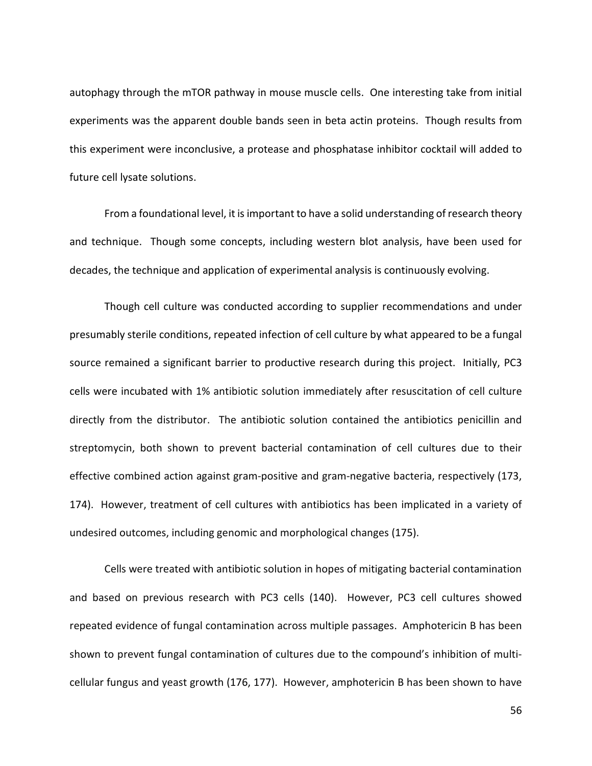autophagy through the mTOR pathway in mouse muscle cells. One interesting take from initial experiments was the apparent double bands seen in beta actin proteins. Though results from this experiment were inconclusive, a protease and phosphatase inhibitor cocktail will added to future cell lysate solutions.

From a foundational level, it is important to have a solid understanding of research theory and technique. Though some concepts, including western blot analysis, have been used for decades, the technique and application of experimental analysis is continuously evolving.

Though cell culture was conducted according to supplier recommendations and under presumably sterile conditions, repeated infection of cell culture by what appeared to be a fungal source remained a significant barrier to productive research during this project. Initially, PC3 cells were incubated with 1% antibiotic solution immediately after resuscitation of cell culture directly from the distributor. The antibiotic solution contained the antibiotics penicillin and streptomycin, both shown to prevent bacterial contamination of cell cultures due to their effective combined action against gram-positive and gram-negative bacteria, respectively (173, 174). However, treatment of cell cultures with antibiotics has been implicated in a variety of undesired outcomes, including genomic and morphological changes (175).

Cells were treated with antibiotic solution in hopes of mitigating bacterial contamination and based on previous research with PC3 cells (140). However, PC3 cell cultures showed repeated evidence of fungal contamination across multiple passages. Amphotericin B has been shown to prevent fungal contamination of cultures due to the compound's inhibition of multi-cellular fungus and yeast growth (176, 177). However, amphotericin B has been shown to have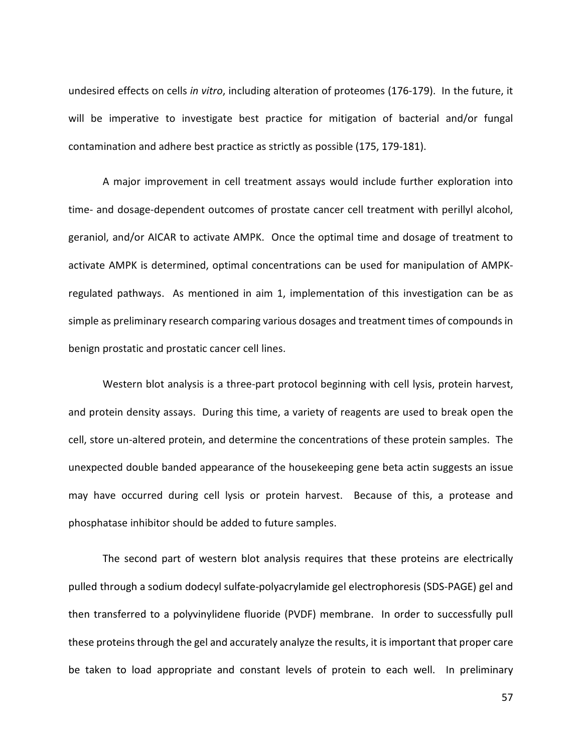undesired effects on cells *in vitro*, including alteration of proteomes (176-179). In the future, it will be imperative to investigate best practice for mitigation of bacterial and/or fungal contamination and adhere best practice as strictly as possible (175, 179-181).

A major improvement in cell treatment assays would include further exploration into time- and dosage-dependent outcomes of prostate cancer cell treatment with perillyl alcohol, geraniol, and/or AICAR to activate AMPK. Once the optimal time and dosage of treatment to activate AMPK is determined, optimal concentrations can be used for manipulation of AMPK-regulated pathways. As mentioned in aim 1, implementation of this investigation can be as simple as preliminary research comparing various dosages and treatment times of compounds in benign prostatic and prostatic cancer cell lines.

Western blot analysis is a three-part protocol beginning with cell lysis, protein harvest, and protein density assays. During this time, a variety of reagents are used to break open the cell, store un-altered protein, and determine the concentrations of these protein samples. The unexpected double banded appearance of the housekeeping gene beta actin suggests an issue may have occurred during cell lysis or protein harvest. Because of this, a protease and phosphatase inhibitor should be added to future samples.

The second part of western blot analysis requires that these proteins are electrically pulled through a sodium dodecyl sulfate-polyacrylamide gel electrophoresis (SDS-PAGE) gel and then transferred to a polyvinylidene fluoride (PVDF) membrane. In order to successfully pull these proteins through the gel and accurately analyze the results, it is important that proper care be taken to load appropriate and constant levels of protein to each well. In preliminary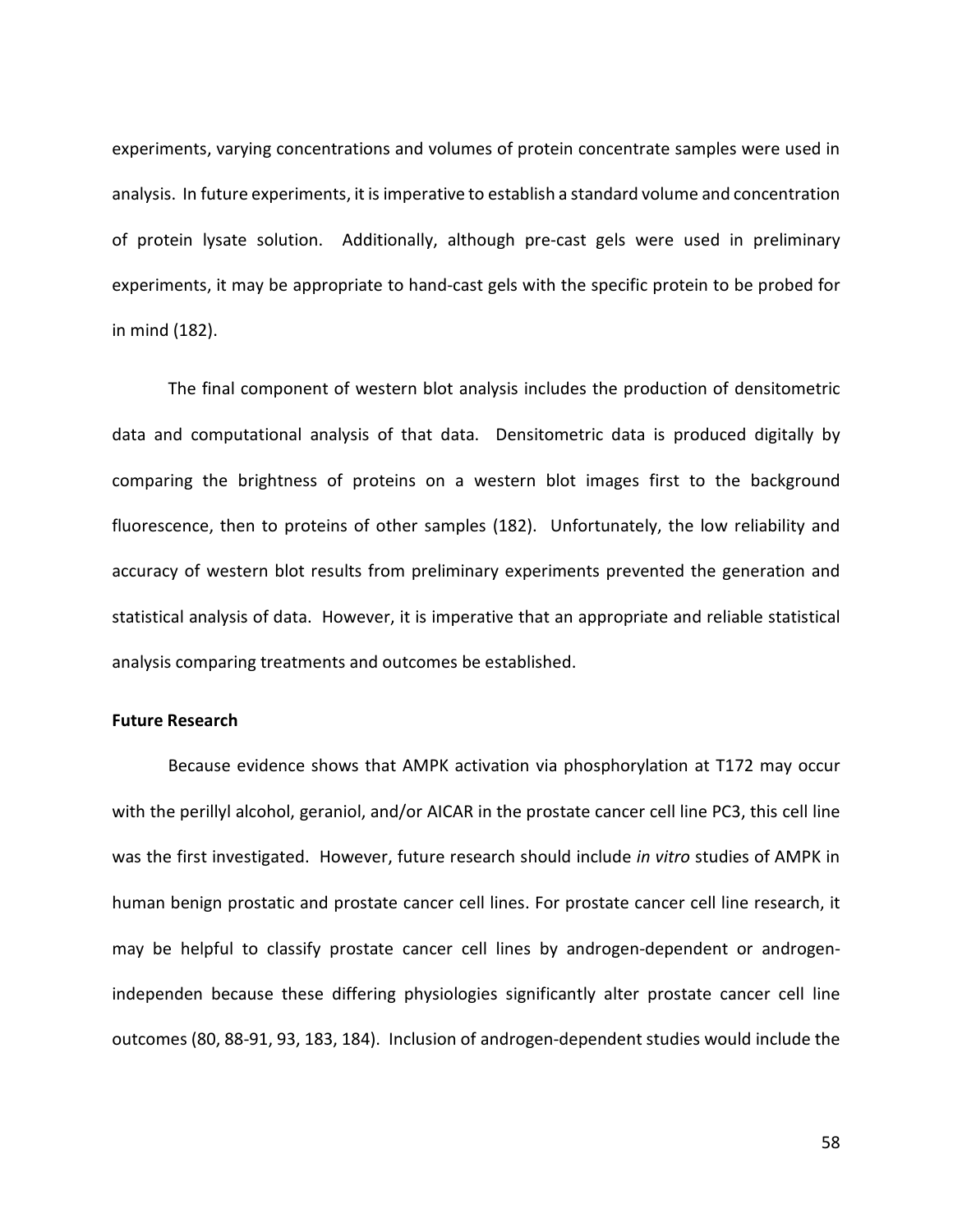experiments, varying concentrations and volumes of protein concentrate samples were used in analysis. In future experiments, it is imperative to establish a standard volume and concentration of protein lysate solution. Additionally, although pre-cast gels were used in preliminary experiments, it may be appropriate to hand-cast gels with the specific protein to be probed for in mind (182).

The final component of western blot analysis includes the production of densitometric data and computational analysis of that data. Densitometric data is produced digitally by comparing the brightness of proteins on a western blot images first to the background fluorescence, then to proteins of other samples (182). Unfortunately, the low reliability and accuracy of western blot results from preliminary experiments prevented the generation and statistical analysis of data. However, it is imperative that an appropriate and reliable statistical analysis comparing treatments and outcomes be established.

**Future Research**

Because evidence shows that AMPK activation via phosphorylation at T172 may occur with the perillyl alcohol, geraniol, and/or AICAR in the prostate cancer cell line PC3, this cell line was the first investigated. However, future research should include *in vitro* studies of AMPK in human benign prostatic and prostate cancer cell lines. For prostate cancer cell line research, it may be helpful to classify prostate cancer cell lines by androgen-dependent or androgen-independen because these differing physiologies significantly alter prostate cancer cell line outcomes (80, 88-91, 93, 183, 184). Inclusion of androgen-dependent studies would include the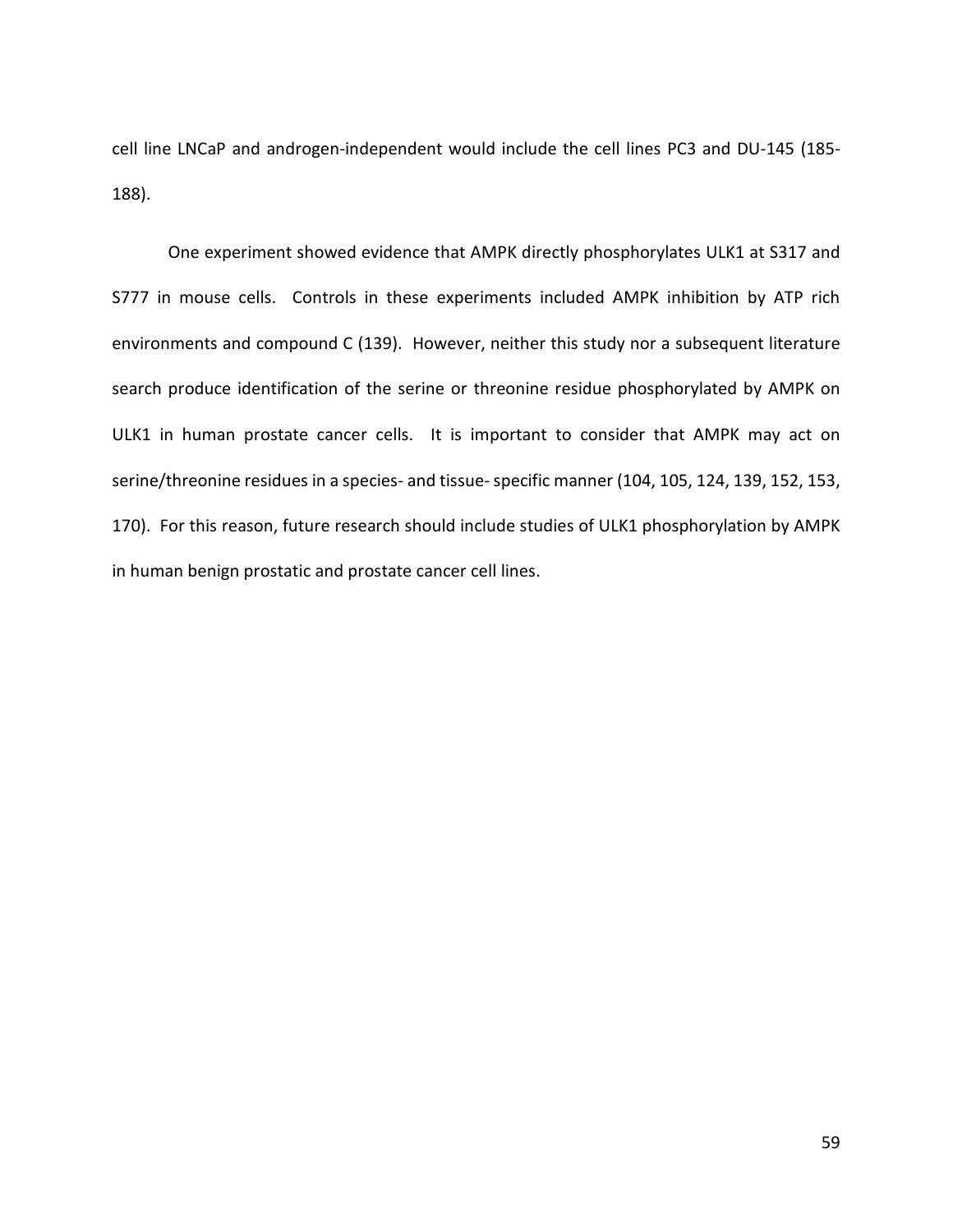cell line LNCaP and androgen-independent would include the cell lines PC3 and DU-145 (185-188).

One experiment showed evidence that AMPK directly phosphorylates ULK1 at S317 and S777 in mouse cells. Controls in these experiments included AMPK inhibition by ATP rich environments and compound C (139). However, neither this study nor a subsequent literature search produce identification of the serine or threonine residue phosphorylated by AMPK on ULK1 in human prostate cancer cells. It is important to consider that AMPK may act on serine/threonine residues in a species- and tissue- specific manner (104, 105, 124, 139, 152, 153, 170). For this reason, future research should include studies of ULK1 phosphorylation by AMPK in human benign prostatic and prostate cancer cell lines.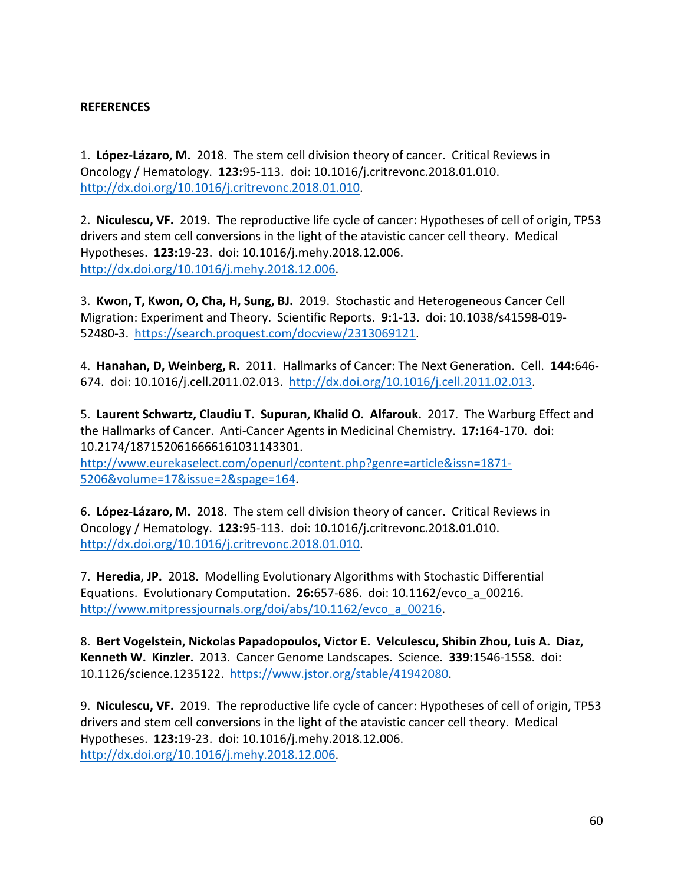**REFERENCES**

1. **López-Lázaro, M.** 2018. The stem cell division theory of cancer. Critical Reviews in Oncology / Hematology. **123:**95-113. doi: 10.1016/j.critrevonc.2018.01.010. http://dx.doi.org/10.1016/j.critrevonc.2018.01.010.

2. **Niculescu, VF.** 2019. The reproductive life cycle of cancer: Hypotheses of cell of origin, TP53 drivers and stem cell conversions in the light of the atavistic cancer cell theory. Medical Hypotheses. **123:**19-23. doi: 10.1016/j.mehy.2018.12.006. http://dx.doi.org/10.1016/j.mehy.2018.12.006.

3. **Kwon, T, Kwon, O, Cha, H, Sung, BJ.** 2019. Stochastic and Heterogeneous Cancer Cell Migration: Experiment and Theory. Scientific Reports. **9:**1-13. doi: 10.1038/s41598-019-52480-3. https://search.proquest.com/docview/2313069121.

4. **Hanahan, D, Weinberg, R.** 2011. Hallmarks of Cancer: The Next Generation. Cell. **144:**646-674. doi: 10.1016/j.cell.2011.02.013. http://dx.doi.org/10.1016/j.cell.2011.02.013.

5. **Laurent Schwartz, Claudiu T. Supuran, Khalid O. Alfarouk.** 2017. The Warburg Effect and the Hallmarks of Cancer. Anti-Cancer Agents in Medicinal Chemistry. **17:**164-170. doi: 10.2174/1871520616666161031143301. http://www.eurekaselect.com/openurl/content.php?genre=article&issn=1871-5206&volume=17&issue=2&spage=164.

6. **López-Lázaro, M.** 2018. The stem cell division theory of cancer. Critical Reviews in Oncology / Hematology. **123:**95-113. doi: 10.1016/j.critrevonc.2018.01.010. http://dx.doi.org/10.1016/j.critrevonc.2018.01.010.

7. **Heredia, JP.** 2018. Modelling Evolutionary Algorithms with Stochastic Differential Equations. Evolutionary Computation. **26:**657-686. doi: 10.1162/evco_a_00216. http://www.mitpressjournals.org/doi/abs/10.1162/evco_a_00216.

8. **Bert Vogelstein, Nickolas Papadopoulos, Victor E. Velculescu, Shibin Zhou, Luis A. Diaz, Kenneth W. Kinzler.** 2013. Cancer Genome Landscapes. Science. **339:**1546-1558. doi: 10.1126/science.1235122. https://www.jstor.org/stable/41942080.

9. **Niculescu, VF.** 2019. The reproductive life cycle of cancer: Hypotheses of cell of origin, TP53 drivers and stem cell conversions in the light of the atavistic cancer cell theory. Medical Hypotheses. **123:**19-23. doi: 10.1016/j.mehy.2018.12.006. http://dx.doi.org/10.1016/j.mehy.2018.12.006.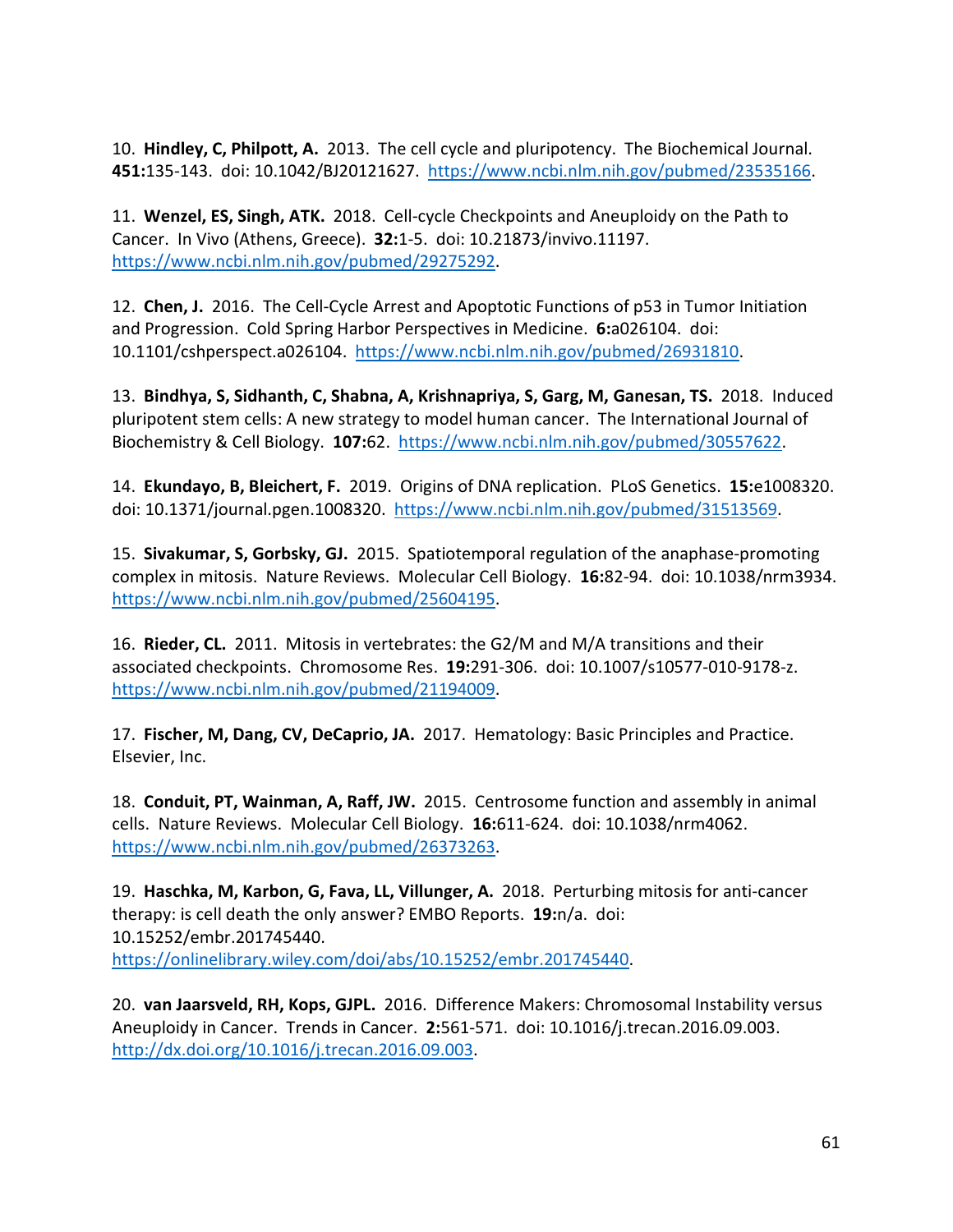10. **Hindley, C, Philpott, A.** 2013. The cell cycle and pluripotency. The Biochemical Journal. **451:**135-143. doi: 10.1042/BJ20121627. https://www.ncbi.nlm.nih.gov/pubmed/23535166.

11. **Wenzel, ES, Singh, ATK.** 2018. Cell-cycle Checkpoints and Aneuploidy on the Path to Cancer. In Vivo (Athens, Greece). **32:**1-5. doi: 10.21873/invivo.11197. https://www.ncbi.nlm.nih.gov/pubmed/29275292.

12. **Chen, J.** 2016. The Cell-Cycle Arrest and Apoptotic Functions of p53 in Tumor Initiation and Progression. Cold Spring Harbor Perspectives in Medicine. **6:**a026104. doi: 10.1101/cshperspect.a026104. https://www.ncbi.nlm.nih.gov/pubmed/26931810.

13. **Bindhya, S, Sidhanth, C, Shabna, A, Krishnapriya, S, Garg, M, Ganesan, TS.** 2018. Induced pluripotent stem cells: A new strategy to model human cancer. The International Journal of Biochemistry & Cell Biology. **107:**62. https://www.ncbi.nlm.nih.gov/pubmed/30557622.

14. **Ekundayo, B, Bleichert, F.** 2019. Origins of DNA replication. PLoS Genetics. **15:**e1008320. doi: 10.1371/journal.pgen.1008320. https://www.ncbi.nlm.nih.gov/pubmed/31513569.

15. **Sivakumar, S, Gorbsky, GJ.** 2015. Spatiotemporal regulation of the anaphase-promoting complex in mitosis. Nature Reviews. Molecular Cell Biology. **16:**82-94. doi: 10.1038/nrm3934. https://www.ncbi.nlm.nih.gov/pubmed/25604195.

16. **Rieder, CL.** 2011. Mitosis in vertebrates: the G2/M and M/A transitions and their associated checkpoints. Chromosome Res. **19:**291-306. doi: 10.1007/s10577-010-9178-z. https://www.ncbi.nlm.nih.gov/pubmed/21194009.

17. **Fischer, M, Dang, CV, DeCaprio, JA.** 2017. Hematology: Basic Principles and Practice. Elsevier, Inc.

18. **Conduit, PT, Wainman, A, Raff, JW.** 2015. Centrosome function and assembly in animal cells. Nature Reviews. Molecular Cell Biology. **16:**611-624. doi: 10.1038/nrm4062. https://www.ncbi.nlm.nih.gov/pubmed/26373263.

19. **Haschka, M, Karbon, G, Fava, LL, Villunger, A.** 2018. Perturbing mitosis for anti-cancer therapy: is cell death the only answer? EMBO Reports. **19:**n/a. doi: 10.15252/embr.201745440. https://onlinelibrary.wiley.com/doi/abs/10.15252/embr.201745440.

20. **van Jaarsveld, RH, Kops, GJPL.** 2016. Difference Makers: Chromosomal Instability versus Aneuploidy in Cancer. Trends in Cancer. **2:**561-571. doi: 10.1016/j.trecan.2016.09.003. http://dx.doi.org/10.1016/j.trecan.2016.09.003.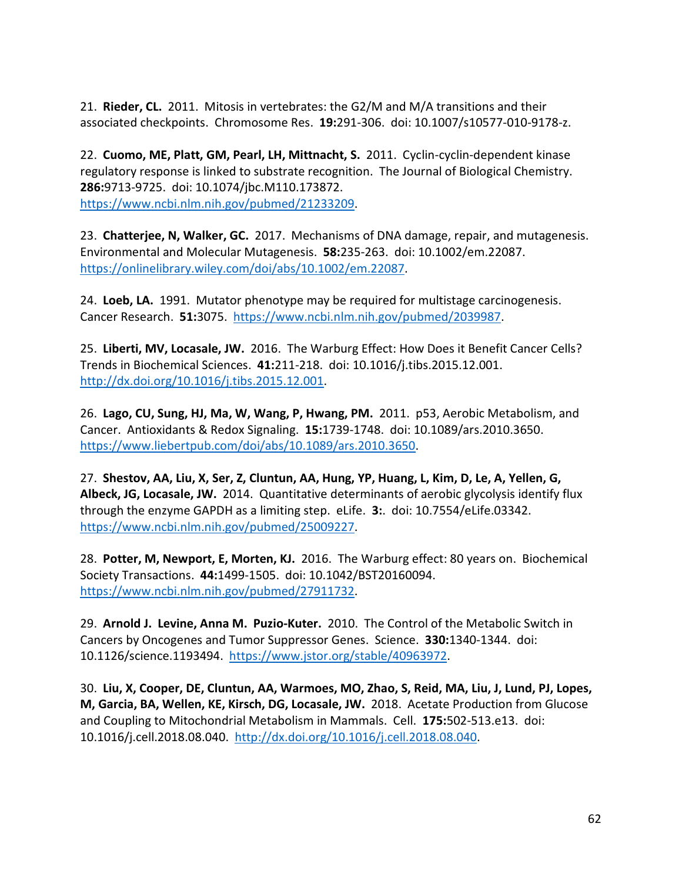21. **Rieder, CL.** 2011. Mitosis in vertebrates: the G2/M and M/A transitions and their associated checkpoints. Chromosome Res. **19:**291-306. doi: 10.1007/s10577-010-9178-z.

22. **Cuomo, ME, Platt, GM, Pearl, LH, Mittnacht, S.** 2011. Cyclin-cyclin-dependent kinase regulatory response is linked to substrate recognition. The Journal of Biological Chemistry. **286:**9713-9725. doi: 10.1074/jbc.M110.173872. https://www.ncbi.nlm.nih.gov/pubmed/21233209.

23. **Chatterjee, N, Walker, GC.** 2017. Mechanisms of DNA damage, repair, and mutagenesis. Environmental and Molecular Mutagenesis. **58:**235-263. doi: 10.1002/em.22087. https://onlinelibrary.wiley.com/doi/abs/10.1002/em.22087.

24. **Loeb, LA.** 1991. Mutator phenotype may be required for multistage carcinogenesis. Cancer Research. **51:**3075. https://www.ncbi.nlm.nih.gov/pubmed/2039987.

25. **Liberti, MV, Locasale, JW.** 2016. The Warburg Effect: How Does it Benefit Cancer Cells? Trends in Biochemical Sciences. **41:**211-218. doi: 10.1016/j.tibs.2015.12.001. http://dx.doi.org/10.1016/j.tibs.2015.12.001.

26. **Lago, CU, Sung, HJ, Ma, W, Wang, P, Hwang, PM.** 2011. p53, Aerobic Metabolism, and Cancer. Antioxidants & Redox Signaling. **15:**1739-1748. doi: 10.1089/ars.2010.3650. https://www.liebertpub.com/doi/abs/10.1089/ars.2010.3650.

27. **Shestov, AA, Liu, X, Ser, Z, Cluntun, AA, Hung, YP, Huang, L, Kim, D, Le, A, Yellen, G, Albeck, JG, Locasale, JW.** 2014. Quantitative determinants of aerobic glycolysis identify flux through the enzyme GAPDH as a limiting step. eLife. **3:**. doi: 10.7554/eLife.03342. https://www.ncbi.nlm.nih.gov/pubmed/25009227.

28. **Potter, M, Newport, E, Morten, KJ.** 2016. The Warburg effect: 80 years on. Biochemical Society Transactions. **44:**1499-1505. doi: 10.1042/BST20160094. https://www.ncbi.nlm.nih.gov/pubmed/27911732.

29. **Arnold J. Levine, Anna M. Puzio-Kuter.** 2010. The Control of the Metabolic Switch in Cancers by Oncogenes and Tumor Suppressor Genes. Science. **330:**1340-1344. doi: 10.1126/science.1193494. https://www.jstor.org/stable/40963972.

30. **Liu, X, Cooper, DE, Cluntun, AA, Warmoes, MO, Zhao, S, Reid, MA, Liu, J, Lund, PJ, Lopes, M, Garcia, BA, Wellen, KE, Kirsch, DG, Locasale, JW.** 2018. Acetate Production from Glucose and Coupling to Mitochondrial Metabolism in Mammals. Cell. **175:**502-513.e13. doi: 10.1016/j.cell.2018.08.040. http://dx.doi.org/10.1016/j.cell.2018.08.040.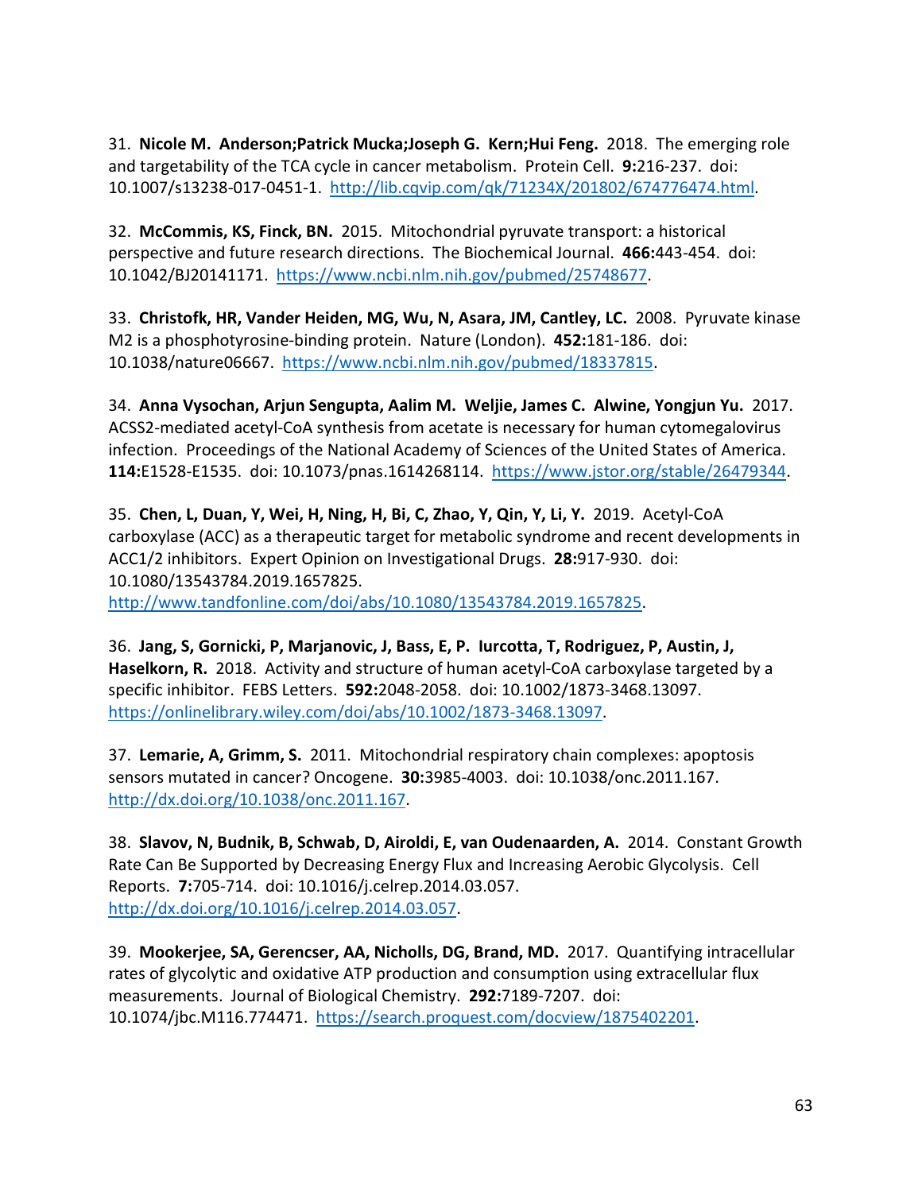31. **Nicole M. Anderson;Patrick Mucka;Joseph G. Kern;Hui Feng.** 2018. The emerging role and targetability of the TCA cycle in cancer metabolism. Protein Cell. **9:**216-237. doi: 10.1007/s13238-017-0451-1. http://lib.cqvip.com/qk/71234X/201802/674776474.html.

32. **McCommis, KS, Finck, BN.** 2015. Mitochondrial pyruvate transport: a historical perspective and future research directions. The Biochemical Journal. **466:**443-454. doi: 10.1042/BJ20141171. https://www.ncbi.nlm.nih.gov/pubmed/25748677.

33. **Christofk, HR, Vander Heiden, MG, Wu, N, Asara, JM, Cantley, LC.** 2008. Pyruvate kinase M2 is a phosphotyrosine-binding protein. Nature (London). **452:**181-186. doi: 10.1038/nature06667. https://www.ncbi.nlm.nih.gov/pubmed/18337815.

34. **Anna Vysochan, Arjun Sengupta, Aalim M. Weljie, James C. Alwine, Yongjun Yu.** 2017. ACSS2-mediated acetyl-CoA synthesis from acetate is necessary for human cytomegalovirus infection. Proceedings of the National Academy of Sciences of the United States of America. **114:**E1528-E1535. doi: 10.1073/pnas.1614268114. https://www.jstor.org/stable/26479344.

35. **Chen, L, Duan, Y, Wei, H, Ning, H, Bi, C, Zhao, Y, Qin, Y, Li, Y.** 2019. Acetyl-CoA carboxylase (ACC) as a therapeutic target for metabolic syndrome and recent developments in ACC1/2 inhibitors. Expert Opinion on Investigational Drugs. **28:**917-930. doi: 10.1080/13543784.2019.1657825. http://www.tandfonline.com/doi/abs/10.1080/13543784.2019.1657825.

36. **Jang, S, Gornicki, P, Marjanovic, J, Bass, E, P. Iurcotta, T, Rodriguez, P, Austin, J, Haselkorn, R.** 2018. Activity and structure of human acetyl-CoA carboxylase targeted by a specific inhibitor. FEBS Letters. **592:**2048-2058. doi: 10.1002/1873-3468.13097. https://onlinelibrary.wiley.com/doi/abs/10.1002/1873-3468.13097.

37. **Lemarie, A, Grimm, S.** 2011. Mitochondrial respiratory chain complexes: apoptosis sensors mutated in cancer? Oncogene. **30:**3985-4003. doi: 10.1038/onc.2011.167. http://dx.doi.org/10.1038/onc.2011.167.

38. **Slavov, N, Budnik, B, Schwab, D, Airoldi, E, van Oudenaarden, A.** 2014. Constant Growth Rate Can Be Supported by Decreasing Energy Flux and Increasing Aerobic Glycolysis. Cell Reports. **7:**705-714. doi: 10.1016/j.celrep.2014.03.057. http://dx.doi.org/10.1016/j.celrep.2014.03.057.

39. **Mookerjee, SA, Gerencser, AA, Nicholls, DG, Brand, MD.** 2017. Quantifying intracellular rates of glycolytic and oxidative ATP production and consumption using extracellular flux measurements. Journal of Biological Chemistry. **292:**7189-7207. doi: 10.1074/jbc.M116.774471. https://search.proquest.com/docview/1875402201.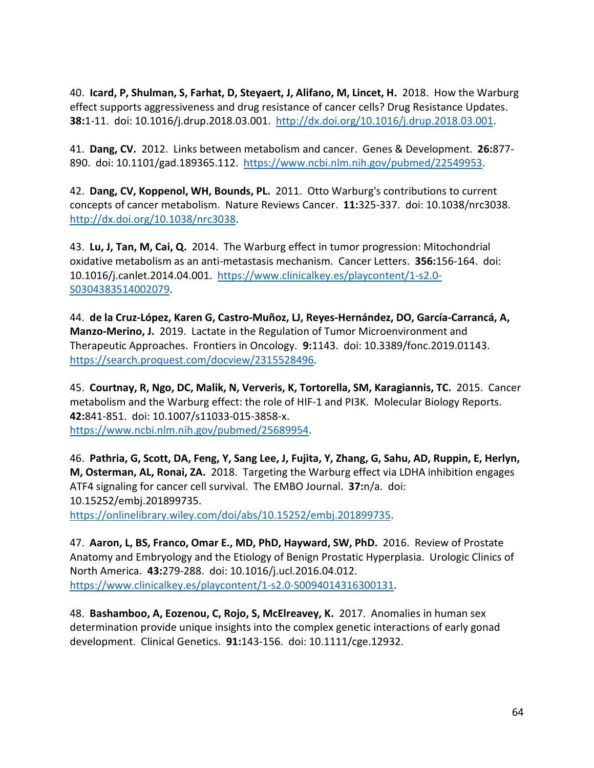40. **Icard, P, Shulman, S, Farhat, D, Steyaert, J, Alifano, M, Lincet, H.** 2018. How the Warburg effect supports aggressiveness and drug resistance of cancer cells? Drug Resistance Updates. **38:**1-11. doi: 10.1016/j.drup.2018.03.001. http://dx.doi.org/10.1016/j.drup.2018.03.001.

41. **Dang, CV.** 2012. Links between metabolism and cancer. Genes & Development. **26:**877-890. doi: 10.1101/gad.189365.112. https://www.ncbi.nlm.nih.gov/pubmed/22549953.

42. **Dang, CV, Koppenol, WH, Bounds, PL.** 2011. Otto Warburg's contributions to current concepts of cancer metabolism. Nature Reviews Cancer. **11:**325-337. doi: 10.1038/nrc3038. http://dx.doi.org/10.1038/nrc3038.

43. **Lu, J, Tan, M, Cai, Q.** 2014. The Warburg effect in tumor progression: Mitochondrial oxidative metabolism as an anti-metastasis mechanism. Cancer Letters. **356:**156-164. doi: 10.1016/j.canlet.2014.04.001. https://www.clinicalkey.es/playcontent/1-s2.0-S0304383514002079.

44. **de la Cruz-López, Karen G, Castro-Muñoz, LJ, Reyes-Hernández, DO, García-Carrancá, A, Manzo-Merino, J.** 2019. Lactate in the Regulation of Tumor Microenvironment and Therapeutic Approaches. Frontiers in Oncology. **9:**1143. doi: 10.3389/fonc.2019.01143. https://search.proquest.com/docview/2315528496.

45. **Courtnay, R, Ngo, DC, Malik, N, Ververis, K, Tortorella, SM, Karagiannis, TC.** 2015. Cancer metabolism and the Warburg effect: the role of HIF-1 and PI3K. Molecular Biology Reports. **42:**841-851. doi: 10.1007/s11033-015-3858-x. https://www.ncbi.nlm.nih.gov/pubmed/25689954.

46. **Pathria, G, Scott, DA, Feng, Y, Sang Lee, J, Fujita, Y, Zhang, G, Sahu, AD, Ruppin, E, Herlyn, M, Osterman, AL, Ronai, ZA.** 2018. Targeting the Warburg effect via LDHA inhibition engages ATF4 signaling for cancer cell survival. The EMBO Journal. **37:**n/a. doi: 10.15252/embj.201899735. https://onlinelibrary.wiley.com/doi/abs/10.15252/embj.201899735.

47. **Aaron, L, BS, Franco, Omar E., MD, PhD, Hayward, SW, PhD.** 2016. Review of Prostate Anatomy and Embryology and the Etiology of Benign Prostatic Hyperplasia. Urologic Clinics of North America. **43:**279-288. doi: 10.1016/j.ucl.2016.04.012. https://www.clinicalkey.es/playcontent/1-s2.0-S0094014316300131.

48. **Bashamboo, A, Eozenou, C, Rojo, S, McElreavey, K.** 2017. Anomalies in human sex determination provide unique insights into the complex genetic interactions of early gonad development. Clinical Genetics. **91:**143-156. doi: 10.1111/cge.12932.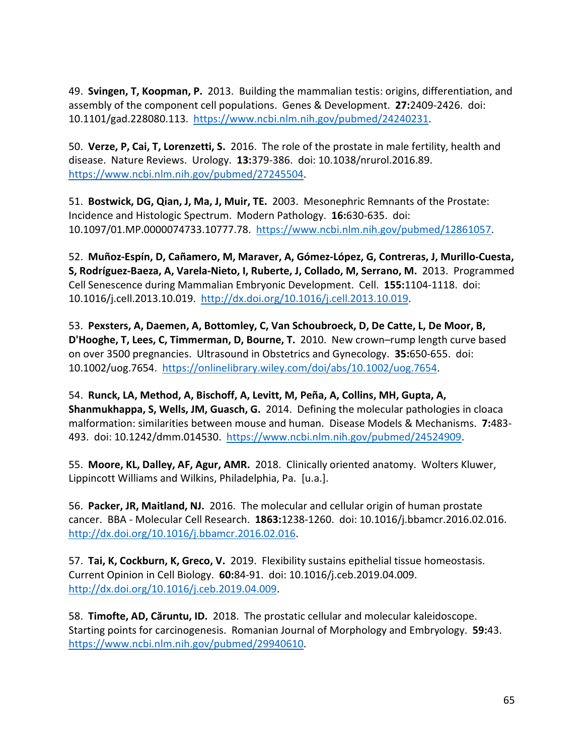49. **Svingen, T, Koopman, P.** 2013. Building the mammalian testis: origins, differentiation, and assembly of the component cell populations. Genes & Development. **27:**2409-2426. doi: 10.1101/gad.228080.113. https://www.ncbi.nlm.nih.gov/pubmed/24240231.

50. **Verze, P, Cai, T, Lorenzetti, S.** 2016. The role of the prostate in male fertility, health and disease. Nature Reviews. Urology. **13:**379-386. doi: 10.1038/nrurol.2016.89. https://www.ncbi.nlm.nih.gov/pubmed/27245504.

51. **Bostwick, DG, Qian, J, Ma, J, Muir, TE.** 2003. Mesonephric Remnants of the Prostate: Incidence and Histologic Spectrum. Modern Pathology. **16:**630-635. doi: 10.1097/01.MP.0000074733.10777.78. https://www.ncbi.nlm.nih.gov/pubmed/12861057.

52. **Muñoz-Espín, D, Cañamero, M, Maraver, A, Gómez-López, G, Contreras, J, Murillo-Cuesta, S, Rodríguez-Baeza, A, Varela-Nieto, I, Ruberte, J, Collado, M, Serrano, M.** 2013. Programmed Cell Senescence during Mammalian Embryonic Development. Cell. **155:**1104-1118. doi: 10.1016/j.cell.2013.10.019. http://dx.doi.org/10.1016/j.cell.2013.10.019.

53. **Pexsters, A, Daemen, A, Bottomley, C, Van Schoubroeck, D, De Catte, L, De Moor, B, D'Hooghe, T, Lees, C, Timmerman, D, Bourne, T.** 2010. New crown–rump length curve based on over 3500 pregnancies. Ultrasound in Obstetrics and Gynecology. **35:**650-655. doi: 10.1002/uog.7654. https://onlinelibrary.wiley.com/doi/abs/10.1002/uog.7654.

54. **Runck, LA, Method, A, Bischoff, A, Levitt, M, Peña, A, Collins, MH, Gupta, A, Shanmukhappa, S, Wells, JM, Guasch, G.** 2014. Defining the molecular pathologies in cloaca malformation: similarities between mouse and human. Disease Models & Mechanisms. **7:**483-493. doi: 10.1242/dmm.014530. https://www.ncbi.nlm.nih.gov/pubmed/24524909.

55. **Moore, KL, Dalley, AF, Agur, AMR.** 2018. Clinically oriented anatomy. Wolters Kluwer, Lippincott Williams and Wilkins, Philadelphia, Pa. [u.a.].

56. **Packer, JR, Maitland, NJ.** 2016. The molecular and cellular origin of human prostate cancer. BBA - Molecular Cell Research. **1863:**1238-1260. doi: 10.1016/j.bbamcr.2016.02.016. http://dx.doi.org/10.1016/j.bbamcr.2016.02.016.

57. **Tai, K, Cockburn, K, Greco, V.** 2019. Flexibility sustains epithelial tissue homeostasis. Current Opinion in Cell Biology. **60:**84-91. doi: 10.1016/j.ceb.2019.04.009. http://dx.doi.org/10.1016/j.ceb.2019.04.009.

58. **Timofte, AD, Căruntu, ID.** 2018. The prostatic cellular and molecular kaleidoscope. Starting points for carcinogenesis. Romanian Journal of Morphology and Embryology. **59:**43. https://www.ncbi.nlm.nih.gov/pubmed/29940610.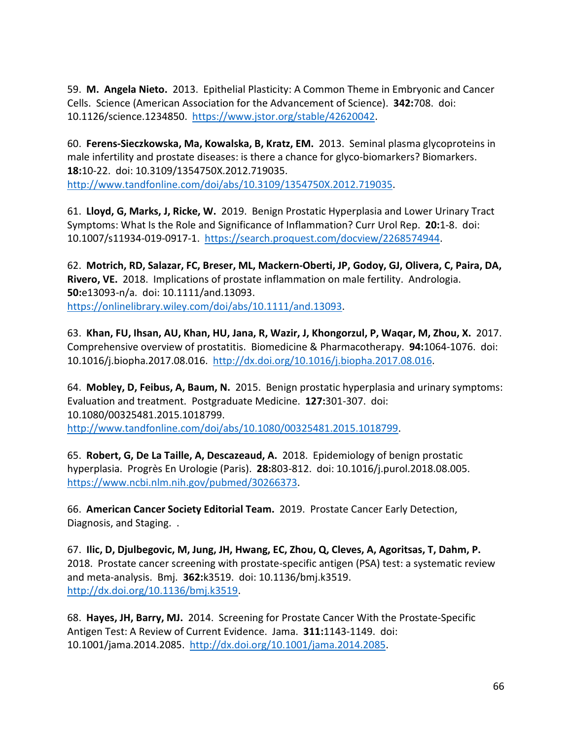59. **M. Angela Nieto.** 2013. Epithelial Plasticity: A Common Theme in Embryonic and Cancer Cells. Science (American Association for the Advancement of Science). **342:**708. doi: 10.1126/science.1234850. https://www.jstor.org/stable/42620042.

60. **Ferens-Sieczkowska, Ma, Kowalska, B, Kratz, EM.** 2013. Seminal plasma glycoproteins in male infertility and prostate diseases: is there a chance for glyco-biomarkers? Biomarkers. **18:**10-22. doi: 10.3109/1354750X.2012.719035. http://www.tandfonline.com/doi/abs/10.3109/1354750X.2012.719035.

61. **Lloyd, G, Marks, J, Ricke, W.** 2019. Benign Prostatic Hyperplasia and Lower Urinary Tract Symptoms: What Is the Role and Significance of Inflammation? Curr Urol Rep. **20:**1-8. doi: 10.1007/s11934-019-0917-1. https://search.proquest.com/docview/2268574944.

62. **Motrich, RD, Salazar, FC, Breser, ML, Mackern-Oberti, JP, Godoy, GJ, Olivera, C, Paira, DA, Rivero, VE.** 2018. Implications of prostate inflammation on male fertility. Andrologia. **50:**e13093-n/a. doi: 10.1111/and.13093. https://onlinelibrary.wiley.com/doi/abs/10.1111/and.13093.

63. **Khan, FU, Ihsan, AU, Khan, HU, Jana, R, Wazir, J, Khongorzul, P, Waqar, M, Zhou, X.** 2017. Comprehensive overview of prostatitis. Biomedicine & Pharmacotherapy. **94:**1064-1076. doi: 10.1016/j.biopha.2017.08.016. http://dx.doi.org/10.1016/j.biopha.2017.08.016.

64. **Mobley, D, Feibus, A, Baum, N.** 2015. Benign prostatic hyperplasia and urinary symptoms: Evaluation and treatment. Postgraduate Medicine. **127:**301-307. doi: 10.1080/00325481.2015.1018799. http://www.tandfonline.com/doi/abs/10.1080/00325481.2015.1018799.

65. **Robert, G, De La Taille, A, Descazeaud, A.** 2018. Epidemiology of benign prostatic hyperplasia. Progrès En Urologie (Paris). **28:**803-812. doi: 10.1016/j.purol.2018.08.005. https://www.ncbi.nlm.nih.gov/pubmed/30266373.

66. **American Cancer Society Editorial Team.** 2019. Prostate Cancer Early Detection, Diagnosis, and Staging. .

67. **Ilic, D, Djulbegovic, M, Jung, JH, Hwang, EC, Zhou, Q, Cleves, A, Agoritsas, T, Dahm, P.** 2018. Prostate cancer screening with prostate-specific antigen (PSA) test: a systematic review and meta-analysis. Bmj. **362:**k3519. doi: 10.1136/bmj.k3519. http://dx.doi.org/10.1136/bmj.k3519.

68. **Hayes, JH, Barry, MJ.** 2014. Screening for Prostate Cancer With the Prostate-Specific Antigen Test: A Review of Current Evidence. Jama. **311:**1143-1149. doi: 10.1001/jama.2014.2085. http://dx.doi.org/10.1001/jama.2014.2085.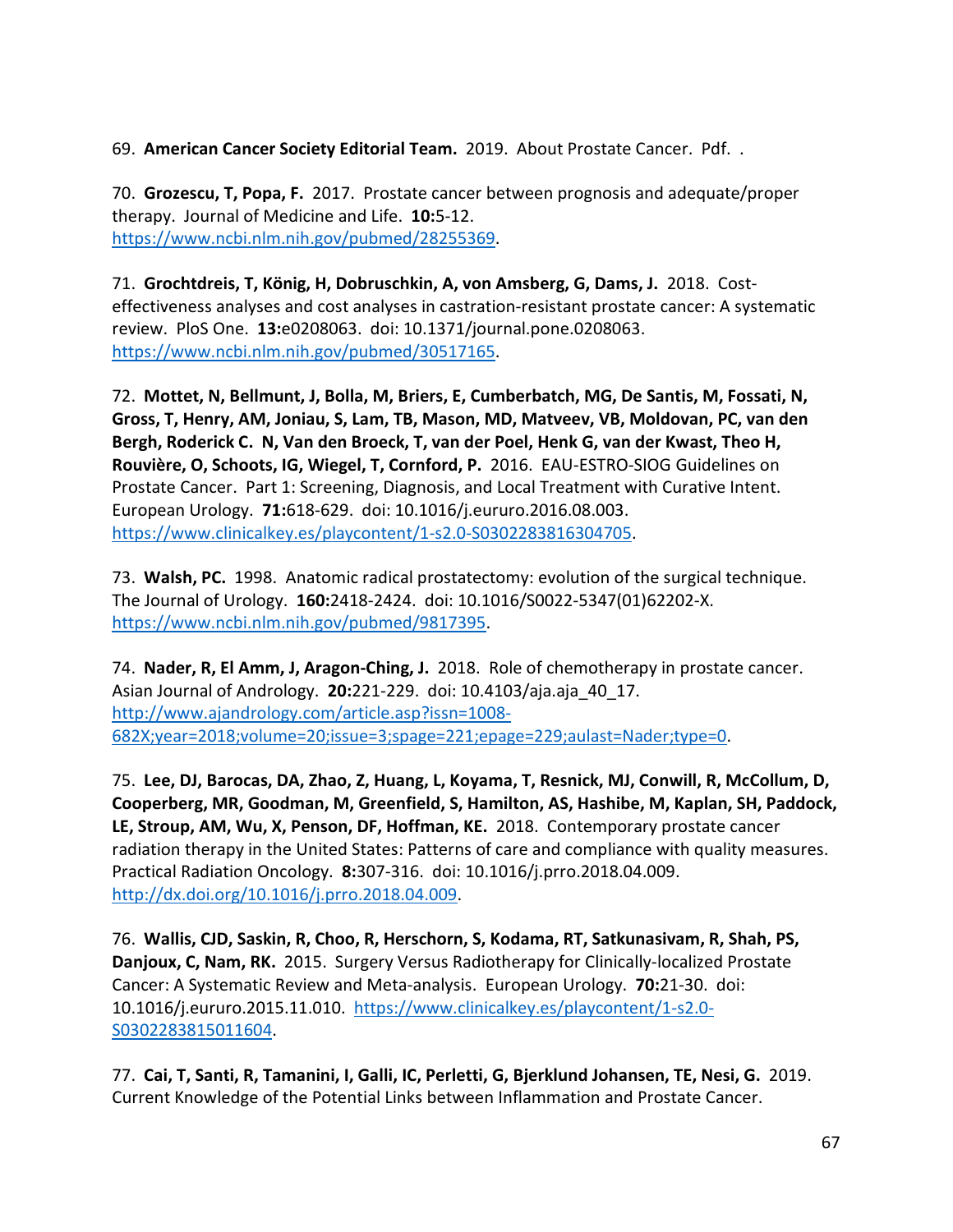69. **American Cancer Society Editorial Team.** 2019. About Prostate Cancer. Pdf. .

70. **Grozescu, T, Popa, F.** 2017. Prostate cancer between prognosis and adequate/proper therapy. Journal of Medicine and Life. **10:**5-12. https://www.ncbi.nlm.nih.gov/pubmed/28255369.

71. **Grochtdreis, T, König, H, Dobruschkin, A, von Amsberg, G, Dams, J.** 2018. Cost-effectiveness analyses and cost analyses in castration-resistant prostate cancer: A systematic review. PloS One. **13:**e0208063. doi: 10.1371/journal.pone.0208063. https://www.ncbi.nlm.nih.gov/pubmed/30517165.

72. **Mottet, N, Bellmunt, J, Bolla, M, Briers, E, Cumberbatch, MG, De Santis, M, Fossati, N, Gross, T, Henry, AM, Joniau, S, Lam, TB, Mason, MD, Matveev, VB, Moldovan, PC, van den Bergh, Roderick C. N, Van den Broeck, T, van der Poel, Henk G, van der Kwast, Theo H, Rouvière, O, Schoots, IG, Wiegel, T, Cornford, P.** 2016. EAU-ESTRO-SIOG Guidelines on Prostate Cancer. Part 1: Screening, Diagnosis, and Local Treatment with Curative Intent. European Urology. **71:**618-629. doi: 10.1016/j.eururo.2016.08.003. https://www.clinicalkey.es/playcontent/1-s2.0-S0302283816304705.

73. **Walsh, PC.** 1998. Anatomic radical prostatectomy: evolution of the surgical technique. The Journal of Urology. **160:**2418-2424. doi: 10.1016/S0022-5347(01)62202-X. https://www.ncbi.nlm.nih.gov/pubmed/9817395.

74. **Nader, R, El Amm, J, Aragon-Ching, J.** 2018. Role of chemotherapy in prostate cancer. Asian Journal of Andrology. **20:**221-229. doi: 10.4103/aja.aja_40_17. http://www.ajandrology.com/article.asp?issn=1008-682X;year=2018;volume=20;issue=3;spage=221;epage=229;aulast=Nader;type=0.

75. **Lee, DJ, Barocas, DA, Zhao, Z, Huang, L, Koyama, T, Resnick, MJ, Conwill, R, McCollum, D, Cooperberg, MR, Goodman, M, Greenfield, S, Hamilton, AS, Hashibe, M, Kaplan, SH, Paddock, LE, Stroup, AM, Wu, X, Penson, DF, Hoffman, KE.** 2018. Contemporary prostate cancer radiation therapy in the United States: Patterns of care and compliance with quality measures. Practical Radiation Oncology. **8:**307-316. doi: 10.1016/j.prro.2018.04.009. http://dx.doi.org/10.1016/j.prro.2018.04.009.

76. **Wallis, CJD, Saskin, R, Choo, R, Herschorn, S, Kodama, RT, Satkunasivam, R, Shah, PS, Danjoux, C, Nam, RK.** 2015. Surgery Versus Radiotherapy for Clinically-localized Prostate Cancer: A Systematic Review and Meta-analysis. European Urology. **70:**21-30. doi: 10.1016/j.eururo.2015.11.010. https://www.clinicalkey.es/playcontent/1-s2.0-S0302283815011604.

77. **Cai, T, Santi, R, Tamanini, I, Galli, IC, Perletti, G, Bjerklund Johansen, TE, Nesi, G.** 2019. Current Knowledge of the Potential Links between Inflammation and Prostate Cancer.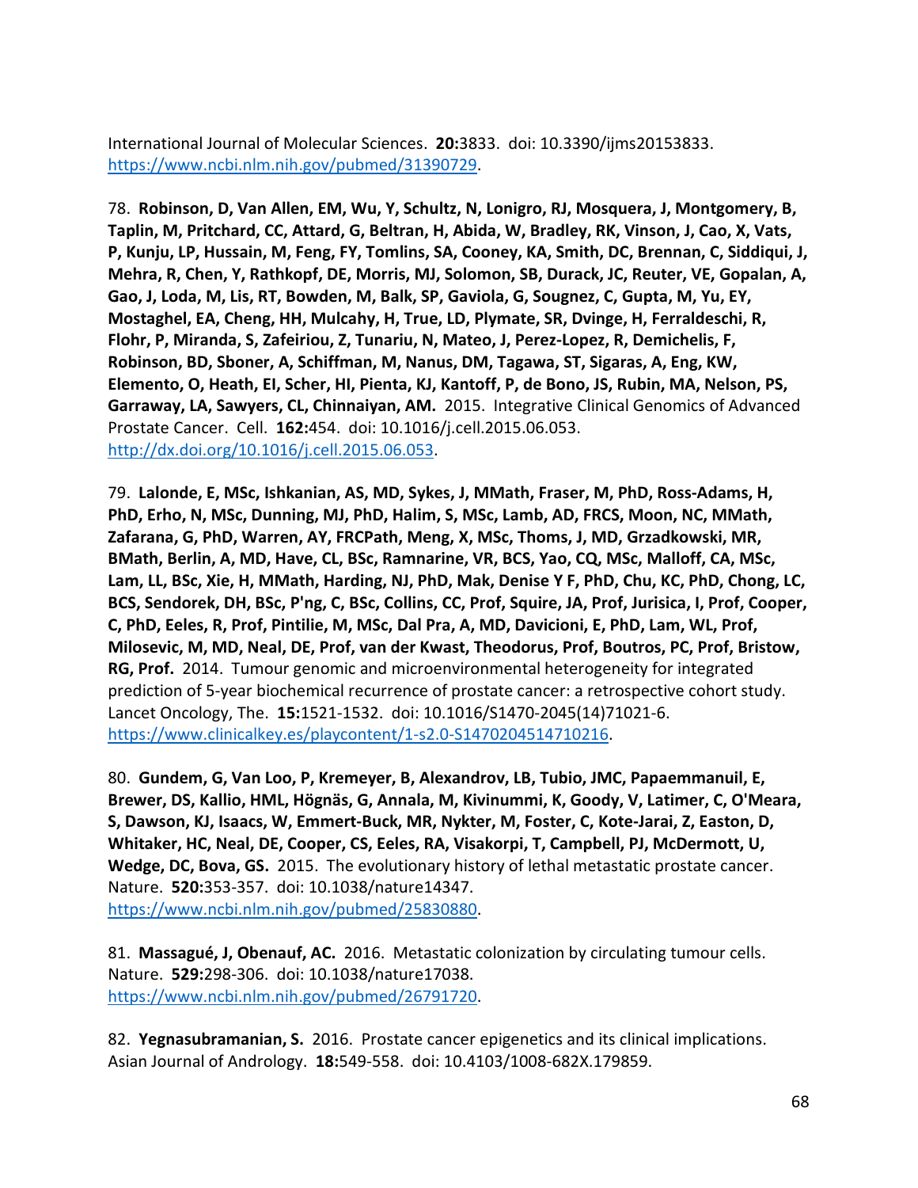International Journal of Molecular Sciences. **20:**3833. doi: 10.3390/ijms20153833. https://www.ncbi.nlm.nih.gov/pubmed/31390729.

78. **Robinson, D, Van Allen, EM, Wu, Y, Schultz, N, Lonigro, RJ, Mosquera, J, Montgomery, B, Taplin, M, Pritchard, CC, Attard, G, Beltran, H, Abida, W, Bradley, RK, Vinson, J, Cao, X, Vats, P, Kunju, LP, Hussain, M, Feng, FY, Tomlins, SA, Cooney, KA, Smith, DC, Brennan, C, Siddiqui, J, Mehra, R, Chen, Y, Rathkopf, DE, Morris, MJ, Solomon, SB, Durack, JC, Reuter, VE, Gopalan, A, Gao, J, Loda, M, Lis, RT, Bowden, M, Balk, SP, Gaviola, G, Sougnez, C, Gupta, M, Yu, EY, Mostaghel, EA, Cheng, HH, Mulcahy, H, True, LD, Plymate, SR, Dvinge, H, Ferraldeschi, R, Flohr, P, Miranda, S, Zafeiriou, Z, Tunariu, N, Mateo, J, Perez-Lopez, R, Demichelis, F, Robinson, BD, Sboner, A, Schiffman, M, Nanus, DM, Tagawa, ST, Sigaras, A, Eng, KW, Elemento, O, Heath, EI, Scher, HI, Pienta, KJ, Kantoff, P, de Bono, JS, Rubin, MA, Nelson, PS, Garraway, LA, Sawyers, CL, Chinnaiyan, AM.** 2015. Integrative Clinical Genomics of Advanced Prostate Cancer. Cell. **162:**454. doi: 10.1016/j.cell.2015.06.053. http://dx.doi.org/10.1016/j.cell.2015.06.053.

79. **Lalonde, E, MSc, Ishkanian, AS, MD, Sykes, J, MMath, Fraser, M, PhD, Ross-Adams, H, PhD, Erho, N, MSc, Dunning, MJ, PhD, Halim, S, MSc, Lamb, AD, FRCS, Moon, NC, MMath, Zafarana, G, PhD, Warren, AY, FRCPath, Meng, X, MSc, Thoms, J, MD, Grzadkowski, MR, BMath, Berlin, A, MD, Have, CL, BSc, Ramnarine, VR, BCS, Yao, CQ, MSc, Malloff, CA, MSc, Lam, LL, BSc, Xie, H, MMath, Harding, NJ, PhD, Mak, Denise Y F, PhD, Chu, KC, PhD, Chong, LC, BCS, Sendorek, DH, BSc, P'ng, C, BSc, Collins, CC, Prof, Squire, JA, Prof, Jurisica, I, Prof, Cooper, C, PhD, Eeles, R, Prof, Pintilie, M, MSc, Dal Pra, A, MD, Davicioni, E, PhD, Lam, WL, Prof, Milosevic, M, MD, Neal, DE, Prof, van der Kwast, Theodorus, Prof, Boutros, PC, Prof, Bristow, RG, Prof.** 2014. Tumour genomic and microenvironmental heterogeneity for integrated prediction of 5-year biochemical recurrence of prostate cancer: a retrospective cohort study. Lancet Oncology, The. **15:**1521-1532. doi: 10.1016/S1470-2045(14)71021-6. https://www.clinicalkey.es/playcontent/1-s2.0-S1470204514710216.

80. **Gundem, G, Van Loo, P, Kremeyer, B, Alexandrov, LB, Tubio, JMC, Papaemmanuil, E, Brewer, DS, Kallio, HML, Högnäs, G, Annala, M, Kivinummi, K, Goody, V, Latimer, C, O'Meara, S, Dawson, KJ, Isaacs, W, Emmert-Buck, MR, Nykter, M, Foster, C, Kote-Jarai, Z, Easton, D, Whitaker, HC, Neal, DE, Cooper, CS, Eeles, RA, Visakorpi, T, Campbell, PJ, McDermott, U, Wedge, DC, Bova, GS.** 2015. The evolutionary history of lethal metastatic prostate cancer. Nature. **520:**353-357. doi: 10.1038/nature14347. https://www.ncbi.nlm.nih.gov/pubmed/25830880.

81. **Massagué, J, Obenauf, AC.** 2016. Metastatic colonization by circulating tumour cells. Nature. **529:**298-306. doi: 10.1038/nature17038. https://www.ncbi.nlm.nih.gov/pubmed/26791720.

82. **Yegnasubramanian, S.** 2016. Prostate cancer epigenetics and its clinical implications. Asian Journal of Andrology. **18:**549-558. doi: 10.4103/1008-682X.179859.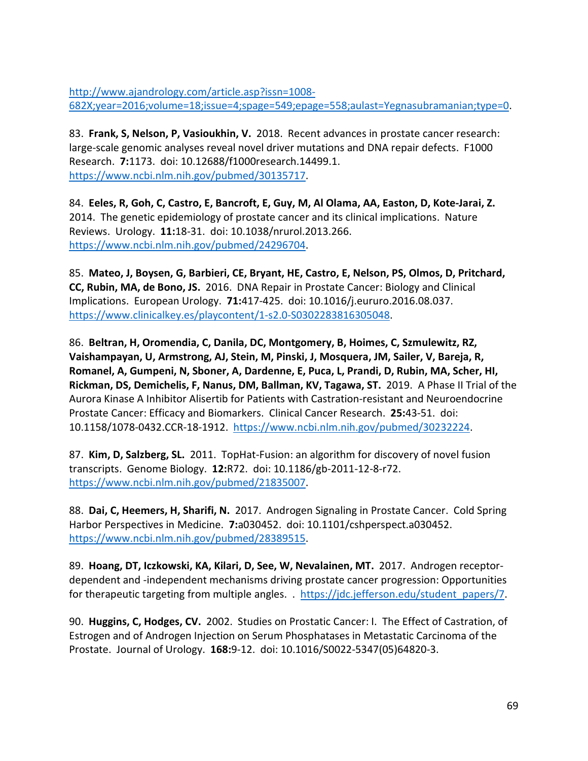http://www.ajandrology.com/article.asp?issn=1008-682X;year=2016;volume=18;issue=4;spage=549;epage=558;aulast=Yegnasubramanian;type=0.

83. **Frank, S, Nelson, P, Vasioukhin, V.** 2018. Recent advances in prostate cancer research: large-scale genomic analyses reveal novel driver mutations and DNA repair defects. F1000 Research. **7:**1173. doi: 10.12688/f1000research.14499.1. https://www.ncbi.nlm.nih.gov/pubmed/30135717.

84. **Eeles, R, Goh, C, Castro, E, Bancroft, E, Guy, M, Al Olama, AA, Easton, D, Kote-Jarai, Z.** 2014. The genetic epidemiology of prostate cancer and its clinical implications. Nature Reviews. Urology. **11:**18-31. doi: 10.1038/nrurol.2013.266. https://www.ncbi.nlm.nih.gov/pubmed/24296704.

85. **Mateo, J, Boysen, G, Barbieri, CE, Bryant, HE, Castro, E, Nelson, PS, Olmos, D, Pritchard, CC, Rubin, MA, de Bono, JS.** 2016. DNA Repair in Prostate Cancer: Biology and Clinical Implications. European Urology. **71:**417-425. doi: 10.1016/j.eururo.2016.08.037. https://www.clinicalkey.es/playcontent/1-s2.0-S0302283816305048.

86. **Beltran, H, Oromendia, C, Danila, DC, Montgomery, B, Hoimes, C, Szmulewitz, RZ, Vaishampayan, U, Armstrong, AJ, Stein, M, Pinski, J, Mosquera, JM, Sailer, V, Bareja, R, Romanel, A, Gumpeni, N, Sboner, A, Dardenne, E, Puca, L, Prandi, D, Rubin, MA, Scher, HI, Rickman, DS, Demichelis, F, Nanus, DM, Ballman, KV, Tagawa, ST.** 2019. A Phase II Trial of the Aurora Kinase A Inhibitor Alisertib for Patients with Castration-resistant and Neuroendocrine Prostate Cancer: Efficacy and Biomarkers. Clinical Cancer Research. **25:**43-51. doi: 10.1158/1078-0432.CCR-18-1912. https://www.ncbi.nlm.nih.gov/pubmed/30232224.

87. **Kim, D, Salzberg, SL.** 2011. TopHat-Fusion: an algorithm for discovery of novel fusion transcripts. Genome Biology. **12:**R72. doi: 10.1186/gb-2011-12-8-r72. https://www.ncbi.nlm.nih.gov/pubmed/21835007.

88. **Dai, C, Heemers, H, Sharifi, N.** 2017. Androgen Signaling in Prostate Cancer. Cold Spring Harbor Perspectives in Medicine. **7:**a030452. doi: 10.1101/cshperspect.a030452. https://www.ncbi.nlm.nih.gov/pubmed/28389515.

89. **Hoang, DT, Iczkowski, KA, Kilari, D, See, W, Nevalainen, MT.** 2017. Androgen receptor-dependent and -independent mechanisms driving prostate cancer progression: Opportunities for therapeutic targeting from multiple angles. . https://jdc.jefferson.edu/student_papers/7.

90. **Huggins, C, Hodges, CV.** 2002. Studies on Prostatic Cancer: I. The Effect of Castration, of Estrogen and of Androgen Injection on Serum Phosphatases in Metastatic Carcinoma of the Prostate. Journal of Urology. **168:**9-12. doi: 10.1016/S0022-5347(05)64820-3.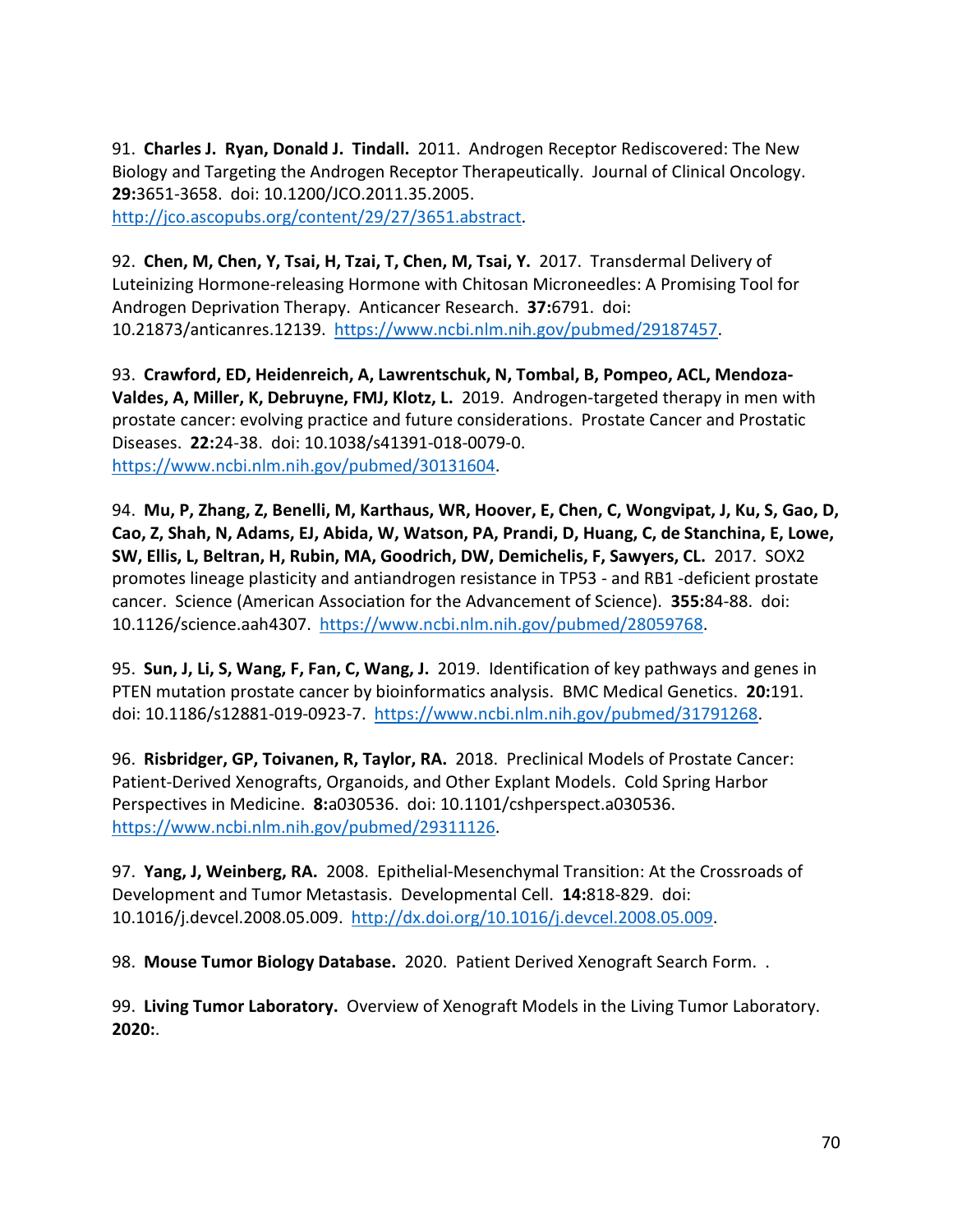91. **Charles J. Ryan, Donald J. Tindall.** 2011. Androgen Receptor Rediscovered: The New Biology and Targeting the Androgen Receptor Therapeutically. Journal of Clinical Oncology. **29:**3651-3658. doi: 10.1200/JCO.2011.35.2005. http://jco.ascopubs.org/content/29/27/3651.abstract.

92. **Chen, M, Chen, Y, Tsai, H, Tzai, T, Chen, M, Tsai, Y.** 2017. Transdermal Delivery of Luteinizing Hormone-releasing Hormone with Chitosan Microneedles: A Promising Tool for Androgen Deprivation Therapy. Anticancer Research. **37:**6791. doi: 10.21873/anticanres.12139. https://www.ncbi.nlm.nih.gov/pubmed/29187457.

93. **Crawford, ED, Heidenreich, A, Lawrentschuk, N, Tombal, B, Pompeo, ACL, Mendoza-Valdes, A, Miller, K, Debruyne, FMJ, Klotz, L.** 2019. Androgen-targeted therapy in men with prostate cancer: evolving practice and future considerations. Prostate Cancer and Prostatic Diseases. **22:**24-38. doi: 10.1038/s41391-018-0079-0. https://www.ncbi.nlm.nih.gov/pubmed/30131604.

94. **Mu, P, Zhang, Z, Benelli, M, Karthaus, WR, Hoover, E, Chen, C, Wongvipat, J, Ku, S, Gao, D, Cao, Z, Shah, N, Adams, EJ, Abida, W, Watson, PA, Prandi, D, Huang, C, de Stanchina, E, Lowe, SW, Ellis, L, Beltran, H, Rubin, MA, Goodrich, DW, Demichelis, F, Sawyers, CL.** 2017. SOX2 promotes lineage plasticity and antiandrogen resistance in TP53 - and RB1 -deficient prostate cancer. Science (American Association for the Advancement of Science). **355:**84-88. doi: 10.1126/science.aah4307. https://www.ncbi.nlm.nih.gov/pubmed/28059768.

95. **Sun, J, Li, S, Wang, F, Fan, C, Wang, J.** 2019. Identification of key pathways and genes in PTEN mutation prostate cancer by bioinformatics analysis. BMC Medical Genetics. **20:**191. doi: 10.1186/s12881-019-0923-7. https://www.ncbi.nlm.nih.gov/pubmed/31791268.

96. **Risbridger, GP, Toivanen, R, Taylor, RA.** 2018. Preclinical Models of Prostate Cancer: Patient-Derived Xenografts, Organoids, and Other Explant Models. Cold Spring Harbor Perspectives in Medicine. **8:**a030536. doi: 10.1101/cshperspect.a030536. https://www.ncbi.nlm.nih.gov/pubmed/29311126.

97. **Yang, J, Weinberg, RA.** 2008. Epithelial-Mesenchymal Transition: At the Crossroads of Development and Tumor Metastasis. Developmental Cell. **14:**818-829. doi: 10.1016/j.devcel.2008.05.009. http://dx.doi.org/10.1016/j.devcel.2008.05.009.

98. **Mouse Tumor Biology Database.** 2020. Patient Derived Xenograft Search Form. .

99. **Living Tumor Laboratory.** Overview of Xenograft Models in the Living Tumor Laboratory. **2020:**.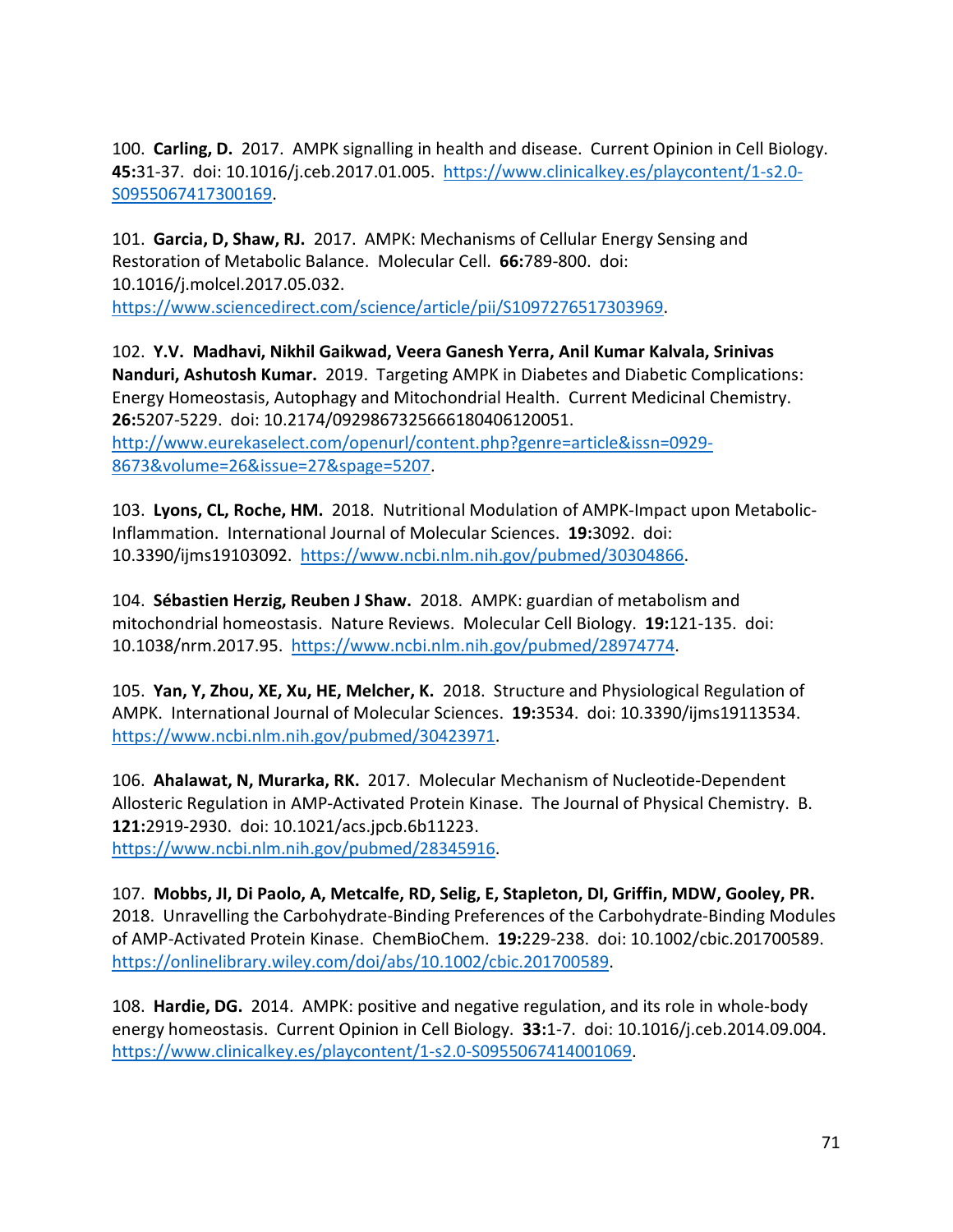100. **Carling, D.** 2017. AMPK signalling in health and disease. Current Opinion in Cell Biology. **45:**31-37. doi: 10.1016/j.ceb.2017.01.005. https://www.clinicalkey.es/playcontent/1-s2.0-S0955067417300169.

101. **Garcia, D, Shaw, RJ.** 2017. AMPK: Mechanisms of Cellular Energy Sensing and Restoration of Metabolic Balance. Molecular Cell. **66:**789-800. doi: 10.1016/j.molcel.2017.05.032. https://www.sciencedirect.com/science/article/pii/S1097276517303969.

102. **Y.V. Madhavi, Nikhil Gaikwad, Veera Ganesh Yerra, Anil Kumar Kalvala, Srinivas Nanduri, Ashutosh Kumar.** 2019. Targeting AMPK in Diabetes and Diabetic Complications: Energy Homeostasis, Autophagy and Mitochondrial Health. Current Medicinal Chemistry. **26:**5207-5229. doi: 10.2174/0929867325666180406120051. http://www.eurekaselect.com/openurl/content.php?genre=article&issn=0929-8673&volume=26&issue=27&spage=5207.

103. **Lyons, CL, Roche, HM.** 2018. Nutritional Modulation of AMPK-Impact upon Metabolic-Inflammation. International Journal of Molecular Sciences. **19:**3092. doi: 10.3390/ijms19103092. https://www.ncbi.nlm.nih.gov/pubmed/30304866.

104. **Sébastien Herzig, Reuben J Shaw.** 2018. AMPK: guardian of metabolism and mitochondrial homeostasis. Nature Reviews. Molecular Cell Biology. **19:**121-135. doi: 10.1038/nrm.2017.95. https://www.ncbi.nlm.nih.gov/pubmed/28974774.

105. **Yan, Y, Zhou, XE, Xu, HE, Melcher, K.** 2018. Structure and Physiological Regulation of AMPK. International Journal of Molecular Sciences. **19:**3534. doi: 10.3390/ijms19113534. https://www.ncbi.nlm.nih.gov/pubmed/30423971.

106. **Ahalawat, N, Murarka, RK.** 2017. Molecular Mechanism of Nucleotide-Dependent Allosteric Regulation in AMP-Activated Protein Kinase. The Journal of Physical Chemistry. B. **121:**2919-2930. doi: 10.1021/acs.jpcb.6b11223. https://www.ncbi.nlm.nih.gov/pubmed/28345916.

107. **Mobbs, JI, Di Paolo, A, Metcalfe, RD, Selig, E, Stapleton, DI, Griffin, MDW, Gooley, PR.** 2018. Unravelling the Carbohydrate-Binding Preferences of the Carbohydrate-Binding Modules of AMP-Activated Protein Kinase. ChemBioChem. **19:**229-238. doi: 10.1002/cbic.201700589. https://onlinelibrary.wiley.com/doi/abs/10.1002/cbic.201700589.

108. **Hardie, DG.** 2014. AMPK: positive and negative regulation, and its role in whole-body energy homeostasis. Current Opinion in Cell Biology. **33:**1-7. doi: 10.1016/j.ceb.2014.09.004. https://www.clinicalkey.es/playcontent/1-s2.0-S0955067414001069.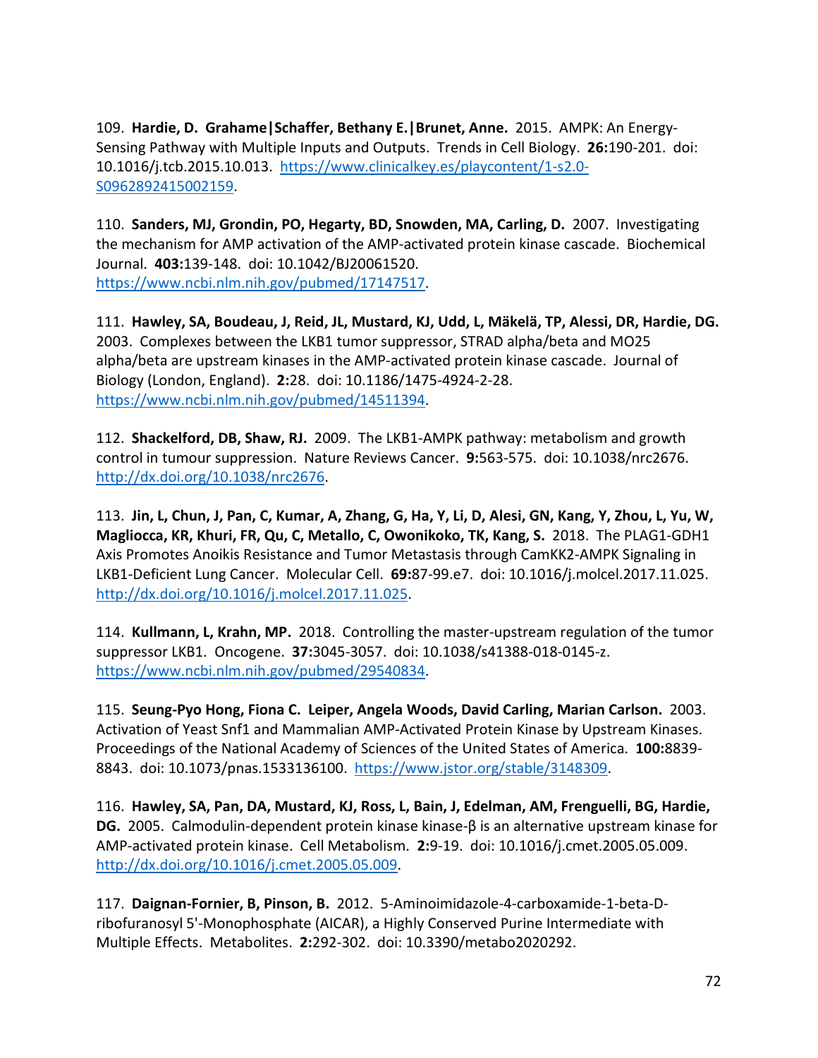109. **Hardie, D. Grahame|Schaffer, Bethany E.|Brunet, Anne.** 2015. AMPK: An Energy-Sensing Pathway with Multiple Inputs and Outputs. Trends in Cell Biology. **26:**190-201. doi: 10.1016/j.tcb.2015.10.013. https://www.clinicalkey.es/playcontent/1-s2.0-S0962892415002159.

110. **Sanders, MJ, Grondin, PO, Hegarty, BD, Snowden, MA, Carling, D.** 2007. Investigating the mechanism for AMP activation of the AMP-activated protein kinase cascade. Biochemical Journal. **403:**139-148. doi: 10.1042/BJ20061520. https://www.ncbi.nlm.nih.gov/pubmed/17147517.

111. **Hawley, SA, Boudeau, J, Reid, JL, Mustard, KJ, Udd, L, Mäkelä, TP, Alessi, DR, Hardie, DG.** 2003. Complexes between the LKB1 tumor suppressor, STRAD alpha/beta and MO25 alpha/beta are upstream kinases in the AMP-activated protein kinase cascade. Journal of Biology (London, England). **2:**28. doi: 10.1186/1475-4924-2-28. https://www.ncbi.nlm.nih.gov/pubmed/14511394.

112. **Shackelford, DB, Shaw, RJ.** 2009. The LKB1-AMPK pathway: metabolism and growth control in tumour suppression. Nature Reviews Cancer. **9:**563-575. doi: 10.1038/nrc2676. http://dx.doi.org/10.1038/nrc2676.

113. **Jin, L, Chun, J, Pan, C, Kumar, A, Zhang, G, Ha, Y, Li, D, Alesi, GN, Kang, Y, Zhou, L, Yu, W, Magliocca, KR, Khuri, FR, Qu, C, Metallo, C, Owonikoko, TK, Kang, S.** 2018. The PLAG1-GDH1 Axis Promotes Anoikis Resistance and Tumor Metastasis through CamKK2-AMPK Signaling in LKB1-Deficient Lung Cancer. Molecular Cell. **69:**87-99.e7. doi: 10.1016/j.molcel.2017.11.025. http://dx.doi.org/10.1016/j.molcel.2017.11.025.

114. **Kullmann, L, Krahn, MP.** 2018. Controlling the master-upstream regulation of the tumor suppressor LKB1. Oncogene. **37:**3045-3057. doi: 10.1038/s41388-018-0145-z. https://www.ncbi.nlm.nih.gov/pubmed/29540834.

115. **Seung-Pyo Hong, Fiona C. Leiper, Angela Woods, David Carling, Marian Carlson.** 2003. Activation of Yeast Snf1 and Mammalian AMP-Activated Protein Kinase by Upstream Kinases. Proceedings of the National Academy of Sciences of the United States of America. **100:**8839-8843. doi: 10.1073/pnas.1533136100. https://www.jstor.org/stable/3148309.

116. **Hawley, SA, Pan, DA, Mustard, KJ, Ross, L, Bain, J, Edelman, AM, Frenguelli, BG, Hardie, DG.** 2005. Calmodulin-dependent protein kinase kinase-β is an alternative upstream kinase for AMP-activated protein kinase. Cell Metabolism. **2:**9-19. doi: 10.1016/j.cmet.2005.05.009. http://dx.doi.org/10.1016/j.cmet.2005.05.009.

117. **Daignan-Fornier, B, Pinson, B.** 2012. 5-Aminoimidazole-4-carboxamide-1-beta-D-ribofuranosyl 5'-Monophosphate (AICAR), a Highly Conserved Purine Intermediate with Multiple Effects. Metabolites. **2:**292-302. doi: 10.3390/metabo2020292.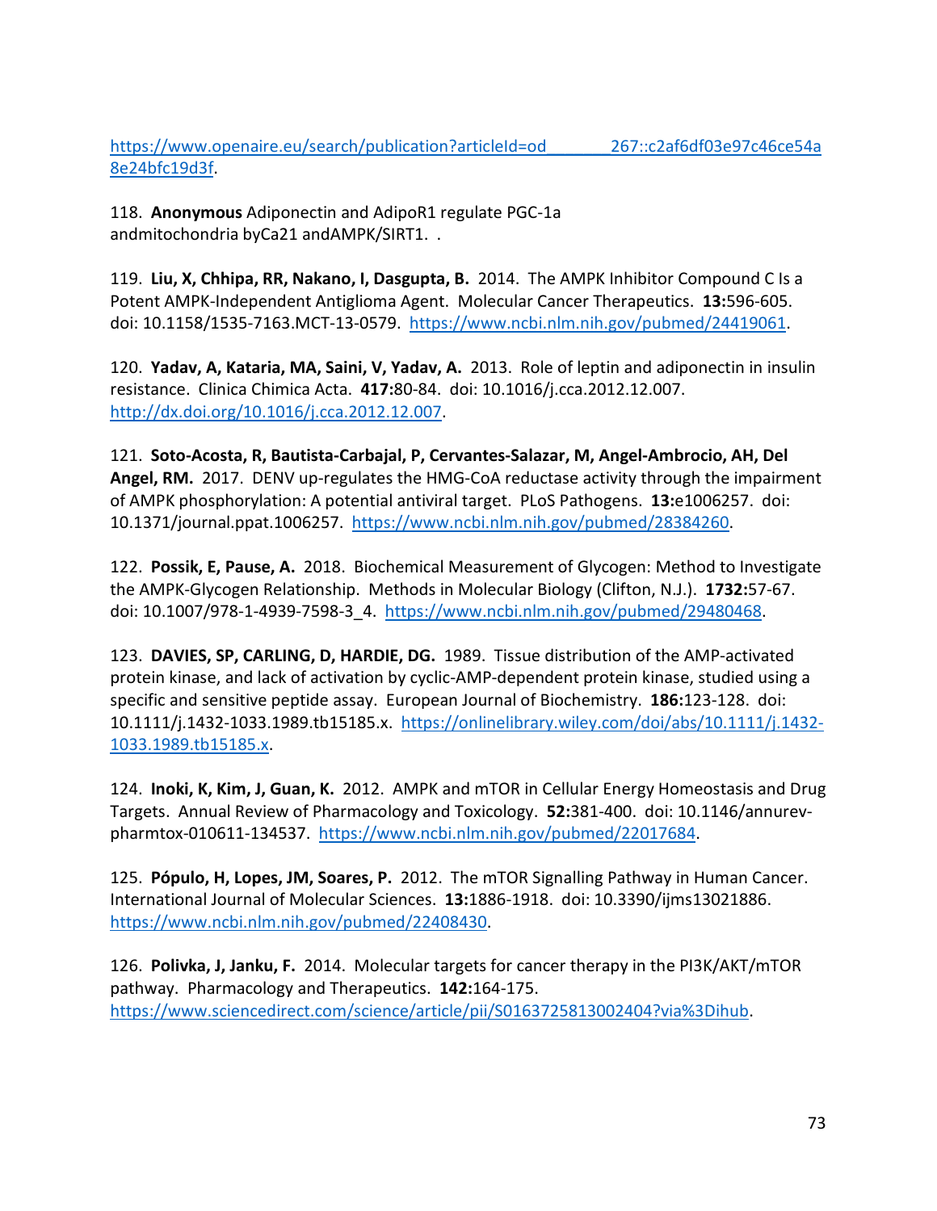https://www.openaire.eu/search/publication?articleId=od_______267::c2af6df03e97c46ce54a8e24bfc19d3f.

118. **Anonymous** Adiponectin and AdipoR1 regulate PGC-1a andmitochondria byCa21 andAMPK/SIRT1. .

119. **Liu, X, Chhipa, RR, Nakano, I, Dasgupta, B.** 2014. The AMPK Inhibitor Compound C Is a Potent AMPK-Independent Antiglioma Agent. Molecular Cancer Therapeutics. **13:**596-605. doi: 10.1158/1535-7163.MCT-13-0579. https://www.ncbi.nlm.nih.gov/pubmed/24419061.

120. **Yadav, A, Kataria, MA, Saini, V, Yadav, A.** 2013. Role of leptin and adiponectin in insulin resistance. Clinica Chimica Acta. **417:**80-84. doi: 10.1016/j.cca.2012.12.007. http://dx.doi.org/10.1016/j.cca.2012.12.007.

121. **Soto-Acosta, R, Bautista-Carbajal, P, Cervantes-Salazar, M, Angel-Ambrocio, AH, Del Angel, RM.** 2017. DENV up-regulates the HMG-CoA reductase activity through the impairment of AMPK phosphorylation: A potential antiviral target. PLoS Pathogens. **13:**e1006257. doi: 10.1371/journal.ppat.1006257. https://www.ncbi.nlm.nih.gov/pubmed/28384260.

122. **Possik, E, Pause, A.** 2018. Biochemical Measurement of Glycogen: Method to Investigate the AMPK-Glycogen Relationship. Methods in Molecular Biology (Clifton, N.J.). **1732:**57-67. doi: 10.1007/978-1-4939-7598-3_4. https://www.ncbi.nlm.nih.gov/pubmed/29480468.

123. **DAVIES, SP, CARLING, D, HARDIE, DG.** 1989. Tissue distribution of the AMP-activated protein kinase, and lack of activation by cyclic-AMP-dependent protein kinase, studied using a specific and sensitive peptide assay. European Journal of Biochemistry. **186:**123-128. doi: 10.1111/j.1432-1033.1989.tb15185.x. https://onlinelibrary.wiley.com/doi/abs/10.1111/j.1432-1033.1989.tb15185.x.

124. **Inoki, K, Kim, J, Guan, K.** 2012. AMPK and mTOR in Cellular Energy Homeostasis and Drug Targets. Annual Review of Pharmacology and Toxicology. **52:**381-400. doi: 10.1146/annurev-pharmtox-010611-134537. https://www.ncbi.nlm.nih.gov/pubmed/22017684.

125. **Pópulo, H, Lopes, JM, Soares, P.** 2012. The mTOR Signalling Pathway in Human Cancer. International Journal of Molecular Sciences. **13:**1886-1918. doi: 10.3390/ijms13021886. https://www.ncbi.nlm.nih.gov/pubmed/22408430.

126. **Polivka, J, Janku, F.** 2014. Molecular targets for cancer therapy in the PI3K/AKT/mTOR pathway. Pharmacology and Therapeutics. **142:**164-175. https://www.sciencedirect.com/science/article/pii/S0163725813002404?via%3Dihub.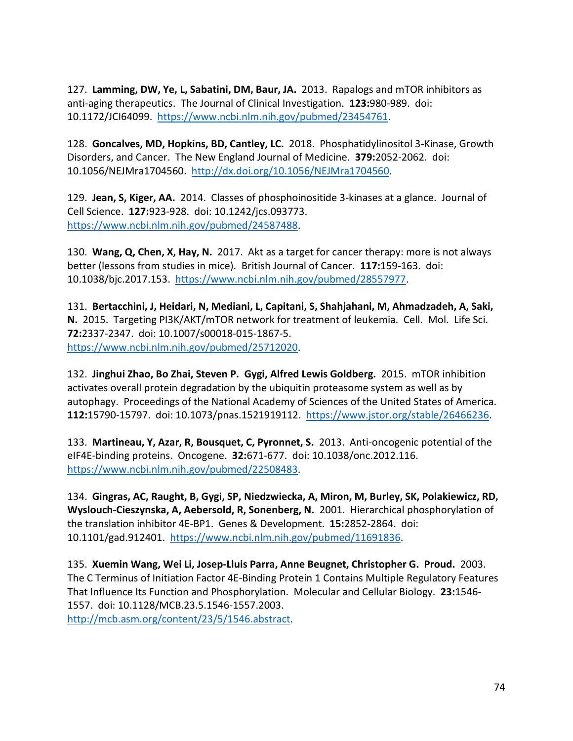127. **Lamming, DW, Ye, L, Sabatini, DM, Baur, JA.** 2013. Rapalogs and mTOR inhibitors as anti-aging therapeutics. The Journal of Clinical Investigation. **123:**980-989. doi: 10.1172/JCI64099. https://www.ncbi.nlm.nih.gov/pubmed/23454761.

128. **Goncalves, MD, Hopkins, BD, Cantley, LC.** 2018. Phosphatidylinositol 3-Kinase, Growth Disorders, and Cancer. The New England Journal of Medicine. **379:**2052-2062. doi: 10.1056/NEJMra1704560. http://dx.doi.org/10.1056/NEJMra1704560.

129. **Jean, S, Kiger, AA.** 2014. Classes of phosphoinositide 3-kinases at a glance. Journal of Cell Science. **127:**923-928. doi: 10.1242/jcs.093773. https://www.ncbi.nlm.nih.gov/pubmed/24587488.

130. **Wang, Q, Chen, X, Hay, N.** 2017. Akt as a target for cancer therapy: more is not always better (lessons from studies in mice). British Journal of Cancer. **117:**159-163. doi: 10.1038/bjc.2017.153. https://www.ncbi.nlm.nih.gov/pubmed/28557977.

131. **Bertacchini, J, Heidari, N, Mediani, L, Capitani, S, Shahjahani, M, Ahmadzadeh, A, Saki, N.** 2015. Targeting PI3K/AKT/mTOR network for treatment of leukemia. Cell. Mol. Life Sci. **72:**2337-2347. doi: 10.1007/s00018-015-1867-5. https://www.ncbi.nlm.nih.gov/pubmed/25712020.

132. **Jinghui Zhao, Bo Zhai, Steven P. Gygi, Alfred Lewis Goldberg.** 2015. mTOR inhibition activates overall protein degradation by the ubiquitin proteasome system as well as by autophagy. Proceedings of the National Academy of Sciences of the United States of America. **112:**15790-15797. doi: 10.1073/pnas.1521919112. https://www.jstor.org/stable/26466236.

133. **Martineau, Y, Azar, R, Bousquet, C, Pyronnet, S.** 2013. Anti-oncogenic potential of the eIF4E-binding proteins. Oncogene. **32:**671-677. doi: 10.1038/onc.2012.116. https://www.ncbi.nlm.nih.gov/pubmed/22508483.

134. **Gingras, AC, Raught, B, Gygi, SP, Niedzwiecka, A, Miron, M, Burley, SK, Polakiewicz, RD, Wyslouch-Cieszynska, A, Aebersold, R, Sonenberg, N.** 2001. Hierarchical phosphorylation of the translation inhibitor 4E-BP1. Genes & Development. **15:**2852-2864. doi: 10.1101/gad.912401. https://www.ncbi.nlm.nih.gov/pubmed/11691836.

135. **Xuemin Wang, Wei Li, Josep-Lluis Parra, Anne Beugnet, Christopher G. Proud.** 2003. The C Terminus of Initiation Factor 4E-Binding Protein 1 Contains Multiple Regulatory Features That Influence Its Function and Phosphorylation. Molecular and Cellular Biology. **23:**1546-1557. doi: 10.1128/MCB.23.5.1546-1557.2003. http://mcb.asm.org/content/23/5/1546.abstract.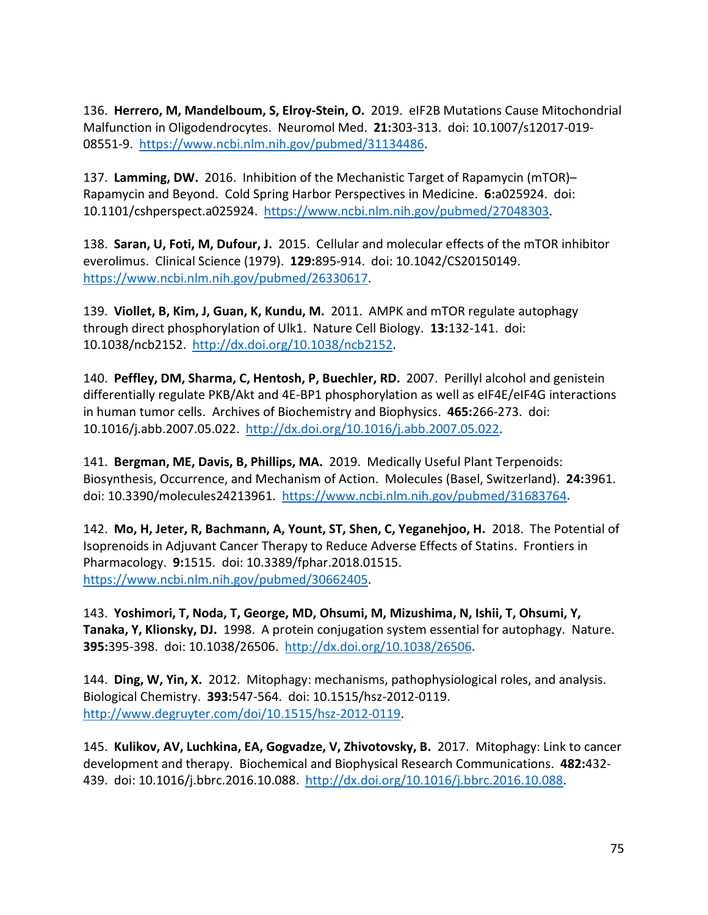136. **Herrero, M, Mandelboum, S, Elroy-Stein, O.** 2019. eIF2B Mutations Cause Mitochondrial Malfunction in Oligodendrocytes. Neuromol Med. **21:**303-313. doi: 10.1007/s12017-019-08551-9. https://www.ncbi.nlm.nih.gov/pubmed/31134486.

137. **Lamming, DW.** 2016. Inhibition of the Mechanistic Target of Rapamycin (mTOR)–Rapamycin and Beyond. Cold Spring Harbor Perspectives in Medicine. **6:**a025924. doi: 10.1101/cshperspect.a025924. https://www.ncbi.nlm.nih.gov/pubmed/27048303.

138. **Saran, U, Foti, M, Dufour, J.** 2015. Cellular and molecular effects of the mTOR inhibitor everolimus. Clinical Science (1979). **129:**895-914. doi: 10.1042/CS20150149. https://www.ncbi.nlm.nih.gov/pubmed/26330617.

139. **Viollet, B, Kim, J, Guan, K, Kundu, M.** 2011. AMPK and mTOR regulate autophagy through direct phosphorylation of Ulk1. Nature Cell Biology. **13:**132-141. doi: 10.1038/ncb2152. http://dx.doi.org/10.1038/ncb2152.

140. **Peffley, DM, Sharma, C, Hentosh, P, Buechler, RD.** 2007. Perillyl alcohol and genistein differentially regulate PKB/Akt and 4E-BP1 phosphorylation as well as eIF4E/eIF4G interactions in human tumor cells. Archives of Biochemistry and Biophysics. **465:**266-273. doi: 10.1016/j.abb.2007.05.022. http://dx.doi.org/10.1016/j.abb.2007.05.022.

141. **Bergman, ME, Davis, B, Phillips, MA.** 2019. Medically Useful Plant Terpenoids: Biosynthesis, Occurrence, and Mechanism of Action. Molecules (Basel, Switzerland). **24:**3961. doi: 10.3390/molecules24213961. https://www.ncbi.nlm.nih.gov/pubmed/31683764.

142. **Mo, H, Jeter, R, Bachmann, A, Yount, ST, Shen, C, Yeganehjoo, H.** 2018. The Potential of Isoprenoids in Adjuvant Cancer Therapy to Reduce Adverse Effects of Statins. Frontiers in Pharmacology. **9:**1515. doi: 10.3389/fphar.2018.01515. https://www.ncbi.nlm.nih.gov/pubmed/30662405.

143. **Yoshimori, T, Noda, T, George, MD, Ohsumi, M, Mizushima, N, Ishii, T, Ohsumi, Y, Tanaka, Y, Klionsky, DJ.** 1998. A protein conjugation system essential for autophagy. Nature. **395:**395-398. doi: 10.1038/26506. http://dx.doi.org/10.1038/26506.

144. **Ding, W, Yin, X.** 2012. Mitophagy: mechanisms, pathophysiological roles, and analysis. Biological Chemistry. **393:**547-564. doi: 10.1515/hsz-2012-0119. http://www.degruyter.com/doi/10.1515/hsz-2012-0119.

145. **Kulikov, AV, Luchkina, EA, Gogvadze, V, Zhivotovsky, B.** 2017. Mitophagy: Link to cancer development and therapy. Biochemical and Biophysical Research Communications. **482:**432-439. doi: 10.1016/j.bbrc.2016.10.088. http://dx.doi.org/10.1016/j.bbrc.2016.10.088.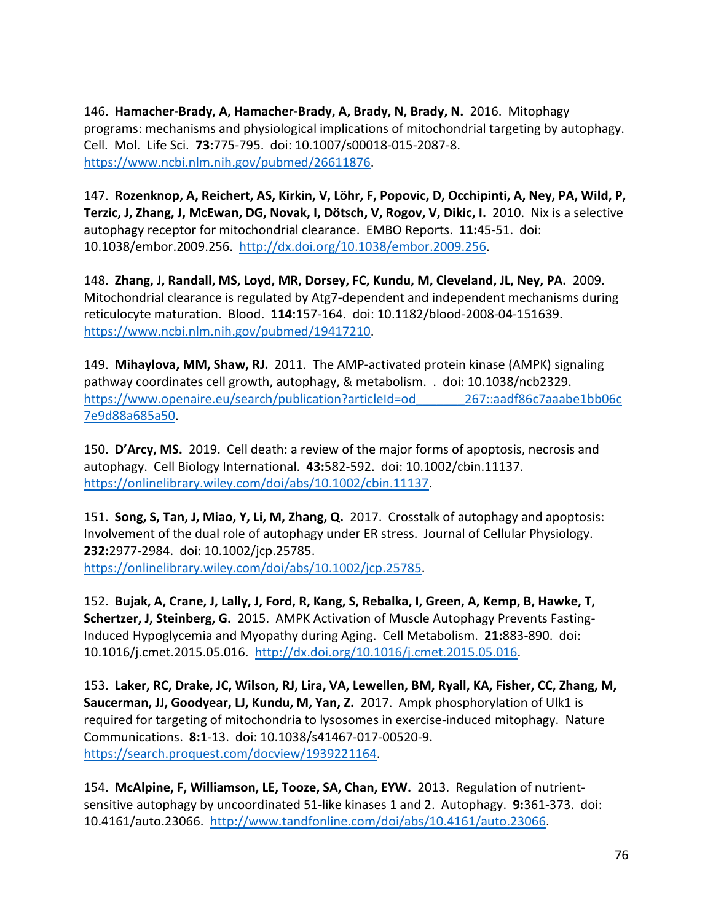146. **Hamacher-Brady, A, Hamacher-Brady, A, Brady, N, Brady, N.** 2016. Mitophagy programs: mechanisms and physiological implications of mitochondrial targeting by autophagy. Cell. Mol. Life Sci. **73:**775-795. doi: 10.1007/s00018-015-2087-8. https://www.ncbi.nlm.nih.gov/pubmed/26611876.

147. **Rozenknop, A, Reichert, AS, Kirkin, V, Löhr, F, Popovic, D, Occhipinti, A, Ney, PA, Wild, P, Terzic, J, Zhang, J, McEwan, DG, Novak, I, Dötsch, V, Rogov, V, Dikic, I.** 2010. Nix is a selective autophagy receptor for mitochondrial clearance. EMBO Reports. **11:**45-51. doi: 10.1038/embor.2009.256. http://dx.doi.org/10.1038/embor.2009.256.

148. **Zhang, J, Randall, MS, Loyd, MR, Dorsey, FC, Kundu, M, Cleveland, JL, Ney, PA.** 2009. Mitochondrial clearance is regulated by Atg7-dependent and independent mechanisms during reticulocyte maturation. Blood. **114:**157-164. doi: 10.1182/blood-2008-04-151639. https://www.ncbi.nlm.nih.gov/pubmed/19417210.

149. **Mihaylova, MM, Shaw, RJ.** 2011. The AMP-activated protein kinase (AMPK) signaling pathway coordinates cell growth, autophagy, & metabolism. . doi: 10.1038/ncb2329. https://www.openaire.eu/search/publication?articleId=od_______267::aadf86c7aaabe1bb06c7e9d88a685a50.

150. **D'Arcy, MS.** 2019. Cell death: a review of the major forms of apoptosis, necrosis and autophagy. Cell Biology International. **43:**582-592. doi: 10.1002/cbin.11137. https://onlinelibrary.wiley.com/doi/abs/10.1002/cbin.11137.

151. **Song, S, Tan, J, Miao, Y, Li, M, Zhang, Q.** 2017. Crosstalk of autophagy and apoptosis: Involvement of the dual role of autophagy under ER stress. Journal of Cellular Physiology. **232:**2977-2984. doi: 10.1002/jcp.25785. https://onlinelibrary.wiley.com/doi/abs/10.1002/jcp.25785.

152. **Bujak, A, Crane, J, Lally, J, Ford, R, Kang, S, Rebalka, I, Green, A, Kemp, B, Hawke, T, Schertzer, J, Steinberg, G.** 2015. AMPK Activation of Muscle Autophagy Prevents Fasting-Induced Hypoglycemia and Myopathy during Aging. Cell Metabolism. **21:**883-890. doi: 10.1016/j.cmet.2015.05.016. http://dx.doi.org/10.1016/j.cmet.2015.05.016.

153. **Laker, RC, Drake, JC, Wilson, RJ, Lira, VA, Lewellen, BM, Ryall, KA, Fisher, CC, Zhang, M, Saucerman, JJ, Goodyear, LJ, Kundu, M, Yan, Z.** 2017. Ampk phosphorylation of Ulk1 is required for targeting of mitochondria to lysosomes in exercise-induced mitophagy. Nature Communications. **8:**1-13. doi: 10.1038/s41467-017-00520-9. https://search.proquest.com/docview/1939221164.

154. **McAlpine, F, Williamson, LE, Tooze, SA, Chan, EYW.** 2013. Regulation of nutrient-sensitive autophagy by uncoordinated 51-like kinases 1 and 2. Autophagy. **9:**361-373. doi: 10.4161/auto.23066. http://www.tandfonline.com/doi/abs/10.4161/auto.23066.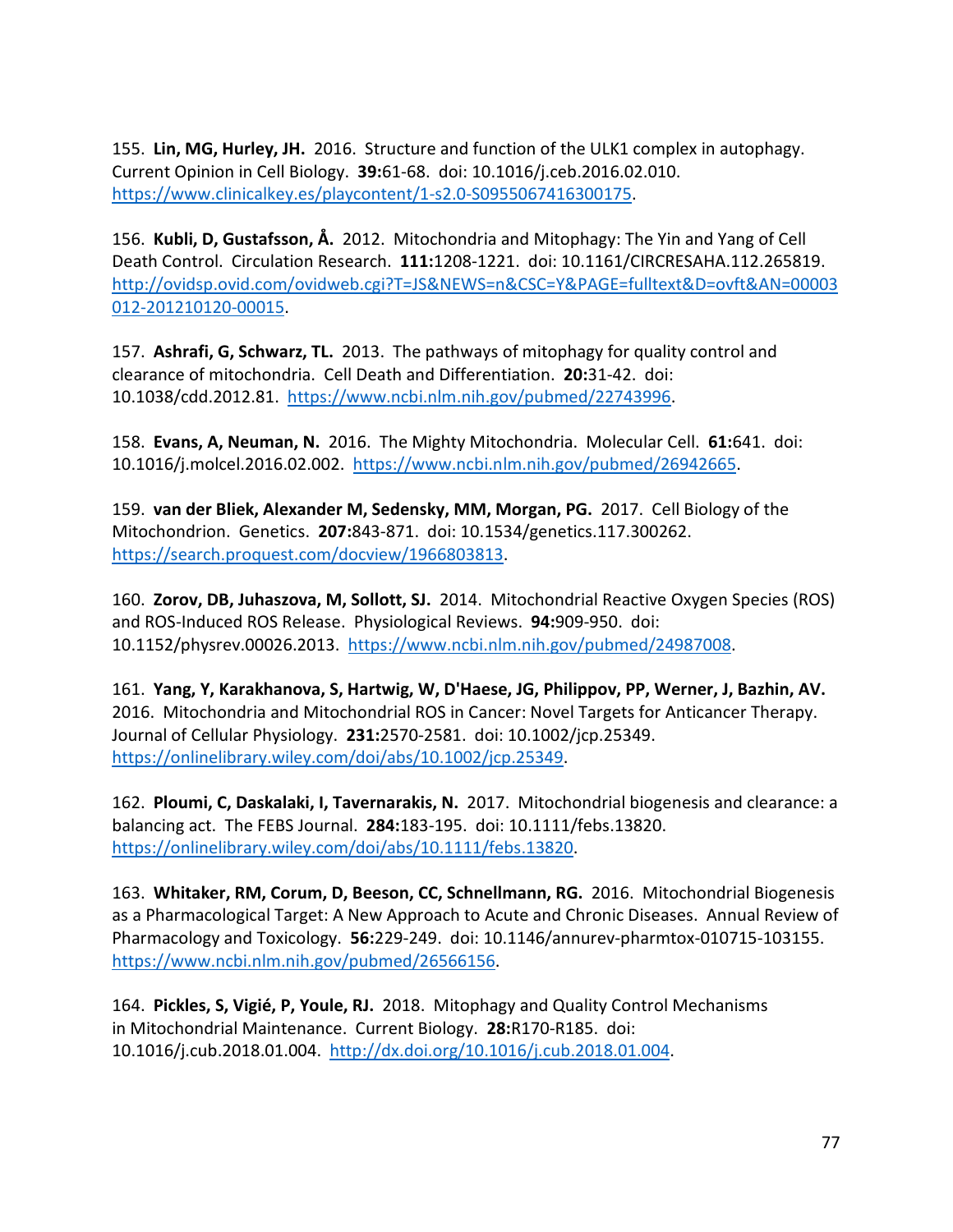155. **Lin, MG, Hurley, JH.** 2016. Structure and function of the ULK1 complex in autophagy. Current Opinion in Cell Biology. **39:**61-68. doi: 10.1016/j.ceb.2016.02.010. https://www.clinicalkey.es/playcontent/1-s2.0-S0955067416300175.

156. **Kubli, D, Gustafsson, Å.** 2012. Mitochondria and Mitophagy: The Yin and Yang of Cell Death Control. Circulation Research. **111:**1208-1221. doi: 10.1161/CIRCRESAHA.112.265819. http://ovidsp.ovid.com/ovidweb.cgi?T=JS&NEWS=n&CSC=Y&PAGE=fulltext&D=ovft&AN=00003012-201210120-00015.

157. **Ashrafi, G, Schwarz, TL.** 2013. The pathways of mitophagy for quality control and clearance of mitochondria. Cell Death and Differentiation. **20:**31-42. doi: 10.1038/cdd.2012.81. https://www.ncbi.nlm.nih.gov/pubmed/22743996.

158. **Evans, A, Neuman, N.** 2016. The Mighty Mitochondria. Molecular Cell. **61:**641. doi: 10.1016/j.molcel.2016.02.002. https://www.ncbi.nlm.nih.gov/pubmed/26942665.

159. **van der Bliek, Alexander M, Sedensky, MM, Morgan, PG.** 2017. Cell Biology of the Mitochondrion. Genetics. **207:**843-871. doi: 10.1534/genetics.117.300262. https://search.proquest.com/docview/1966803813.

160. **Zorov, DB, Juhaszova, M, Sollott, SJ.** 2014. Mitochondrial Reactive Oxygen Species (ROS) and ROS-Induced ROS Release. Physiological Reviews. **94:**909-950. doi: 10.1152/physrev.00026.2013. https://www.ncbi.nlm.nih.gov/pubmed/24987008.

161. **Yang, Y, Karakhanova, S, Hartwig, W, D'Haese, JG, Philippov, PP, Werner, J, Bazhin, AV.** 2016. Mitochondria and Mitochondrial ROS in Cancer: Novel Targets for Anticancer Therapy. Journal of Cellular Physiology. **231:**2570-2581. doi: 10.1002/jcp.25349. https://onlinelibrary.wiley.com/doi/abs/10.1002/jcp.25349.

162. **Ploumi, C, Daskalaki, I, Tavernarakis, N.** 2017. Mitochondrial biogenesis and clearance: a balancing act. The FEBS Journal. **284:**183-195. doi: 10.1111/febs.13820. https://onlinelibrary.wiley.com/doi/abs/10.1111/febs.13820.

163. **Whitaker, RM, Corum, D, Beeson, CC, Schnellmann, RG.** 2016. Mitochondrial Biogenesis as a Pharmacological Target: A New Approach to Acute and Chronic Diseases. Annual Review of Pharmacology and Toxicology. **56:**229-249. doi: 10.1146/annurev-pharmtox-010715-103155. https://www.ncbi.nlm.nih.gov/pubmed/26566156.

164. **Pickles, S, Vigié, P, Youle, RJ.** 2018. Mitophagy and Quality Control Mechanisms in Mitochondrial Maintenance. Current Biology. **28:**R170-R185. doi: 10.1016/j.cub.2018.01.004. http://dx.doi.org/10.1016/j.cub.2018.01.004.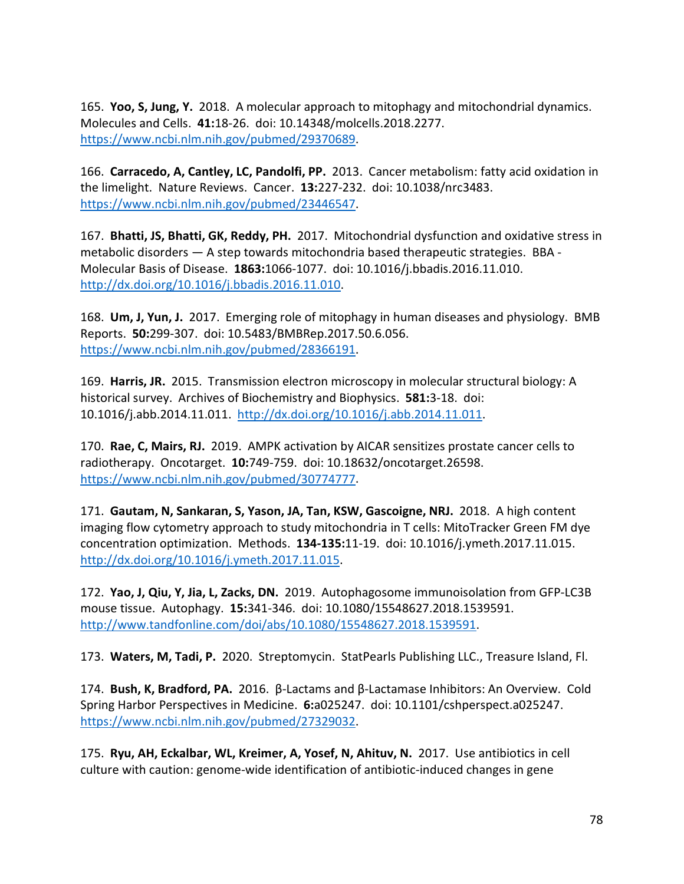165. **Yoo, S, Jung, Y.** 2018. A molecular approach to mitophagy and mitochondrial dynamics. Molecules and Cells. **41:**18-26. doi: 10.14348/molcells.2018.2277. https://www.ncbi.nlm.nih.gov/pubmed/29370689.

166. **Carracedo, A, Cantley, LC, Pandolfi, PP.** 2013. Cancer metabolism: fatty acid oxidation in the limelight. Nature Reviews. Cancer. **13:**227-232. doi: 10.1038/nrc3483. https://www.ncbi.nlm.nih.gov/pubmed/23446547.

167. **Bhatti, JS, Bhatti, GK, Reddy, PH.** 2017. Mitochondrial dysfunction and oxidative stress in metabolic disorders — A step towards mitochondria based therapeutic strategies. BBA - Molecular Basis of Disease. **1863:**1066-1077. doi: 10.1016/j.bbadis.2016.11.010. http://dx.doi.org/10.1016/j.bbadis.2016.11.010.

168. **Um, J, Yun, J.** 2017. Emerging role of mitophagy in human diseases and physiology. BMB Reports. **50:**299-307. doi: 10.5483/BMBRep.2017.50.6.056. https://www.ncbi.nlm.nih.gov/pubmed/28366191.

169. **Harris, JR.** 2015. Transmission electron microscopy in molecular structural biology: A historical survey. Archives of Biochemistry and Biophysics. **581:**3-18. doi: 10.1016/j.abb.2014.11.011. http://dx.doi.org/10.1016/j.abb.2014.11.011.

170. **Rae, C, Mairs, RJ.** 2019. AMPK activation by AICAR sensitizes prostate cancer cells to radiotherapy. Oncotarget. **10:**749-759. doi: 10.18632/oncotarget.26598. https://www.ncbi.nlm.nih.gov/pubmed/30774777.

171. **Gautam, N, Sankaran, S, Yason, JA, Tan, KSW, Gascoigne, NRJ.** 2018. A high content imaging flow cytometry approach to study mitochondria in T cells: MitoTracker Green FM dye concentration optimization. Methods. **134-135:**11-19. doi: 10.1016/j.ymeth.2017.11.015. http://dx.doi.org/10.1016/j.ymeth.2017.11.015.

172. **Yao, J, Qiu, Y, Jia, L, Zacks, DN.** 2019. Autophagosome immunoisolation from GFP-LC3B mouse tissue. Autophagy. **15:**341-346. doi: 10.1080/15548627.2018.1539591. http://www.tandfonline.com/doi/abs/10.1080/15548627.2018.1539591.

173. **Waters, M, Tadi, P.** 2020. Streptomycin. StatPearls Publishing LLC., Treasure Island, Fl.

174. **Bush, K, Bradford, PA.** 2016. β-Lactams and β-Lactamase Inhibitors: An Overview. Cold Spring Harbor Perspectives in Medicine. **6:**a025247. doi: 10.1101/cshperspect.a025247. https://www.ncbi.nlm.nih.gov/pubmed/27329032.

175. **Ryu, AH, Eckalbar, WL, Kreimer, A, Yosef, N, Ahituv, N.** 2017. Use antibiotics in cell culture with caution: genome-wide identification of antibiotic-induced changes in gene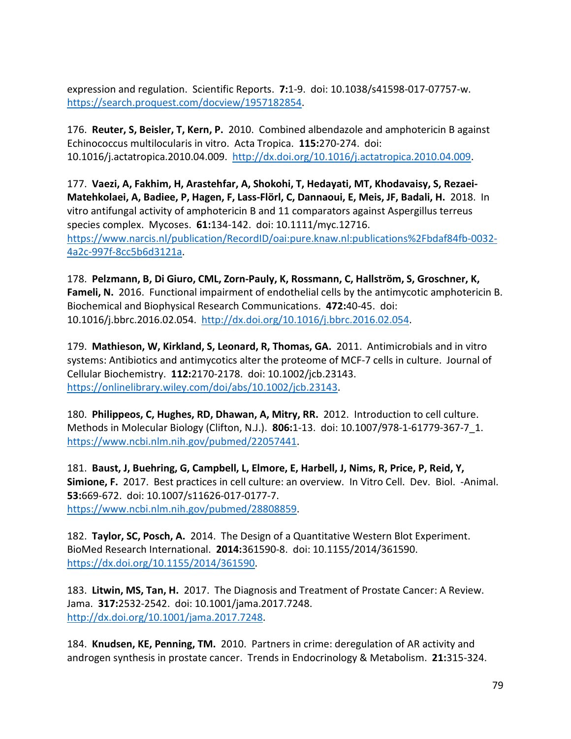expression and regulation. Scientific Reports. **7:**1-9. doi: 10.1038/s41598-017-07757-w. https://search.proquest.com/docview/1957182854.

176. **Reuter, S, Beisler, T, Kern, P.** 2010. Combined albendazole and amphotericin B against Echinococcus multilocularis in vitro. Acta Tropica. **115:**270-274. doi: 10.1016/j.actatropica.2010.04.009. http://dx.doi.org/10.1016/j.actatropica.2010.04.009.

177. **Vaezi, A, Fakhim, H, Arastehfar, A, Shokohi, T, Hedayati, MT, Khodavaisy, S, Rezaei-Matehkolaei, A, Badiee, P, Hagen, F, Lass-Flörl, C, Dannaoui, E, Meis, JF, Badali, H.** 2018. In vitro antifungal activity of amphotericin B and 11 comparators against Aspergillus terreus species complex. Mycoses. **61:**134-142. doi: 10.1111/myc.12716. https://www.narcis.nl/publication/RecordID/oai:pure.knaw.nl:publications%2Fbdaf84fb-0032-4a2c-997f-8cc5b6d3121a.

178. **Pelzmann, B, Di Giuro, CML, Zorn-Pauly, K, Rossmann, C, Hallström, S, Groschner, K, Fameli, N.** 2016. Functional impairment of endothelial cells by the antimycotic amphotericin B. Biochemical and Biophysical Research Communications. **472:**40-45. doi: 10.1016/j.bbrc.2016.02.054. http://dx.doi.org/10.1016/j.bbrc.2016.02.054.

179. **Mathieson, W, Kirkland, S, Leonard, R, Thomas, GA.** 2011. Antimicrobials and in vitro systems: Antibiotics and antimycotics alter the proteome of MCF-7 cells in culture. Journal of Cellular Biochemistry. **112:**2170-2178. doi: 10.1002/jcb.23143. https://onlinelibrary.wiley.com/doi/abs/10.1002/jcb.23143.

180. **Philippeos, C, Hughes, RD, Dhawan, A, Mitry, RR.** 2012. Introduction to cell culture. Methods in Molecular Biology (Clifton, N.J.). **806:**1-13. doi: 10.1007/978-1-61779-367-7_1. https://www.ncbi.nlm.nih.gov/pubmed/22057441.

181. **Baust, J, Buehring, G, Campbell, L, Elmore, E, Harbell, J, Nims, R, Price, P, Reid, Y, Simione, F.** 2017. Best practices in cell culture: an overview. In Vitro Cell. Dev. Biol. -Animal. **53:**669-672. doi: 10.1007/s11626-017-0177-7. https://www.ncbi.nlm.nih.gov/pubmed/28808859.

182. **Taylor, SC, Posch, A.** 2014. The Design of a Quantitative Western Blot Experiment. BioMed Research International. **2014:**361590-8. doi: 10.1155/2014/361590. https://dx.doi.org/10.1155/2014/361590.

183. **Litwin, MS, Tan, H.** 2017. The Diagnosis and Treatment of Prostate Cancer: A Review. Jama. **317:**2532-2542. doi: 10.1001/jama.2017.7248. http://dx.doi.org/10.1001/jama.2017.7248.

184. **Knudsen, KE, Penning, TM.** 2010. Partners in crime: deregulation of AR activity and androgen synthesis in prostate cancer. Trends in Endocrinology & Metabolism. **21:**315-324.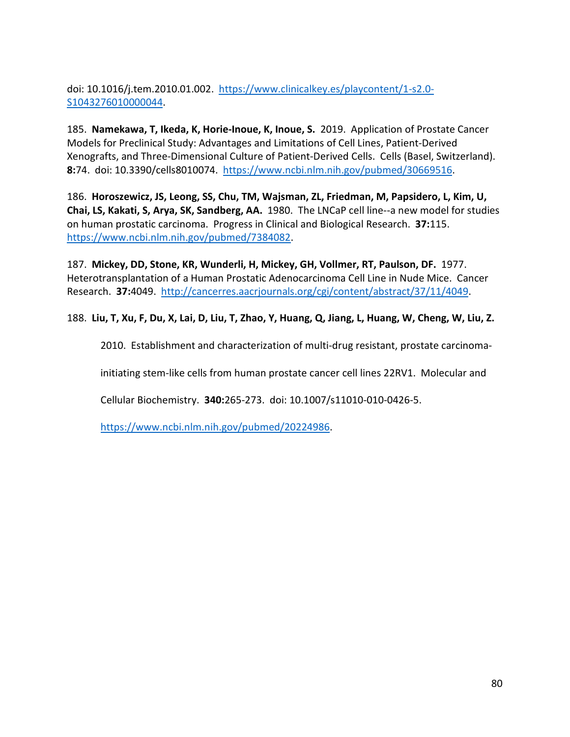doi: 10.1016/j.tem.2010.01.002. https://www.clinicalkey.es/playcontent/1-s2.0-S1043276010000044.

185. **Namekawa, T, Ikeda, K, Horie-Inoue, K, Inoue, S.** 2019. Application of Prostate Cancer Models for Preclinical Study: Advantages and Limitations of Cell Lines, Patient-Derived Xenografts, and Three-Dimensional Culture of Patient-Derived Cells. Cells (Basel, Switzerland). **8:**74. doi: 10.3390/cells8010074. https://www.ncbi.nlm.nih.gov/pubmed/30669516.

186. **Horoszewicz, JS, Leong, SS, Chu, TM, Wajsman, ZL, Friedman, M, Papsidero, L, Kim, U, Chai, LS, Kakati, S, Arya, SK, Sandberg, AA.** 1980. The LNCaP cell line--a new model for studies on human prostatic carcinoma. Progress in Clinical and Biological Research. **37:**115. https://www.ncbi.nlm.nih.gov/pubmed/7384082.

187. **Mickey, DD, Stone, KR, Wunderli, H, Mickey, GH, Vollmer, RT, Paulson, DF.** 1977. Heterotransplantation of a Human Prostatic Adenocarcinoma Cell Line in Nude Mice. Cancer Research. **37:**4049. http://cancerres.aacrjournals.org/cgi/content/abstract/37/11/4049.

188. **Liu, T, Xu, F, Du, X, Lai, D, Liu, T, Zhao, Y, Huang, Q, Jiang, L, Huang, W, Cheng, W, Liu, Z.** 2010. Establishment and characterization of multi-drug resistant, prostate carcinoma-initiating stem-like cells from human prostate cancer cell lines 22RV1. Molecular and Cellular Biochemistry. **340:**265-273. doi: 10.1007/s11010-010-0426-5. https://www.ncbi.nlm.nih.gov/pubmed/20224986.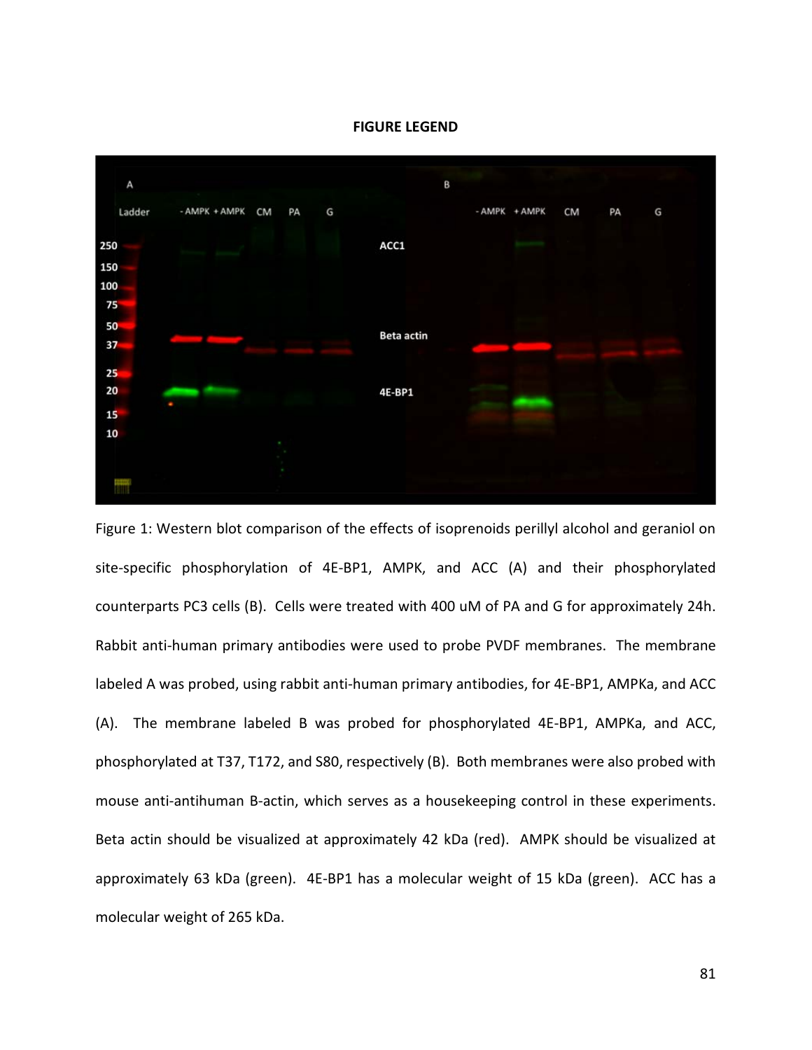**FIGURE LEGEND**

Figure 1: Western blot comparison of the effects of isoprenoids perillyl alcohol and geraniol on site-specific phosphorylation of 4E-BP1, AMPK, and ACC (A) and their phosphorylated counterparts PC3 cells (B). Cells were treated with 400 uM of PA and G for approximately 24h. Rabbit anti-human primary antibodies were used to probe PVDF membranes. The membrane labeled A was probed, using rabbit anti-human primary antibodies, for 4E-BP1, AMPKa, and ACC (A). The membrane labeled B was probed for phosphorylated 4E-BP1, AMPKa, and ACC, phosphorylated at T37, T172, and S80, respectively (B). Both membranes were also probed with mouse anti-antihuman B-actin, which serves as a housekeeping control in these experiments. Beta actin should be visualized at approximately 42 kDa (red). AMPK should be visualized at approximately 63 kDa (green). 4E-BP1 has a molecular weight of 15 kDa (green). ACC has a molecular weight of 265 kDa.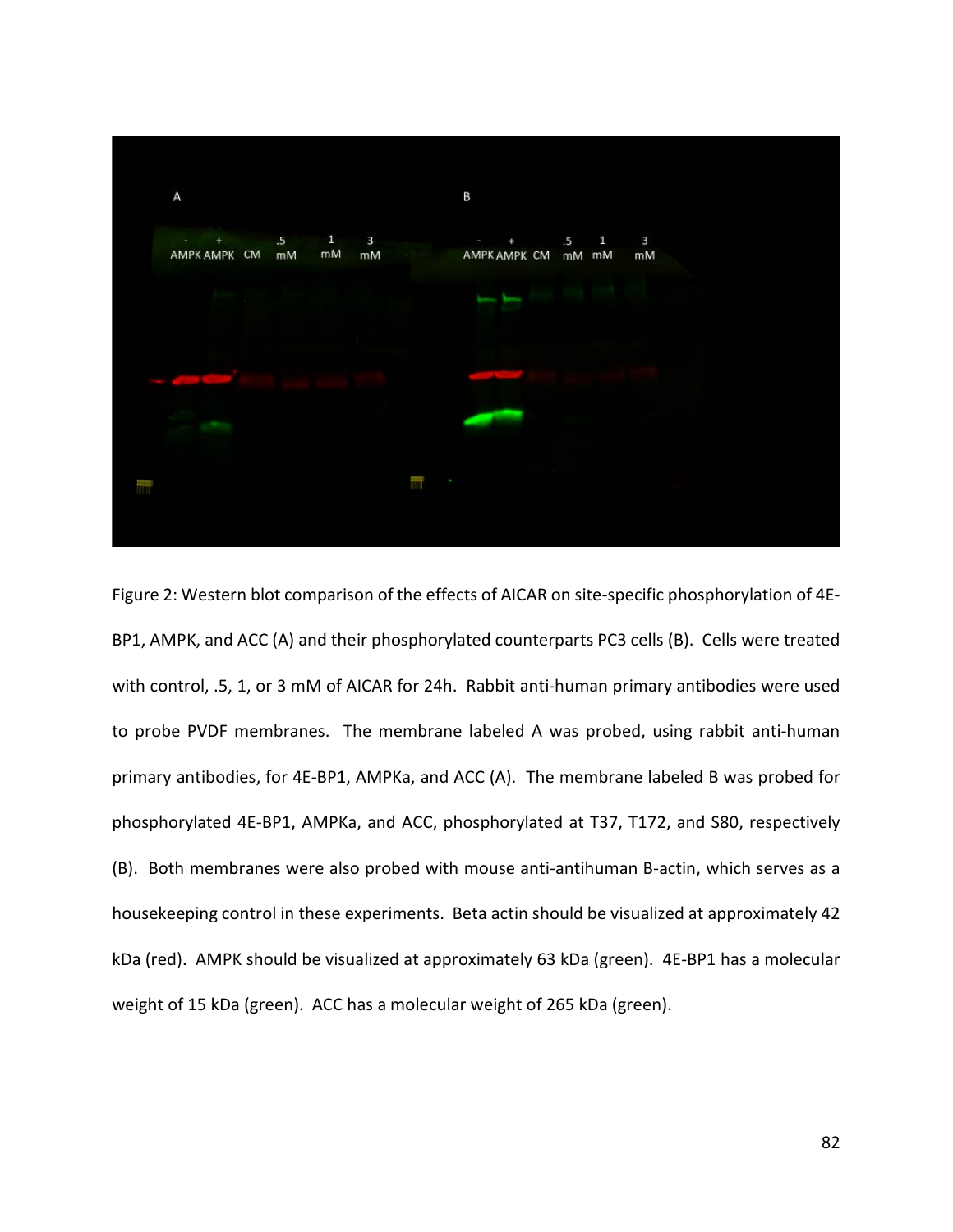Figure 2: Western blot comparison of the effects of AICAR on site-specific phosphorylation of 4E-BP1, AMPK, and ACC (A) and their phosphorylated counterparts PC3 cells (B). Cells were treated with control, .5, 1, or 3 mM of AICAR for 24h. Rabbit anti-human primary antibodies were used to probe PVDF membranes. The membrane labeled A was probed, using rabbit anti-human primary antibodies, for 4E-BP1, AMPKa, and ACC (A). The membrane labeled B was probed for phosphorylated 4E-BP1, AMPKa, and ACC, phosphorylated at T37, T172, and S80, respectively (B). Both membranes were also probed with mouse anti-antihuman B-actin, which serves as a housekeeping control in these experiments. Beta actin should be visualized at approximately 42 kDa (red). AMPK should be visualized at approximately 63 kDa (green). 4E-BP1 has a molecular weight of 15 kDa (green). ACC has a molecular weight of 265 kDa (green).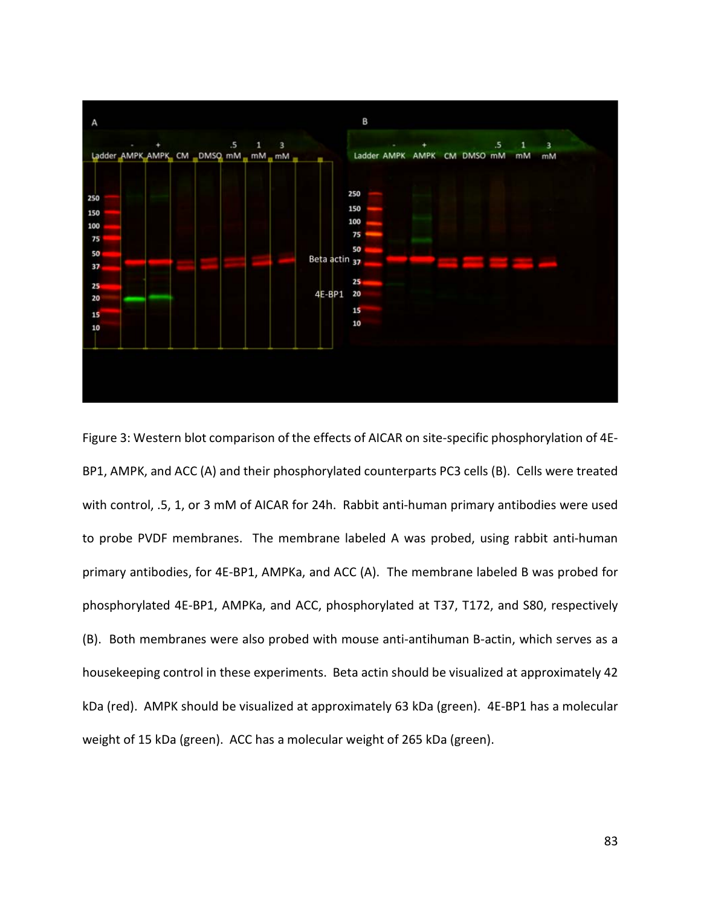A

Ladder
- AMPK
+ AMPK
CM
DMSO
.5 mM
1 mM
3 mM

250
150
100
75
50
37
25
20
15
10

B

Ladder
- AMPK
+ AMPK
CM
DMSO
.5 mM
1 mM
3 mM

Beta actin
4E-BP1

250
150
100
75
50
37
25
20
15
10

Figure 3: Western blot comparison of the effects of AICAR on site-specific phosphorylation of 4E-BP1, AMPK, and ACC (A) and their phosphorylated counterparts PC3 cells (B). Cells were treated with control, .5, 1, or 3 mM of AICAR for 24h. Rabbit anti-human primary antibodies were used to probe PVDF membranes. The membrane labeled A was probed, using rabbit anti-human primary antibodies, for 4E-BP1, AMPKa, and ACC (A). The membrane labeled B was probed for phosphorylated 4E-BP1, AMPKa, and ACC, phosphorylated at T37, T172, and S80, respectively (B). Both membranes were also probed with mouse anti-antihuman B-actin, which serves as a housekeeping control in these experiments. Beta actin should be visualized at approximately 42 kDa (red). AMPK should be visualized at approximately 63 kDa (green). 4E-BP1 has a molecular weight of 15 kDa (green). ACC has a molecular weight of 265 kDa (green).